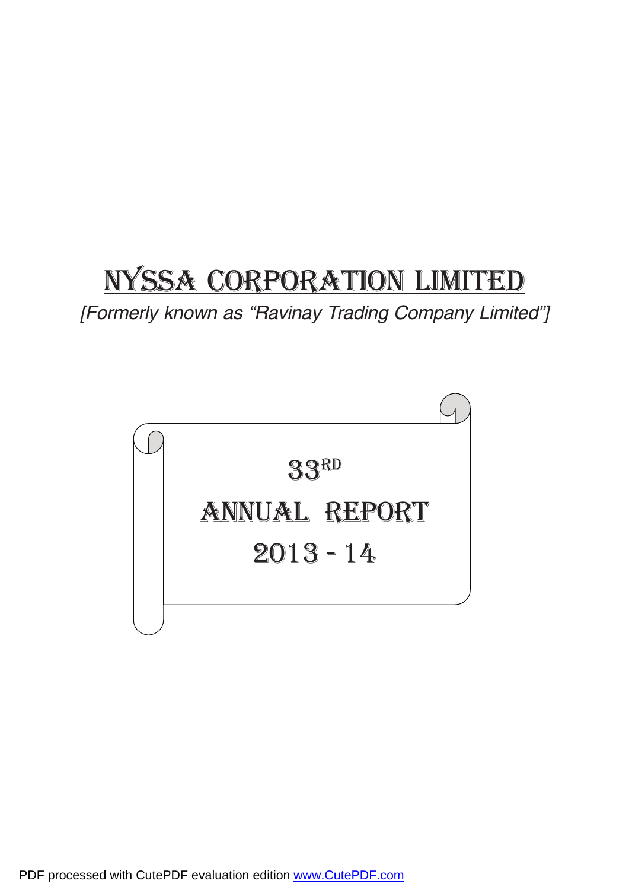# NYSSA CORPORATION LIMITED

*[Formerly known as "Ravinay Trading Company Limited"]*

## 33RD

## ANNUAL REPORT

## 2013 - 14

PDF processed with CutePDF evaluation edition www.CutePDF.com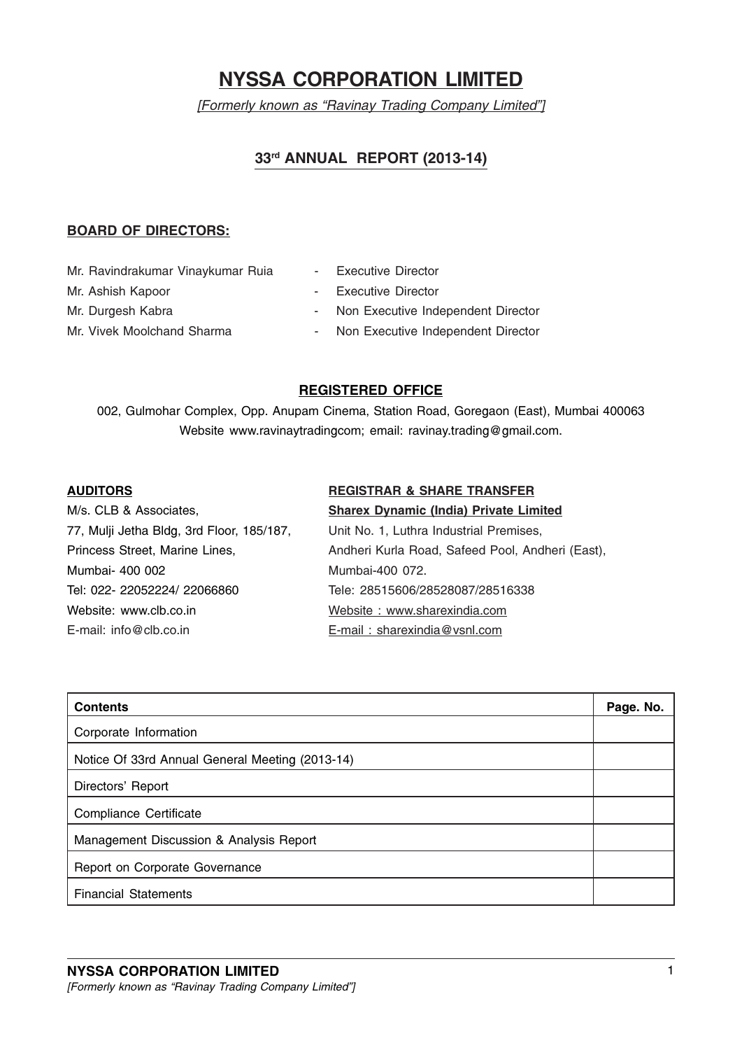# NYSSA CORPORATION LIMITED

*[Formerly known as "Ravinay Trading Company Limited"]*

## 33rd ANNUAL REPORT (2013-14)

### BOARD OF DIRECTORS:

| | | |
|---|---|---|
| Mr. Ravindrakumar Vinaykumar Ruia | - | Executive Director |
| Mr. Ashish Kapoor | - | Executive Director |
| Mr. Durgesh Kabra | - | Non Executive Independent Director |
| Mr. Vivek Moolchand Sharma | - | Non Executive Independent Director |

### REGISTERED OFFICE

002, Gulmohar Complex, Opp. Anupam Cinema, Station Road, Goregaon (East), Mumbai 400063
Website www.ravinaytradingcom; email: ravinay.trading@gmail.com.

### AUDITORS

M/s. CLB & Associates,
77, Mulji Jetha Bldg, 3rd Floor, 185/187,
Princess Street, Marine Lines,
Mumbai- 400 002
Tel: 022- 22052224/ 22066860
Website: www.clb.co.in
E-mail: info@clb.co.in

### REGISTRAR & SHARE TRANSFER

**Sharex Dynamic (India) Private Limited**
Unit No. 1, Luthra Industrial Premises,
Andheri Kurla Road, Safeed Pool, Andheri (East),
Mumbai-400 072.
Tele: 28515606/28528087/28516338
Website : www.sharexindia.com
E-mail : sharexindia@vsnl.com

| Contents | Page. No. |
|---|---|
| Corporate Information | |
| Notice Of 33rd Annual General Meeting (2013-14) | |
| Directors' Report | |
| Compliance Certificate | |
| Management Discussion & Analysis Report | |
| Report on Corporate Governance | |
| Financial Statements | |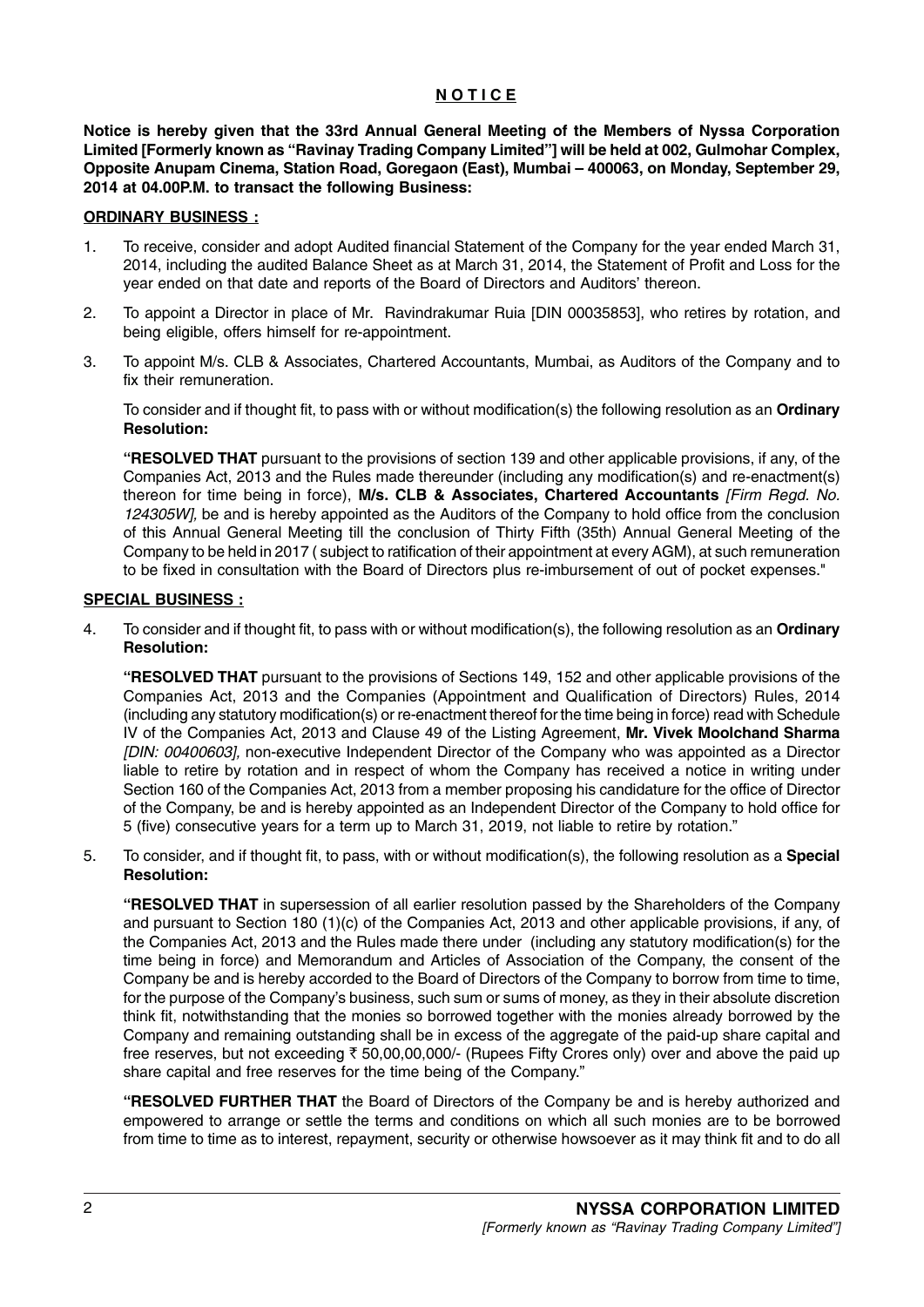# NOTICE

**Notice is hereby given that the 33rd Annual General Meeting of the Members of Nyssa Corporation Limited [Formerly known as "Ravinay Trading Company Limited"] will be held at 002, Gulmohar Complex, Opposite Anupam Cinema, Station Road, Goregaon (East), Mumbai – 400063, on Monday, September 29, 2014 at 04.00P.M. to transact the following Business:**

## ORDINARY BUSINESS :

1. To receive, consider and adopt Audited financial Statement of the Company for the year ended March 31, 2014, including the audited Balance Sheet as at March 31, 2014, the Statement of Profit and Loss for the year ended on that date and reports of the Board of Directors and Auditors' thereon.

2. To appoint a Director in place of Mr. Ravindrakumar Ruia [DIN 00035853], who retires by rotation, and being eligible, offers himself for re-appointment.

3. To appoint M/s. CLB & Associates, Chartered Accountants, Mumbai, as Auditors of the Company and to fix their remuneration.

   To consider and if thought fit, to pass with or without modification(s) the following resolution as an **Ordinary Resolution:**

   **"RESOLVED THAT** pursuant to the provisions of section 139 and other applicable provisions, if any, of the Companies Act, 2013 and the Rules made thereunder (including any modification(s) and re-enactment(s) thereon for time being in force), **M/s. CLB & Associates, Chartered Accountants** *[Firm Regd. No. 124305W],* be and is hereby appointed as the Auditors of the Company to hold office from the conclusion of this Annual General Meeting till the conclusion of Thirty Fifth (35th) Annual General Meeting of the Company to be held in 2017 ( subject to ratification of their appointment at every AGM), at such remuneration to be fixed in consultation with the Board of Directors plus re-imbursement of out of pocket expenses."

## SPECIAL BUSINESS :

4. To consider and if thought fit, to pass with or without modification(s), the following resolution as an **Ordinary Resolution:**

   **"RESOLVED THAT** pursuant to the provisions of Sections 149, 152 and other applicable provisions of the Companies Act, 2013 and the Companies (Appointment and Qualification of Directors) Rules, 2014 (including any statutory modification(s) or re-enactment thereof for the time being in force) read with Schedule IV of the Companies Act, 2013 and Clause 49 of the Listing Agreement, **Mr. Vivek Moolchand Sharma** *[DIN: 00400603],* non-executive Independent Director of the Company who was appointed as a Director liable to retire by rotation and in respect of whom the Company has received a notice in writing under Section 160 of the Companies Act, 2013 from a member proposing his candidature for the office of Director of the Company, be and is hereby appointed as an Independent Director of the Company to hold office for 5 (five) consecutive years for a term up to March 31, 2019, not liable to retire by rotation."

5. To consider, and if thought fit, to pass, with or without modification(s), the following resolution as a **Special Resolution:**

   **"RESOLVED THAT** in supersession of all earlier resolution passed by the Shareholders of the Company and pursuant to Section 180 (1)(c) of the Companies Act, 2013 and other applicable provisions, if any, of the Companies Act, 2013 and the Rules made there under (including any statutory modification(s) for the time being in force) and Memorandum and Articles of Association of the Company, the consent of the Company be and is hereby accorded to the Board of Directors of the Company to borrow from time to time, for the purpose of the Company's business, such sum or sums of money, as they in their absolute discretion think fit, notwithstanding that the monies so borrowed together with the monies already borrowed by the Company and remaining outstanding shall be in excess of the aggregate of the paid-up share capital and free reserves, but not exceeding ₹ 50,00,00,000/- (Rupees Fifty Crores only) over and above the paid up share capital and free reserves for the time being of the Company."

   **"RESOLVED FURTHER THAT** the Board of Directors of the Company be and is hereby authorized and empowered to arrange or settle the terms and conditions on which all such monies are to be borrowed from time to time as to interest, repayment, security or otherwise howsoever as it may think fit and to do all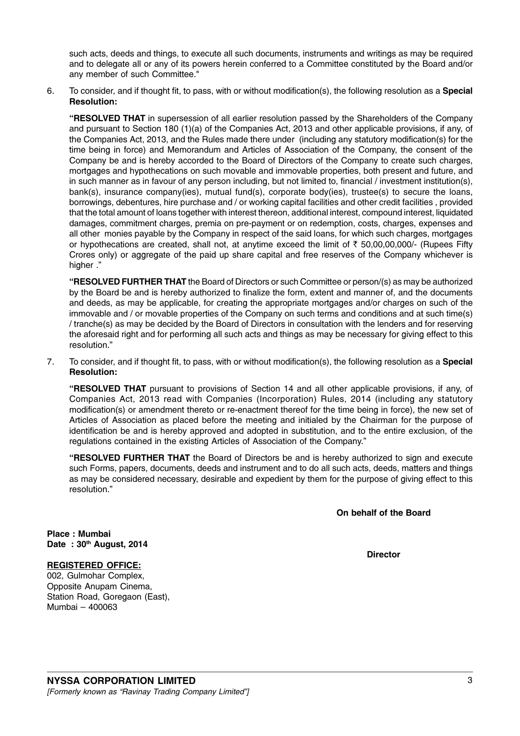such acts, deeds and things, to execute all such documents, instruments and writings as may be required and to delegate all or any of its powers herein conferred to a Committee constituted by the Board and/or any member of such Committee."

6. To consider, and if thought fit, to pass, with or without modification(s), the following resolution as a **Special Resolution:**

   **"RESOLVED THAT** in supersession of all earlier resolution passed by the Shareholders of the Company and pursuant to Section 180 (1)(a) of the Companies Act, 2013 and other applicable provisions, if any, of the Companies Act, 2013, and the Rules made there under (including any statutory modification(s) for the time being in force) and Memorandum and Articles of Association of the Company, the consent of the Company be and is hereby accorded to the Board of Directors of the Company to create such charges, mortgages and hypothecations on such movable and immovable properties, both present and future, and in such manner as in favour of any person including, but not limited to, financial / investment institution(s), bank(s), insurance company(ies), mutual fund(s), corporate body(ies), trustee(s) to secure the loans, borrowings, debentures, hire purchase and / or working capital facilities and other credit facilities , provided that the total amount of loans together with interest thereon, additional interest, compound interest, liquidated damages, commitment charges, premia on pre-payment or on redemption, costs, charges, expenses and all other monies payable by the Company in respect of the said loans, for which such charges, mortgages or hypothecations are created, shall not, at anytime exceed the limit of ₹ 50,00,00,000/- (Rupees Fifty Crores only) or aggregate of the paid up share capital and free reserves of the Company whichever is higher ."

   **"RESOLVED FURTHER THAT** the Board of Directors or such Committee or person/(s) as may be authorized by the Board be and is hereby authorized to finalize the form, extent and manner of, and the documents and deeds, as may be applicable, for creating the appropriate mortgages and/or charges on such of the immovable and / or movable properties of the Company on such terms and conditions and at such time(s) / tranche(s) as may be decided by the Board of Directors in consultation with the lenders and for reserving the aforesaid right and for performing all such acts and things as may be necessary for giving effect to this resolution."

7. To consider, and if thought fit, to pass, with or without modification(s), the following resolution as a **Special Resolution:**

   **"RESOLVED THAT** pursuant to provisions of Section 14 and all other applicable provisions, if any, of Companies Act, 2013 read with Companies (Incorporation) Rules, 2014 (including any statutory modification(s) or amendment thereto or re-enactment thereof for the time being in force), the new set of Articles of Association as placed before the meeting and initialed by the Chairman for the purpose of identification be and is hereby approved and adopted in substitution, and to the entire exclusion, of the regulations contained in the existing Articles of Association of the Company."

   **"RESOLVED FURTHER THAT** the Board of Directors be and is hereby authorized to sign and execute such Forms, papers, documents, deeds and instrument and to do all such acts, deeds, matters and things as may be considered necessary, desirable and expedient by them for the purpose of giving effect to this resolution."

**On behalf of the Board**

**Place : Mumbai**
**Date : 30th August, 2014**

**Director**

**REGISTERED OFFICE:**
002, Gulmohar Complex,
Opposite Anupam Cinema,
Station Road, Goregaon (East),
Mumbai – 400063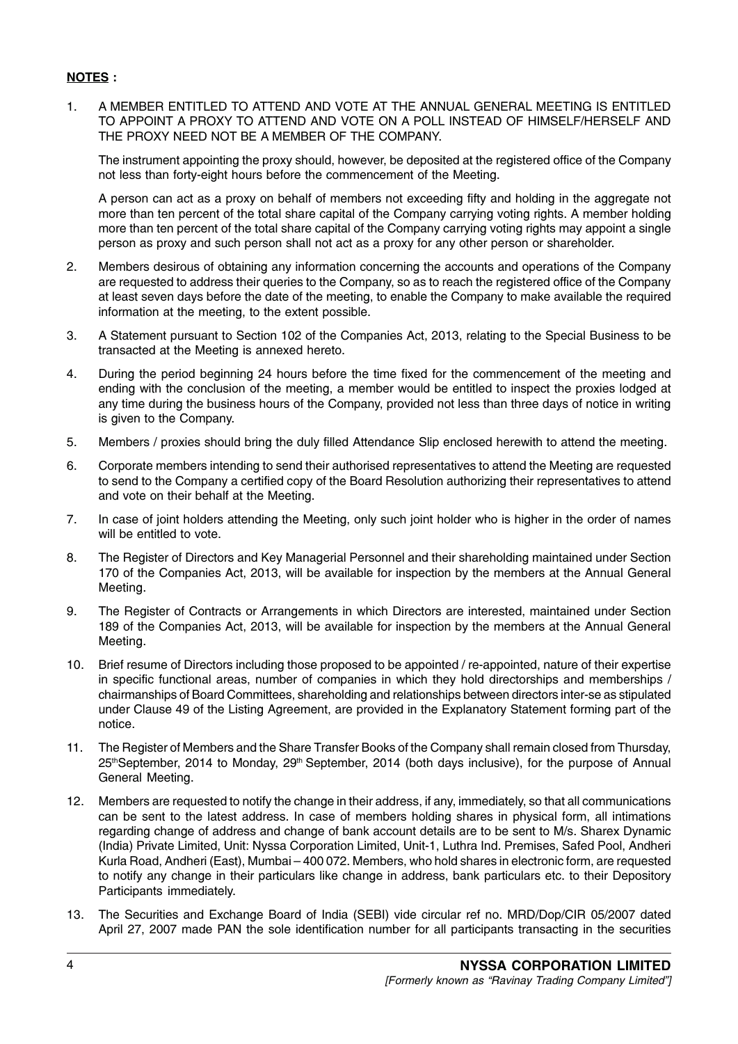**NOTES :**

1. A MEMBER ENTITLED TO ATTEND AND VOTE AT THE ANNUAL GENERAL MEETING IS ENTITLED TO APPOINT A PROXY TO ATTEND AND VOTE ON A POLL INSTEAD OF HIMSELF/HERSELF AND THE PROXY NEED NOT BE A MEMBER OF THE COMPANY.

   The instrument appointing the proxy should, however, be deposited at the registered office of the Company not less than forty-eight hours before the commencement of the Meeting.

   A person can act as a proxy on behalf of members not exceeding fifty and holding in the aggregate not more than ten percent of the total share capital of the Company carrying voting rights. A member holding more than ten percent of the total share capital of the Company carrying voting rights may appoint a single person as proxy and such person shall not act as a proxy for any other person or shareholder.

2. Members desirous of obtaining any information concerning the accounts and operations of the Company are requested to address their queries to the Company, so as to reach the registered office of the Company at least seven days before the date of the meeting, to enable the Company to make available the required information at the meeting, to the extent possible.

3. A Statement pursuant to Section 102 of the Companies Act, 2013, relating to the Special Business to be transacted at the Meeting is annexed hereto.

4. During the period beginning 24 hours before the time fixed for the commencement of the meeting and ending with the conclusion of the meeting, a member would be entitled to inspect the proxies lodged at any time during the business hours of the Company, provided not less than three days of notice in writing is given to the Company.

5. Members / proxies should bring the duly filled Attendance Slip enclosed herewith to attend the meeting.

6. Corporate members intending to send their authorised representatives to attend the Meeting are requested to send to the Company a certified copy of the Board Resolution authorizing their representatives to attend and vote on their behalf at the Meeting.

7. In case of joint holders attending the Meeting, only such joint holder who is higher in the order of names will be entitled to vote.

8. The Register of Directors and Key Managerial Personnel and their shareholding maintained under Section 170 of the Companies Act, 2013, will be available for inspection by the members at the Annual General Meeting.

9. The Register of Contracts or Arrangements in which Directors are interested, maintained under Section 189 of the Companies Act, 2013, will be available for inspection by the members at the Annual General Meeting.

10. Brief resume of Directors including those proposed to be appointed / re-appointed, nature of their expertise in specific functional areas, number of companies in which they hold directorships and memberships / chairmanships of Board Committees, shareholding and relationships between directors inter-se as stipulated under Clause 49 of the Listing Agreement, are provided in the Explanatory Statement forming part of the notice.

11. The Register of Members and the Share Transfer Books of the Company shall remain closed from Thursday, 25th September, 2014 to Monday, 29th September, 2014 (both days inclusive), for the purpose of Annual General Meeting.

12. Members are requested to notify the change in their address, if any, immediately, so that all communications can be sent to the latest address. In case of members holding shares in physical form, all intimations regarding change of address and change of bank account details are to be sent to M/s. Sharex Dynamic (India) Private Limited, Unit: Nyssa Corporation Limited, Unit-1, Luthra Ind. Premises, Safed Pool, Andheri Kurla Road, Andheri (East), Mumbai – 400 072. Members, who hold shares in electronic form, are requested to notify any change in their particulars like change in address, bank particulars etc. to their Depository Participants immediately.

13. The Securities and Exchange Board of India (SEBI) vide circular ref no. MRD/Dop/CIR 05/2007 dated April 27, 2007 made PAN the sole identification number for all participants transacting in the securities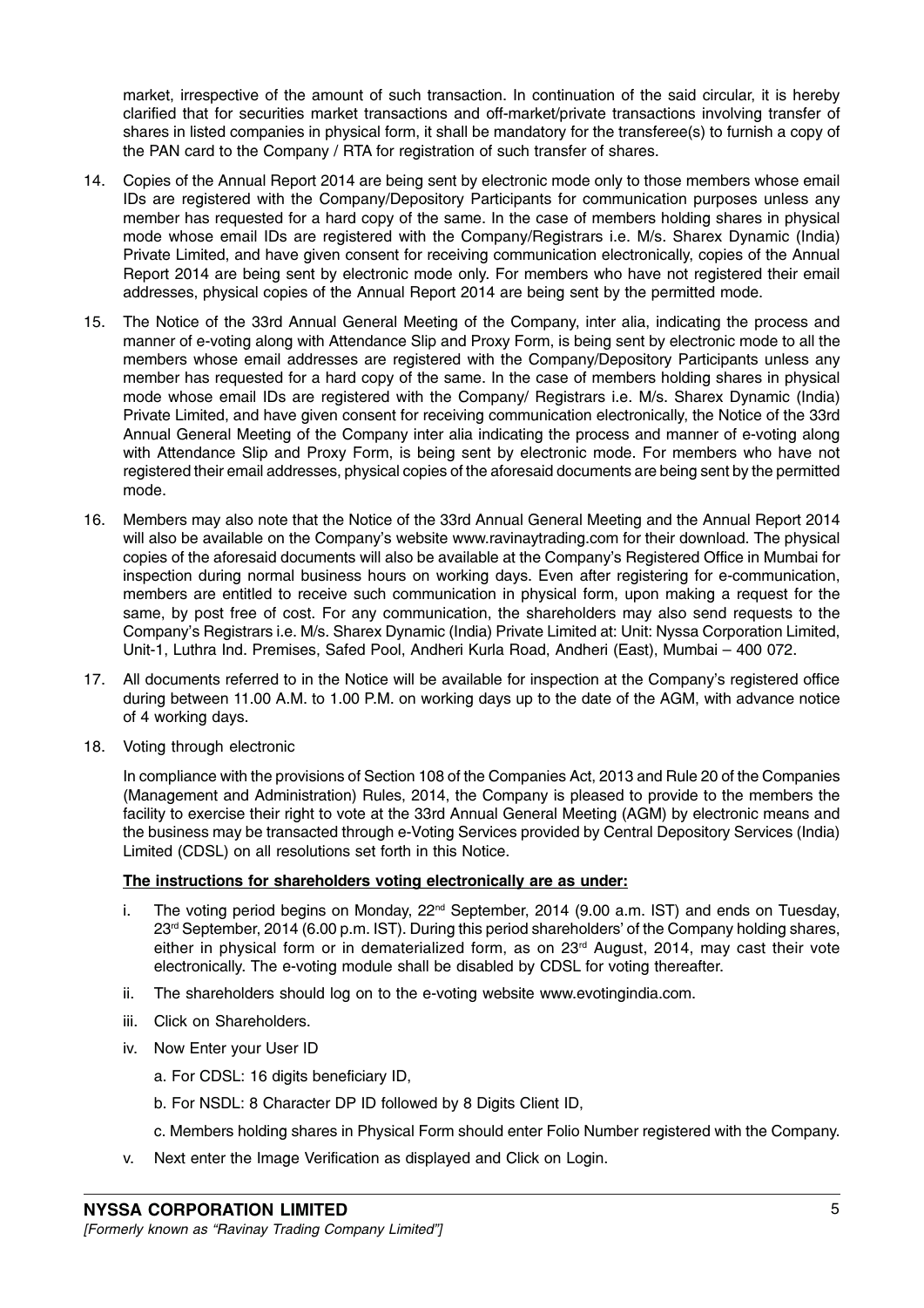market, irrespective of the amount of such transaction. In continuation of the said circular, it is hereby clarified that for securities market transactions and off-market/private transactions involving transfer of shares in listed companies in physical form, it shall be mandatory for the transferee(s) to furnish a copy of the PAN card to the Company / RTA for registration of such transfer of shares.

14. Copies of the Annual Report 2014 are being sent by electronic mode only to those members whose email IDs are registered with the Company/Depository Participants for communication purposes unless any member has requested for a hard copy of the same. In the case of members holding shares in physical mode whose email IDs are registered with the Company/Registrars i.e. M/s. Sharex Dynamic (India) Private Limited, and have given consent for receiving communication electronically, copies of the Annual Report 2014 are being sent by electronic mode only. For members who have not registered their email addresses, physical copies of the Annual Report 2014 are being sent by the permitted mode.

15. The Notice of the 33rd Annual General Meeting of the Company, inter alia, indicating the process and manner of e-voting along with Attendance Slip and Proxy Form, is being sent by electronic mode to all the members whose email addresses are registered with the Company/Depository Participants unless any member has requested for a hard copy of the same. In the case of members holding shares in physical mode whose email IDs are registered with the Company/ Registrars i.e. M/s. Sharex Dynamic (India) Private Limited, and have given consent for receiving communication electronically, the Notice of the 33rd Annual General Meeting of the Company inter alia indicating the process and manner of e-voting along with Attendance Slip and Proxy Form, is being sent by electronic mode. For members who have not registered their email addresses, physical copies of the aforesaid documents are being sent by the permitted mode.

16. Members may also note that the Notice of the 33rd Annual General Meeting and the Annual Report 2014 will also be available on the Company's website www.ravinaytrading.com for their download. The physical copies of the aforesaid documents will also be available at the Company's Registered Office in Mumbai for inspection during normal business hours on working days. Even after registering for e-communication, members are entitled to receive such communication in physical form, upon making a request for the same, by post free of cost. For any communication, the shareholders may also send requests to the Company's Registrars i.e. M/s. Sharex Dynamic (India) Private Limited at: Unit: Nyssa Corporation Limited, Unit-1, Luthra Ind. Premises, Safed Pool, Andheri Kurla Road, Andheri (East), Mumbai – 400 072.

17. All documents referred to in the Notice will be available for inspection at the Company's registered office during between 11.00 A.M. to 1.00 P.M. on working days up to the date of the AGM, with advance notice of 4 working days.

18. Voting through electronic

    In compliance with the provisions of Section 108 of the Companies Act, 2013 and Rule 20 of the Companies (Management and Administration) Rules, 2014, the Company is pleased to provide to the members the facility to exercise their right to vote at the 33rd Annual General Meeting (AGM) by electronic means and the business may be transacted through e-Voting Services provided by Central Depository Services (India) Limited (CDSL) on all resolutions set forth in this Notice.

    **The instructions for shareholders voting electronically are as under:**

    i. The voting period begins on Monday, 22nd September, 2014 (9.00 a.m. IST) and ends on Tuesday, 23rd September, 2014 (6.00 p.m. IST). During this period shareholders' of the Company holding shares, either in physical form or in dematerialized form, as on 23rd August, 2014, may cast their vote electronically. The e-voting module shall be disabled by CDSL for voting thereafter.

    ii. The shareholders should log on to the e-voting website www.evotingindia.com.

    iii. Click on Shareholders.

    iv. Now Enter your User ID

        a. For CDSL: 16 digits beneficiary ID,

        b. For NSDL: 8 Character DP ID followed by 8 Digits Client ID,

        c. Members holding shares in Physical Form should enter Folio Number registered with the Company.

    v. Next enter the Image Verification as displayed and Click on Login.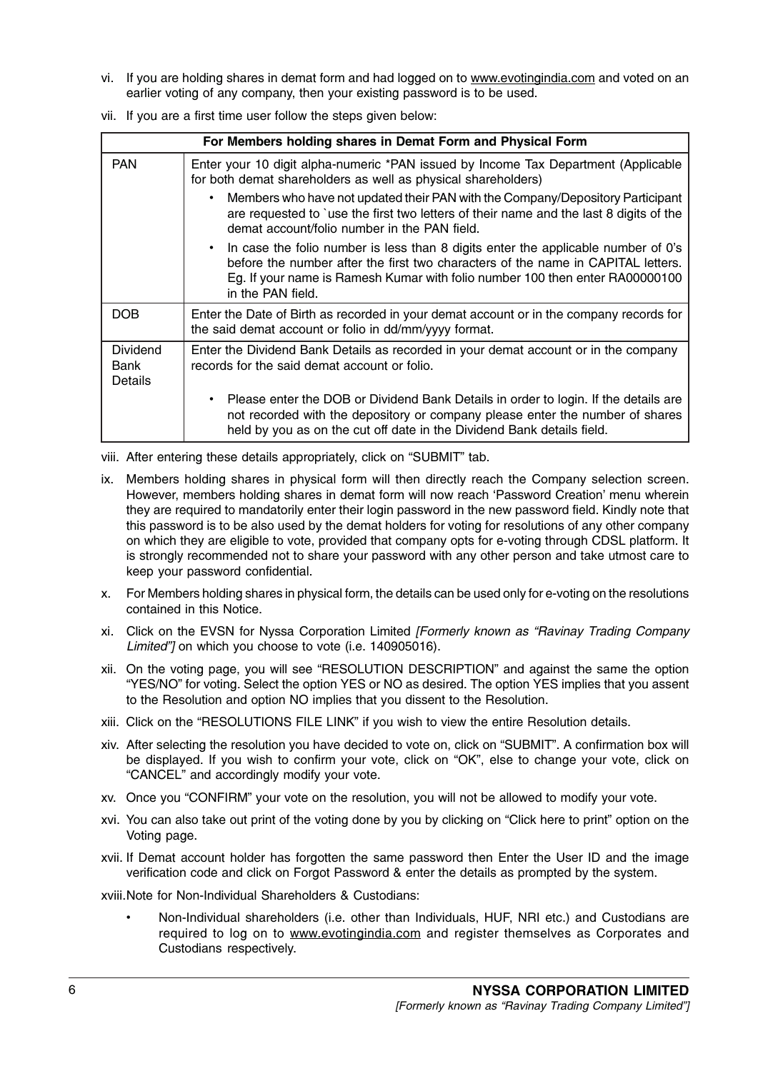vi. If you are holding shares in demat form and had logged on to www.evotingindia.com and voted on an earlier voting of any company, then your existing password is to be used.

vii. If you are a first time user follow the steps given below:

| For Members holding shares in Demat Form and Physical Form | |
|---|---|
| PAN | Enter your 10 digit alpha-numeric *PAN issued by Income Tax Department (Applicable for both demat shareholders as well as physical shareholders)<br>• Members who have not updated their PAN with the Company/Depository Participant are requested to `use the first two letters of their name and the last 8 digits of the demat account/folio number in the PAN field.<br>• In case the folio number is less than 8 digits enter the applicable number of 0's before the number after the first two characters of the name in CAPITAL letters. Eg. If your name is Ramesh Kumar with folio number 100 then enter RA00000100 in the PAN field. |
| DOB | Enter the Date of Birth as recorded in your demat account or in the company records for the said demat account or folio in dd/mm/yyyy format. |
| Dividend Bank Details | Enter the Dividend Bank Details as recorded in your demat account or in the company records for the said demat account or folio.<br>• Please enter the DOB or Dividend Bank Details in order to login. If the details are not recorded with the depository or company please enter the number of shares held by you as on the cut off date in the Dividend Bank details field. |

viii. After entering these details appropriately, click on "SUBMIT" tab.

ix. Members holding shares in physical form will then directly reach the Company selection screen. However, members holding shares in demat form will now reach 'Password Creation' menu wherein they are required to mandatorily enter their login password in the new password field. Kindly note that this password is to be also used by the demat holders for voting for resolutions of any other company on which they are eligible to vote, provided that company opts for e-voting through CDSL platform. It is strongly recommended not to share your password with any other person and take utmost care to keep your password confidential.

x. For Members holding shares in physical form, the details can be used only for e-voting on the resolutions contained in this Notice.

xi. Click on the EVSN for Nyssa Corporation Limited *[Formerly known as "Ravinay Trading Company Limited"]* on which you choose to vote (i.e. 140905016).

xii. On the voting page, you will see "RESOLUTION DESCRIPTION" and against the same the option "YES/NO" for voting. Select the option YES or NO as desired. The option YES implies that you assent to the Resolution and option NO implies that you dissent to the Resolution.

xiii. Click on the "RESOLUTIONS FILE LINK" if you wish to view the entire Resolution details.

xiv. After selecting the resolution you have decided to vote on, click on "SUBMIT". A confirmation box will be displayed. If you wish to confirm your vote, click on "OK", else to change your vote, click on "CANCEL" and accordingly modify your vote.

xv. Once you "CONFIRM" your vote on the resolution, you will not be allowed to modify your vote.

xvi. You can also take out print of the voting done by you by clicking on "Click here to print" option on the Voting page.

xvii. If Demat account holder has forgotten the same password then Enter the User ID and the image verification code and click on Forgot Password & enter the details as prompted by the system.

xviii. Note for Non-Individual Shareholders & Custodians:

- Non-Individual shareholders (i.e. other than Individuals, HUF, NRI etc.) and Custodians are required to log on to www.evotingindia.com and register themselves as Corporates and Custodians respectively.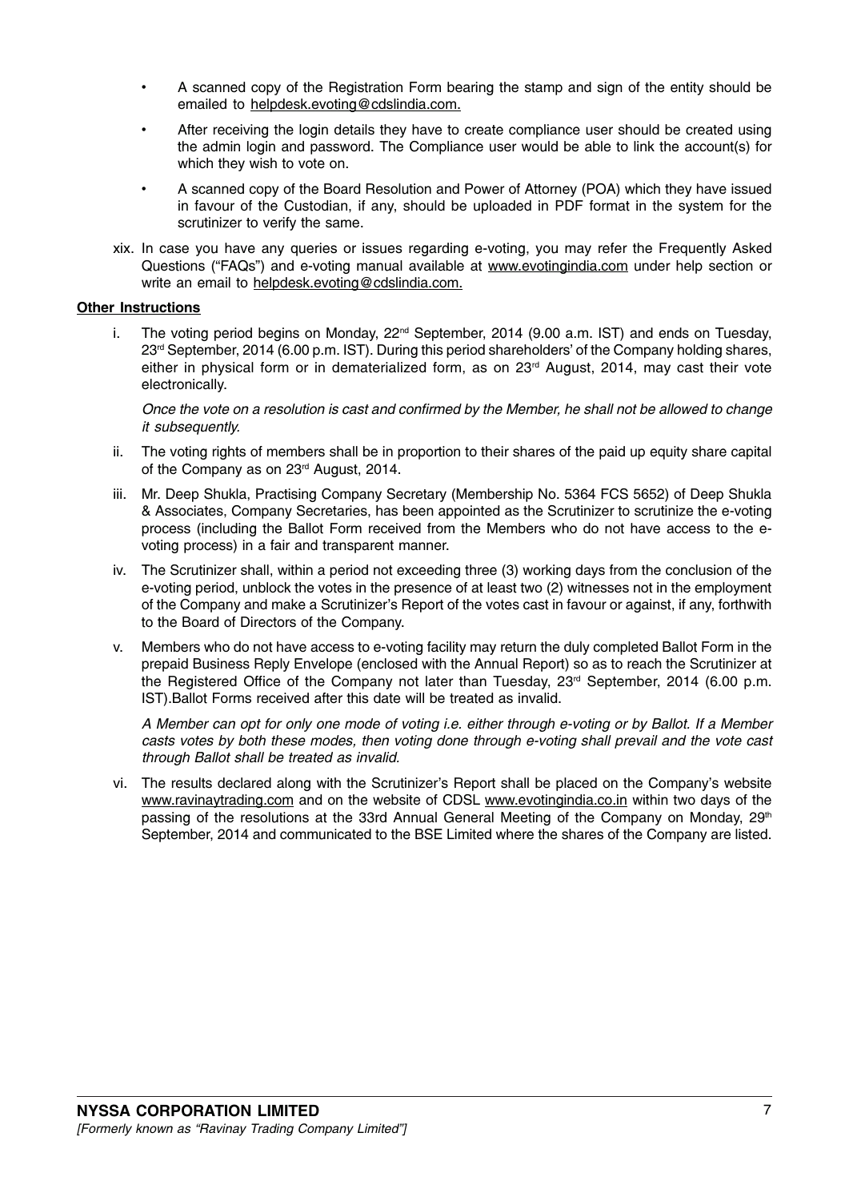- A scanned copy of the Registration Form bearing the stamp and sign of the entity should be emailed to helpdesk.evoting@cdslindia.com.
- After receiving the login details they have to create compliance user should be created using the admin login and password. The Compliance user would be able to link the account(s) for which they wish to vote on.
- A scanned copy of the Board Resolution and Power of Attorney (POA) which they have issued in favour of the Custodian, if any, should be uploaded in PDF format in the system for the scrutinizer to verify the same.

xix. In case you have any queries or issues regarding e-voting, you may refer the Frequently Asked Questions ("FAQs") and e-voting manual available at www.evotingindia.com under help section or write an email to helpdesk.evoting@cdslindia.com.

**Other Instructions**

i. The voting period begins on Monday, 22nd September, 2014 (9.00 a.m. IST) and ends on Tuesday, 23rd September, 2014 (6.00 p.m. IST). During this period shareholders' of the Company holding shares, either in physical form or in dematerialized form, as on 23rd August, 2014, may cast their vote electronically.

*Once the vote on a resolution is cast and confirmed by the Member, he shall not be allowed to change it subsequently.*

ii. The voting rights of members shall be in proportion to their shares of the paid up equity share capital of the Company as on 23rd August, 2014.

iii. Mr. Deep Shukla, Practising Company Secretary (Membership No. 5364 FCS 5652) of Deep Shukla & Associates, Company Secretaries, has been appointed as the Scrutinizer to scrutinize the e-voting process (including the Ballot Form received from the Members who do not have access to the e-voting process) in a fair and transparent manner.

iv. The Scrutinizer shall, within a period not exceeding three (3) working days from the conclusion of the e-voting period, unblock the votes in the presence of at least two (2) witnesses not in the employment of the Company and make a Scrutinizer's Report of the votes cast in favour or against, if any, forthwith to the Board of Directors of the Company.

v. Members who do not have access to e-voting facility may return the duly completed Ballot Form in the prepaid Business Reply Envelope (enclosed with the Annual Report) so as to reach the Scrutinizer at the Registered Office of the Company not later than Tuesday, 23rd September, 2014 (6.00 p.m. IST).Ballot Forms received after this date will be treated as invalid.

*A Member can opt for only one mode of voting i.e. either through e-voting or by Ballot. If a Member casts votes by both these modes, then voting done through e-voting shall prevail and the vote cast through Ballot shall be treated as invalid.*

vi. The results declared along with the Scrutinizer's Report shall be placed on the Company's website www.ravinaytrading.com and on the website of CDSL www.evotingindia.co.in within two days of the passing of the resolutions at the 33rd Annual General Meeting of the Company on Monday, 29th September, 2014 and communicated to the BSE Limited where the shares of the Company are listed.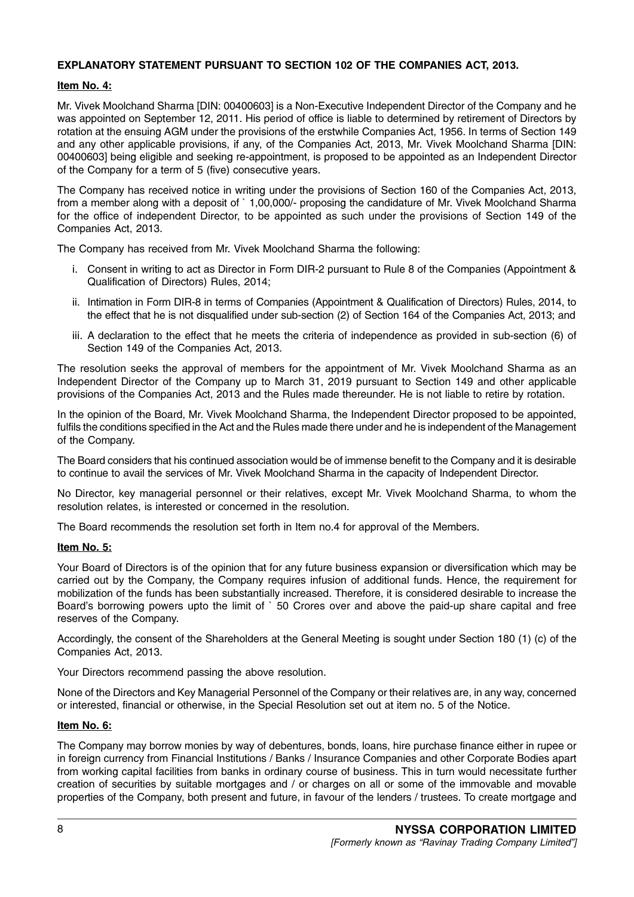**EXPLANATORY STATEMENT PURSUANT TO SECTION 102 OF THE COMPANIES ACT, 2013.**

**Item No. 4:**

Mr. Vivek Moolchand Sharma [DIN: 00400603] is a Non-Executive Independent Director of the Company and he was appointed on September 12, 2011. His period of office is liable to determined by retirement of Directors by rotation at the ensuing AGM under the provisions of the erstwhile Companies Act, 1956. In terms of Section 149 and any other applicable provisions, if any, of the Companies Act, 2013, Mr. Vivek Moolchand Sharma [DIN: 00400603] being eligible and seeking re-appointment, is proposed to be appointed as an Independent Director of the Company for a term of 5 (five) consecutive years.

The Company has received notice in writing under the provisions of Section 160 of the Companies Act, 2013, from a member along with a deposit of ` 1,00,000/- proposing the candidature of Mr. Vivek Moolchand Sharma for the office of independent Director, to be appointed as such under the provisions of Section 149 of the Companies Act, 2013.

The Company has received from Mr. Vivek Moolchand Sharma the following:

i. Consent in writing to act as Director in Form DIR-2 pursuant to Rule 8 of the Companies (Appointment & Qualification of Directors) Rules, 2014;

ii. Intimation in Form DIR-8 in terms of Companies (Appointment & Qualification of Directors) Rules, 2014, to the effect that he is not disqualified under sub-section (2) of Section 164 of the Companies Act, 2013; and

iii. A declaration to the effect that he meets the criteria of independence as provided in sub-section (6) of Section 149 of the Companies Act, 2013.

The resolution seeks the approval of members for the appointment of Mr. Vivek Moolchand Sharma as an Independent Director of the Company up to March 31, 2019 pursuant to Section 149 and other applicable provisions of the Companies Act, 2013 and the Rules made thereunder. He is not liable to retire by rotation.

In the opinion of the Board, Mr. Vivek Moolchand Sharma, the Independent Director proposed to be appointed, fulfils the conditions specified in the Act and the Rules made there under and he is independent of the Management of the Company.

The Board considers that his continued association would be of immense benefit to the Company and it is desirable to continue to avail the services of Mr. Vivek Moolchand Sharma in the capacity of Independent Director.

No Director, key managerial personnel or their relatives, except Mr. Vivek Moolchand Sharma, to whom the resolution relates, is interested or concerned in the resolution.

The Board recommends the resolution set forth in Item no.4 for approval of the Members.

**Item No. 5:**

Your Board of Directors is of the opinion that for any future business expansion or diversification which may be carried out by the Company, the Company requires infusion of additional funds. Hence, the requirement for mobilization of the funds has been substantially increased. Therefore, it is considered desirable to increase the Board's borrowing powers upto the limit of ` 50 Crores over and above the paid-up share capital and free reserves of the Company.

Accordingly, the consent of the Shareholders at the General Meeting is sought under Section 180 (1) (c) of the Companies Act, 2013.

Your Directors recommend passing the above resolution.

None of the Directors and Key Managerial Personnel of the Company or their relatives are, in any way, concerned or interested, financial or otherwise, in the Special Resolution set out at item no. 5 of the Notice.

**Item No. 6:**

The Company may borrow monies by way of debentures, bonds, loans, hire purchase finance either in rupee or in foreign currency from Financial Institutions / Banks / Insurance Companies and other Corporate Bodies apart from working capital facilities from banks in ordinary course of business. This in turn would necessitate further creation of securities by suitable mortgages and / or charges on all or some of the immovable and movable properties of the Company, both present and future, in favour of the lenders / trustees. To create mortgage and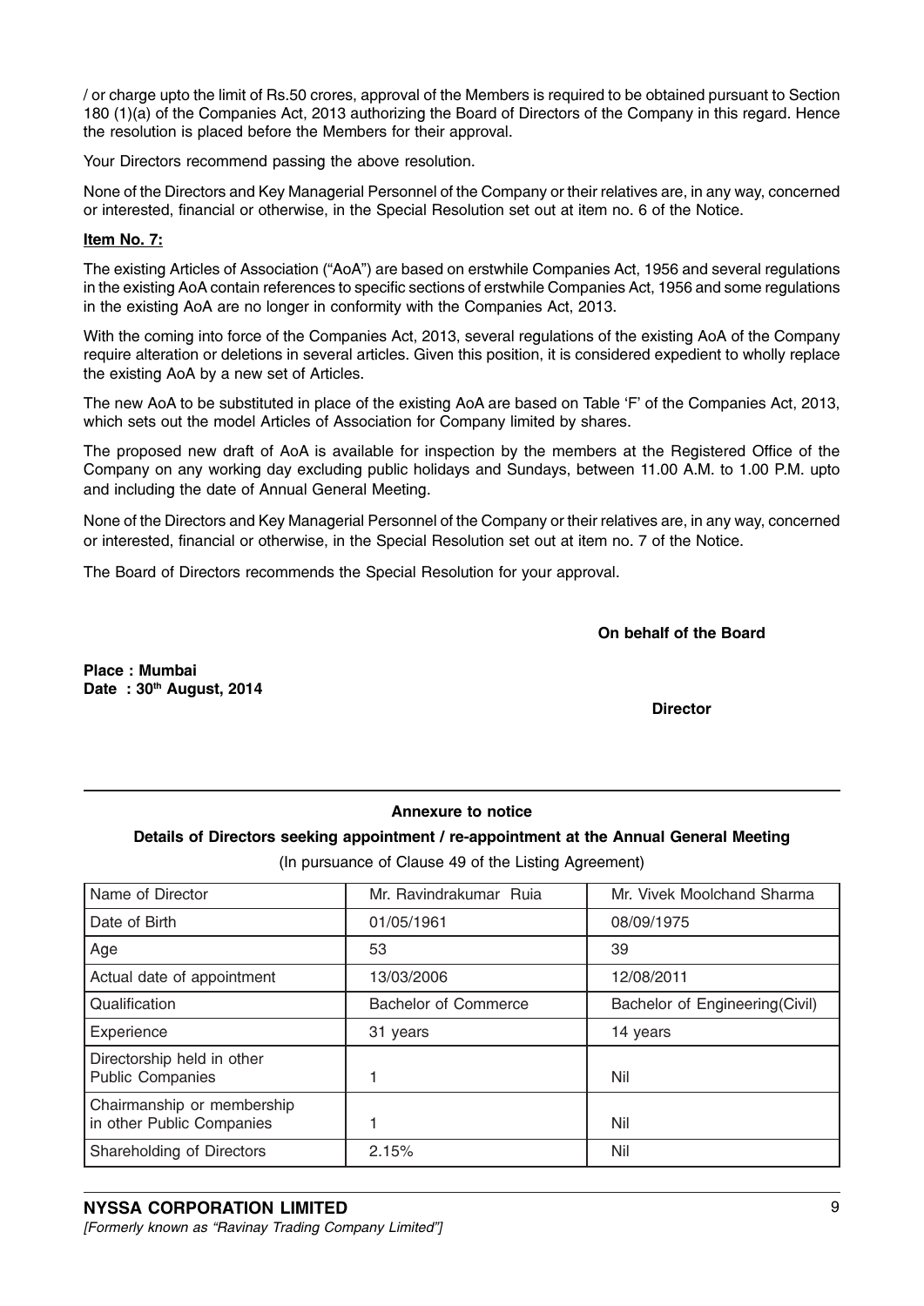/ or charge upto the limit of Rs.50 crores, approval of the Members is required to be obtained pursuant to Section 180 (1)(a) of the Companies Act, 2013 authorizing the Board of Directors of the Company in this regard. Hence the resolution is placed before the Members for their approval.

Your Directors recommend passing the above resolution.

None of the Directors and Key Managerial Personnel of the Company or their relatives are, in any way, concerned or interested, financial or otherwise, in the Special Resolution set out at item no. 6 of the Notice.

**Item No. 7:**

The existing Articles of Association ("AoA") are based on erstwhile Companies Act, 1956 and several regulations in the existing AoA contain references to specific sections of erstwhile Companies Act, 1956 and some regulations in the existing AoA are no longer in conformity with the Companies Act, 2013.

With the coming into force of the Companies Act, 2013, several regulations of the existing AoA of the Company require alteration or deletions in several articles. Given this position, it is considered expedient to wholly replace the existing AoA by a new set of Articles.

The new AoA to be substituted in place of the existing AoA are based on Table 'F' of the Companies Act, 2013, which sets out the model Articles of Association for Company limited by shares.

The proposed new draft of AoA is available for inspection by the members at the Registered Office of the Company on any working day excluding public holidays and Sundays, between 11.00 A.M. to 1.00 P.M. upto and including the date of Annual General Meeting.

None of the Directors and Key Managerial Personnel of the Company or their relatives are, in any way, concerned or interested, financial or otherwise, in the Special Resolution set out at item no. 7 of the Notice.

The Board of Directors recommends the Special Resolution for your approval.

**On behalf of the Board**

**Place : Mumbai**
**Date : 30th August, 2014**

**Director**

**Annexure to notice**

**Details of Directors seeking appointment / re-appointment at the Annual General Meeting**

(In pursuance of Clause 49 of the Listing Agreement)

| Name of Director | Mr. Ravindrakumar Ruia | Mr. Vivek Moolchand Sharma |
|---|---|---|
| Date of Birth | 01/05/1961 | 08/09/1975 |
| Age | 53 | 39 |
| Actual date of appointment | 13/03/2006 | 12/08/2011 |
| Qualification | Bachelor of Commerce | Bachelor of Engineering(Civil) |
| Experience | 31 years | 14 years |
| Directorship held in other Public Companies | 1 | Nil |
| Chairmanship or membership in other Public Companies | 1 | Nil |
| Shareholding of Directors | 2.15% | Nil |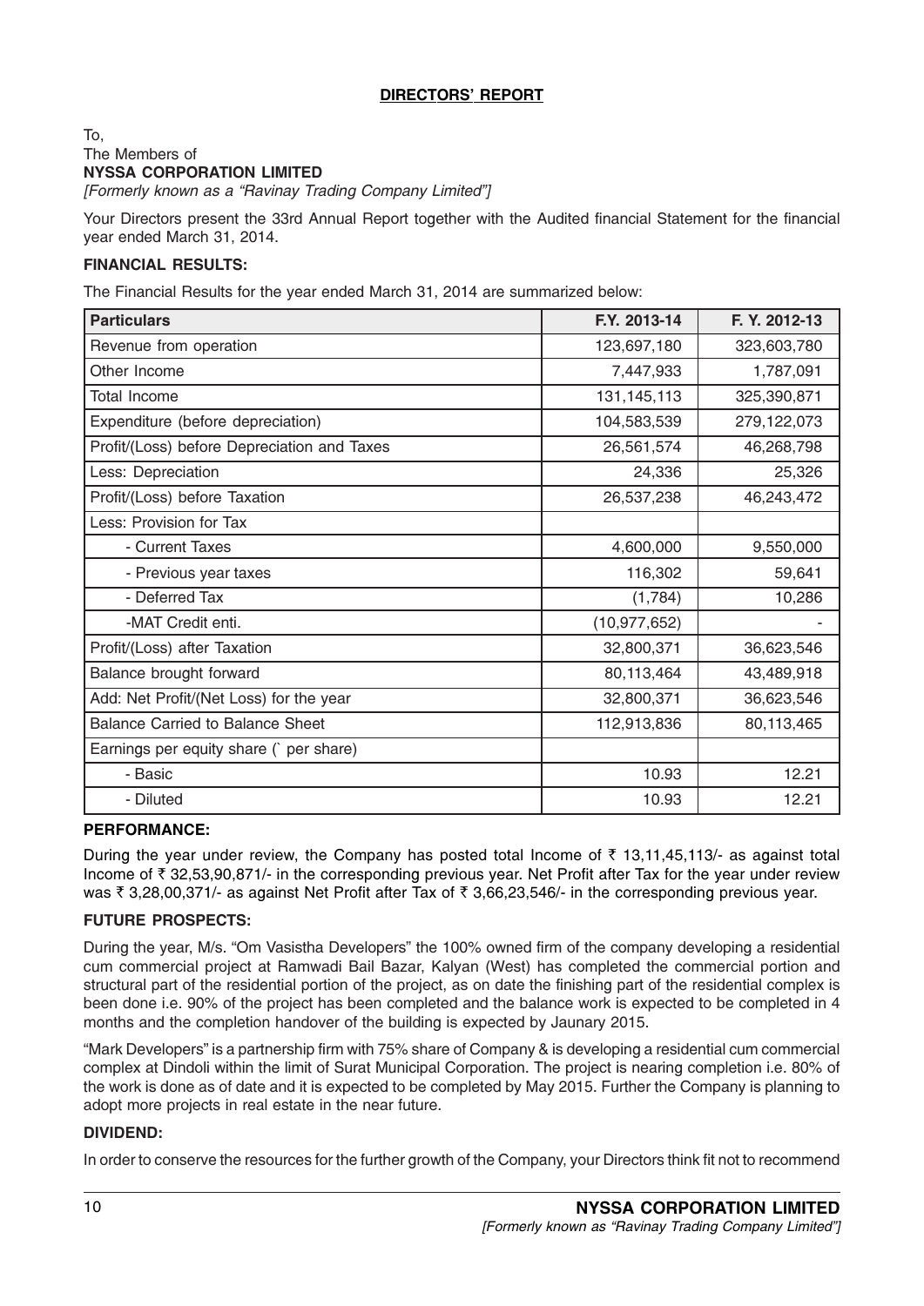## DIRECTORS' REPORT

To,
The Members of
**NYSSA CORPORATION LIMITED**
*[Formerly known as a "Ravinay Trading Company Limited"]*

Your Directors present the 33rd Annual Report together with the Audited financial Statement for the financial year ended March 31, 2014.

### FINANCIAL RESULTS:

The Financial Results for the year ended March 31, 2014 are summarized below:

| Particulars | F.Y. 2013-14 | F. Y. 2012-13 |
|---|---|---|
| Revenue from operation | 123,697,180 | 323,603,780 |
| Other Income | 7,447,933 | 1,787,091 |
| Total Income | 131,145,113 | 325,390,871 |
| Expenditure (before depreciation) | 104,583,539 | 279,122,073 |
| Profit/(Loss) before Depreciation and Taxes | 26,561,574 | 46,268,798 |
| Less: Depreciation | 24,336 | 25,326 |
| Profit/(Loss) before Taxation | 26,537,238 | 46,243,472 |
| Less: Provision for Tax | | |
| - Current Taxes | 4,600,000 | 9,550,000 |
| - Previous year taxes | 116,302 | 59,641 |
| - Deferred Tax | (1,784) | 10,286 |
| -MAT Credit enti. | (10,977,652) | - |
| Profit/(Loss) after Taxation | 32,800,371 | 36,623,546 |
| Balance brought forward | 80,113,464 | 43,489,918 |
| Add: Net Profit/(Net Loss) for the year | 32,800,371 | 36,623,546 |
| Balance Carried to Balance Sheet | 112,913,836 | 80,113,465 |
| Earnings per equity share (` per share) | | |
| - Basic | 10.93 | 12.21 |
| - Diluted | 10.93 | 12.21 |

### PERFORMANCE:

During the year under review, the Company has posted total Income of ₹ 13,11,45,113/- as against total Income of ₹ 32,53,90,871/- in the corresponding previous year. Net Profit after Tax for the year under review was ₹ 3,28,00,371/- as against Net Profit after Tax of ₹ 3,66,23,546/- in the corresponding previous year.

### FUTURE PROSPECTS:

During the year, M/s. "Om Vasistha Developers" the 100% owned firm of the company developing a residential cum commercial project at Ramwadi Bail Bazar, Kalyan (West) has completed the commercial portion and structural part of the residential portion of the project, as on date the finishing part of the residential complex is been done i.e. 90% of the project has been completed and the balance work is expected to be completed in 4 months and the completion handover of the building is expected by Jaunary 2015.

"Mark Developers" is a partnership firm with 75% share of Company & is developing a residential cum commercial complex at Dindoli within the limit of Surat Municipal Corporation. The project is nearing completion i.e. 80% of the work is done as of date and it is expected to be completed by May 2015. Further the Company is planning to adopt more projects in real estate in the near future.

### DIVIDEND:

In order to conserve the resources for the further growth of the Company, your Directors think fit not to recommend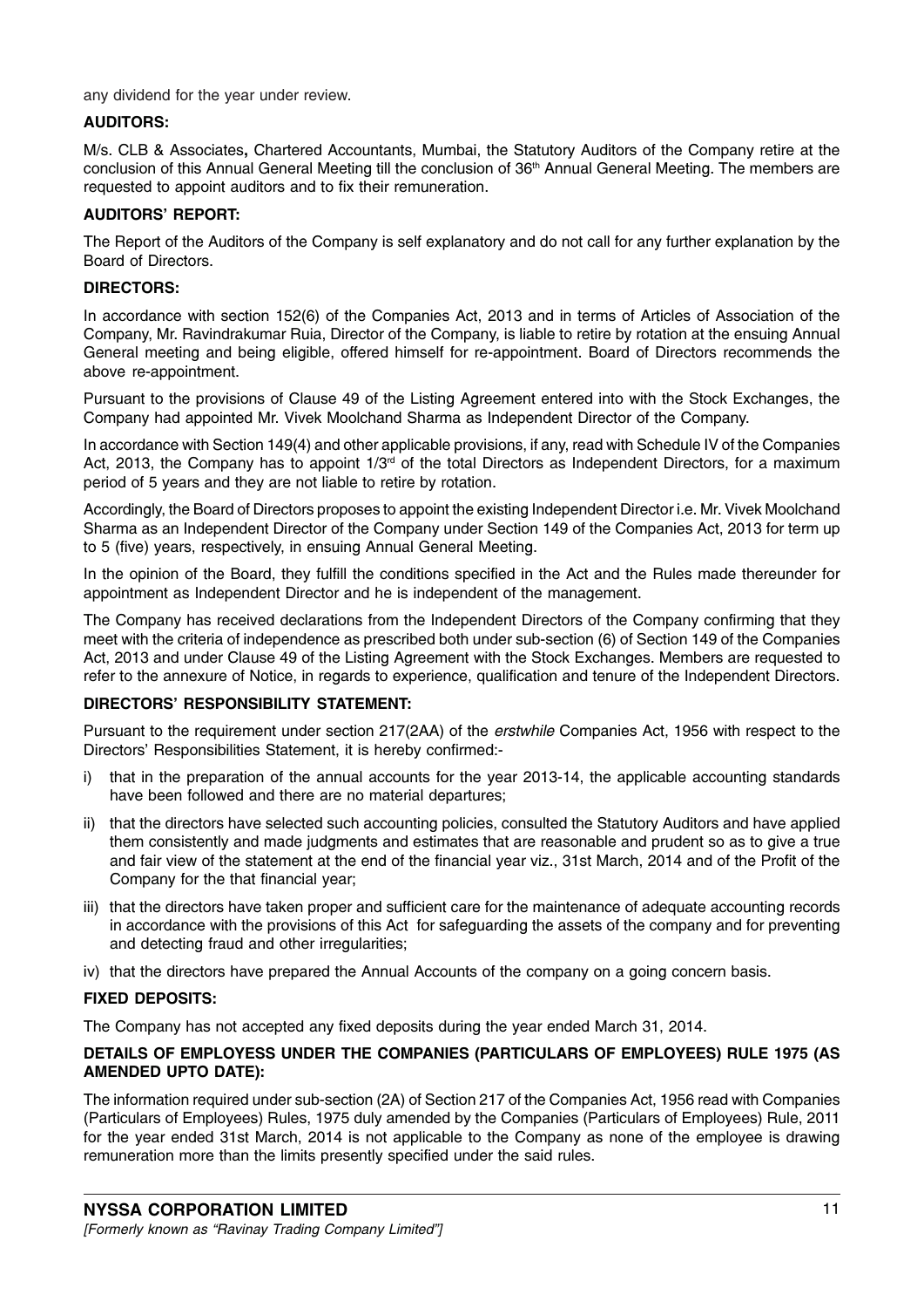any dividend for the year under review.

**AUDITORS:**

M/s. CLB & Associates**,** Chartered Accountants, Mumbai, the Statutory Auditors of the Company retire at the conclusion of this Annual General Meeting till the conclusion of 36th Annual General Meeting. The members are requested to appoint auditors and to fix their remuneration.

**AUDITORS' REPORT:**

The Report of the Auditors of the Company is self explanatory and do not call for any further explanation by the Board of Directors.

**DIRECTORS:**

In accordance with section 152(6) of the Companies Act, 2013 and in terms of Articles of Association of the Company, Mr. Ravindrakumar Ruia, Director of the Company, is liable to retire by rotation at the ensuing Annual General meeting and being eligible, offered himself for re-appointment. Board of Directors recommends the above re-appointment.

Pursuant to the provisions of Clause 49 of the Listing Agreement entered into with the Stock Exchanges, the Company had appointed Mr. Vivek Moolchand Sharma as Independent Director of the Company.

In accordance with Section 149(4) and other applicable provisions, if any, read with Schedule IV of the Companies Act, 2013, the Company has to appoint 1/3rd of the total Directors as Independent Directors, for a maximum period of 5 years and they are not liable to retire by rotation.

Accordingly, the Board of Directors proposes to appoint the existing Independent Director i.e. Mr. Vivek Moolchand Sharma as an Independent Director of the Company under Section 149 of the Companies Act, 2013 for term up to 5 (five) years, respectively, in ensuing Annual General Meeting.

In the opinion of the Board, they fulfill the conditions specified in the Act and the Rules made thereunder for appointment as Independent Director and he is independent of the management.

The Company has received declarations from the Independent Directors of the Company confirming that they meet with the criteria of independence as prescribed both under sub-section (6) of Section 149 of the Companies Act, 2013 and under Clause 49 of the Listing Agreement with the Stock Exchanges. Members are requested to refer to the annexure of Notice, in regards to experience, qualification and tenure of the Independent Directors.

**DIRECTORS' RESPONSIBILITY STATEMENT:**

Pursuant to the requirement under section 217(2AA) of the *erstwhile* Companies Act, 1956 with respect to the Directors' Responsibilities Statement, it is hereby confirmed:-

i) that in the preparation of the annual accounts for the year 2013-14, the applicable accounting standards have been followed and there are no material departures;

ii) that the directors have selected such accounting policies, consulted the Statutory Auditors and have applied them consistently and made judgments and estimates that are reasonable and prudent so as to give a true and fair view of the statement at the end of the financial year viz., 31st March, 2014 and of the Profit of the Company for the that financial year;

iii) that the directors have taken proper and sufficient care for the maintenance of adequate accounting records in accordance with the provisions of this Act for safeguarding the assets of the company and for preventing and detecting fraud and other irregularities;

iv) that the directors have prepared the Annual Accounts of the company on a going concern basis.

**FIXED DEPOSITS:**

The Company has not accepted any fixed deposits during the year ended March 31, 2014.

**DETAILS OF EMPLOYESS UNDER THE COMPANIES (PARTICULARS OF EMPLOYEES) RULE 1975 (AS AMENDED UPTO DATE):**

The information required under sub-section (2A) of Section 217 of the Companies Act, 1956 read with Companies (Particulars of Employees) Rules, 1975 duly amended by the Companies (Particulars of Employees) Rule, 2011 for the year ended 31st March, 2014 is not applicable to the Company as none of the employee is drawing remuneration more than the limits presently specified under the said rules.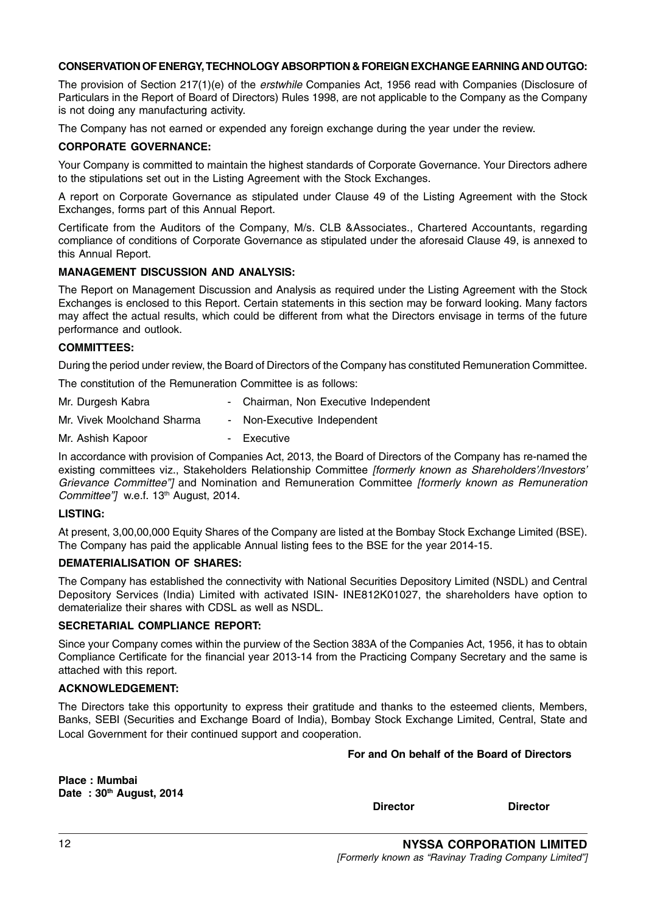**CONSERVATION OF ENERGY, TECHNOLOGY ABSORPTION & FOREIGN EXCHANGE EARNING AND OUTGO:**

The provision of Section 217(1)(e) of the *erstwhile* Companies Act, 1956 read with Companies (Disclosure of Particulars in the Report of Board of Directors) Rules 1998, are not applicable to the Company as the Company is not doing any manufacturing activity.

The Company has not earned or expended any foreign exchange during the year under the review.

**CORPORATE GOVERNANCE:**

Your Company is committed to maintain the highest standards of Corporate Governance. Your Directors adhere to the stipulations set out in the Listing Agreement with the Stock Exchanges.

A report on Corporate Governance as stipulated under Clause 49 of the Listing Agreement with the Stock Exchanges, forms part of this Annual Report.

Certificate from the Auditors of the Company, M/s. CLB &Associates., Chartered Accountants, regarding compliance of conditions of Corporate Governance as stipulated under the aforesaid Clause 49, is annexed to this Annual Report.

**MANAGEMENT DISCUSSION AND ANALYSIS:**

The Report on Management Discussion and Analysis as required under the Listing Agreement with the Stock Exchanges is enclosed to this Report. Certain statements in this section may be forward looking. Many factors may affect the actual results, which could be different from what the Directors envisage in terms of the future performance and outlook.

**COMMITTEES:**

During the period under review, the Board of Directors of the Company has constituted Remuneration Committee.

The constitution of the Remuneration Committee is as follows:

| | |
|---|---|
| Mr. Durgesh Kabra | - Chairman, Non Executive Independent |
| Mr. Vivek Moolchand Sharma | - Non-Executive Independent |
| Mr. Ashish Kapoor | - Executive |

In accordance with provision of Companies Act, 2013, the Board of Directors of the Company has re-named the existing committees viz., Stakeholders Relationship Committee *[formerly known as Shareholders'/Investors' Grievance Committee"]* and Nomination and Remuneration Committee *[formerly known as Remuneration Committee"]* w.e.f. 13th August, 2014.

**LISTING:**

At present, 3,00,00,000 Equity Shares of the Company are listed at the Bombay Stock Exchange Limited (BSE). The Company has paid the applicable Annual listing fees to the BSE for the year 2014-15.

**DEMATERIALISATION OF SHARES:**

The Company has established the connectivity with National Securities Depository Limited (NSDL) and Central Depository Services (India) Limited with activated ISIN- INE812K01027, the shareholders have option to dematerialize their shares with CDSL as well as NSDL.

**SECRETARIAL COMPLIANCE REPORT:**

Since your Company comes within the purview of the Section 383A of the Companies Act, 1956, it has to obtain Compliance Certificate for the financial year 2013-14 from the Practicing Company Secretary and the same is attached with this report.

**ACKNOWLEDGEMENT:**

The Directors take this opportunity to express their gratitude and thanks to the esteemed clients, Members, Banks, SEBI (Securities and Exchange Board of India), Bombay Stock Exchange Limited, Central, State and Local Government for their continued support and cooperation.

**For and On behalf of the Board of Directors**

**Place : Mumbai**
**Date : 30th August, 2014**

**Director** **Director**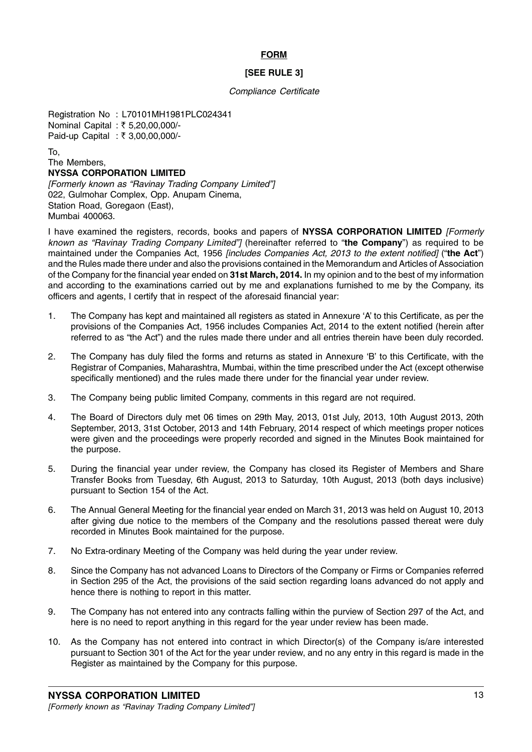**FORM**

**[SEE RULE 3]**

*Compliance Certificate*

Registration No : L70101MH1981PLC024341
Nominal Capital : ₹ 5,20,00,000/-
Paid-up Capital : ₹ 3,00,00,000/-

To,
The Members,
**NYSSA CORPORATION LIMITED**
*[Formerly known as "Ravinay Trading Company Limited"]*
022, Gulmohar Complex, Opp. Anupam Cinema,
Station Road, Goregaon (East),
Mumbai 400063.

I have examined the registers, records, books and papers of **NYSSA CORPORATION LIMITED** *[Formerly known as "Ravinay Trading Company Limited"]* (hereinafter referred to "**the Company**") as required to be maintained under the Companies Act, 1956 *[includes Companies Act, 2013 to the extent notified]* ("**the Act**") and the Rules made there under and also the provisions contained in the Memorandum and Articles of Association of the Company for the financial year ended on **31st March, 2014.** In my opinion and to the best of my information and according to the examinations carried out by me and explanations furnished to me by the Company, its officers and agents, I certify that in respect of the aforesaid financial year:

1. The Company has kept and maintained all registers as stated in Annexure 'A' to this Certificate, as per the provisions of the Companies Act, 1956 includes Companies Act, 2014 to the extent notified (herein after referred to as "the Act") and the rules made there under and all entries therein have been duly recorded.

2. The Company has duly filed the forms and returns as stated in Annexure 'B' to this Certificate, with the Registrar of Companies, Maharashtra, Mumbai, within the time prescribed under the Act (except otherwise specifically mentioned) and the rules made there under for the financial year under review.

3. The Company being public limited Company, comments in this regard are not required.

4. The Board of Directors duly met 06 times on 29th May, 2013, 01st July, 2013, 10th August 2013, 20th September, 2013, 31st October, 2013 and 14th February, 2014 respect of which meetings proper notices were given and the proceedings were properly recorded and signed in the Minutes Book maintained for the purpose.

5. During the financial year under review, the Company has closed its Register of Members and Share Transfer Books from Tuesday, 6th August, 2013 to Saturday, 10th August, 2013 (both days inclusive) pursuant to Section 154 of the Act.

6. The Annual General Meeting for the financial year ended on March 31, 2013 was held on August 10, 2013 after giving due notice to the members of the Company and the resolutions passed thereat were duly recorded in Minutes Book maintained for the purpose.

7. No Extra-ordinary Meeting of the Company was held during the year under review.

8. Since the Company has not advanced Loans to Directors of the Company or Firms or Companies referred in Section 295 of the Act, the provisions of the said section regarding loans advanced do not apply and hence there is nothing to report in this matter.

9. The Company has not entered into any contracts falling within the purview of Section 297 of the Act, and here is no need to report anything in this regard for the year under review has been made.

10. As the Company has not entered into contract in which Director(s) of the Company is/are interested pursuant to Section 301 of the Act for the year under review, and no any entry in this regard is made in the Register as maintained by the Company for this purpose.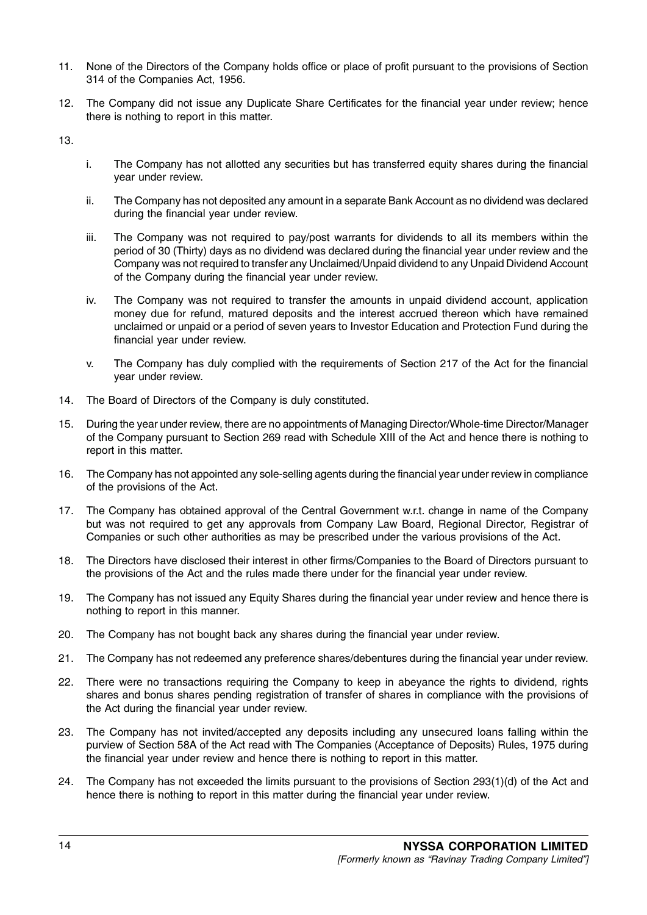11. None of the Directors of the Company holds office or place of profit pursuant to the provisions of Section 314 of the Companies Act, 1956.

12. The Company did not issue any Duplicate Share Certificates for the financial year under review; hence there is nothing to report in this matter.

13.
    i. The Company has not allotted any securities but has transferred equity shares during the financial year under review.

    ii. The Company has not deposited any amount in a separate Bank Account as no dividend was declared during the financial year under review.

    iii. The Company was not required to pay/post warrants for dividends to all its members within the period of 30 (Thirty) days as no dividend was declared during the financial year under review and the Company was not required to transfer any Unclaimed/Unpaid dividend to any Unpaid Dividend Account of the Company during the financial year under review.

    iv. The Company was not required to transfer the amounts in unpaid dividend account, application money due for refund, matured deposits and the interest accrued thereon which have remained unclaimed or unpaid or a period of seven years to Investor Education and Protection Fund during the financial year under review.

    v. The Company has duly complied with the requirements of Section 217 of the Act for the financial year under review.

14. The Board of Directors of the Company is duly constituted.

15. During the year under review, there are no appointments of Managing Director/Whole-time Director/Manager of the Company pursuant to Section 269 read with Schedule XIII of the Act and hence there is nothing to report in this matter.

16. The Company has not appointed any sole-selling agents during the financial year under review in compliance of the provisions of the Act.

17. The Company has obtained approval of the Central Government w.r.t. change in name of the Company but was not required to get any approvals from Company Law Board, Regional Director, Registrar of Companies or such other authorities as may be prescribed under the various provisions of the Act.

18. The Directors have disclosed their interest in other firms/Companies to the Board of Directors pursuant to the provisions of the Act and the rules made there under for the financial year under review.

19. The Company has not issued any Equity Shares during the financial year under review and hence there is nothing to report in this manner.

20. The Company has not bought back any shares during the financial year under review.

21. The Company has not redeemed any preference shares/debentures during the financial year under review.

22. There were no transactions requiring the Company to keep in abeyance the rights to dividend, rights shares and bonus shares pending registration of transfer of shares in compliance with the provisions of the Act during the financial year under review.

23. The Company has not invited/accepted any deposits including any unsecured loans falling within the purview of Section 58A of the Act read with The Companies (Acceptance of Deposits) Rules, 1975 during the financial year under review and hence there is nothing to report in this matter.

24. The Company has not exceeded the limits pursuant to the provisions of Section 293(1)(d) of the Act and hence there is nothing to report in this matter during the financial year under review.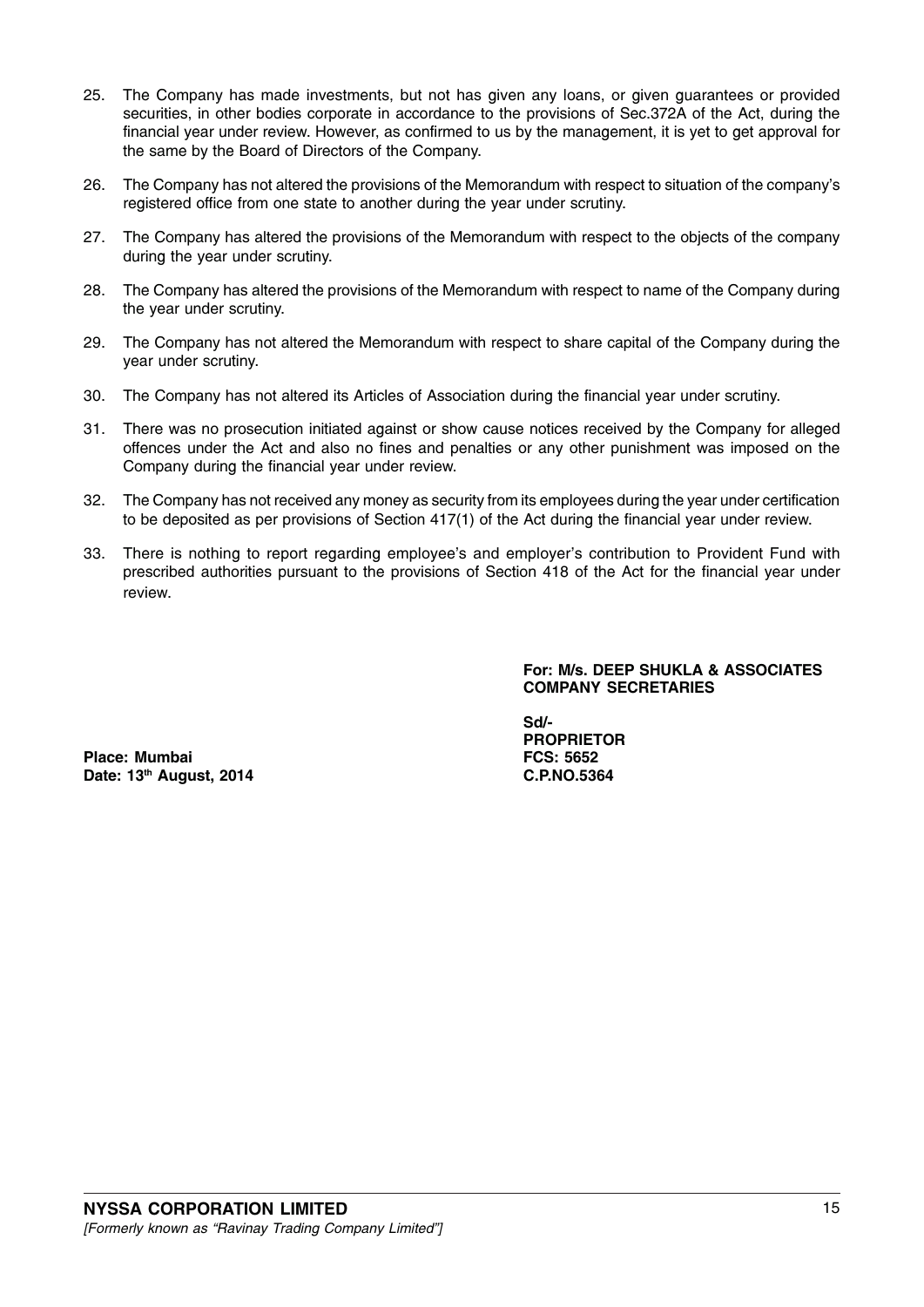25. The Company has made investments, but not has given any loans, or given guarantees or provided securities, in other bodies corporate in accordance to the provisions of Sec.372A of the Act, during the financial year under review. However, as confirmed to us by the management, it is yet to get approval for the same by the Board of Directors of the Company.

26. The Company has not altered the provisions of the Memorandum with respect to situation of the company's registered office from one state to another during the year under scrutiny.

27. The Company has altered the provisions of the Memorandum with respect to the objects of the company during the year under scrutiny.

28. The Company has altered the provisions of the Memorandum with respect to name of the Company during the year under scrutiny.

29. The Company has not altered the Memorandum with respect to share capital of the Company during the year under scrutiny.

30. The Company has not altered its Articles of Association during the financial year under scrutiny.

31. There was no prosecution initiated against or show cause notices received by the Company for alleged offences under the Act and also no fines and penalties or any other punishment was imposed on the Company during the financial year under review.

32. The Company has not received any money as security from its employees during the year under certification to be deposited as per provisions of Section 417(1) of the Act during the financial year under review.

33. There is nothing to report regarding employee's and employer's contribution to Provident Fund with prescribed authorities pursuant to the provisions of Section 418 of the Act for the financial year under review.

**For: M/s. DEEP SHUKLA & ASSOCIATES**
**COMPANY SECRETARIES**

**Sd/-**
**PROPRIETOR**
**FCS: 5652**
**C.P.NO.5364**

**Place: Mumbai**
**Date: 13th August, 2014**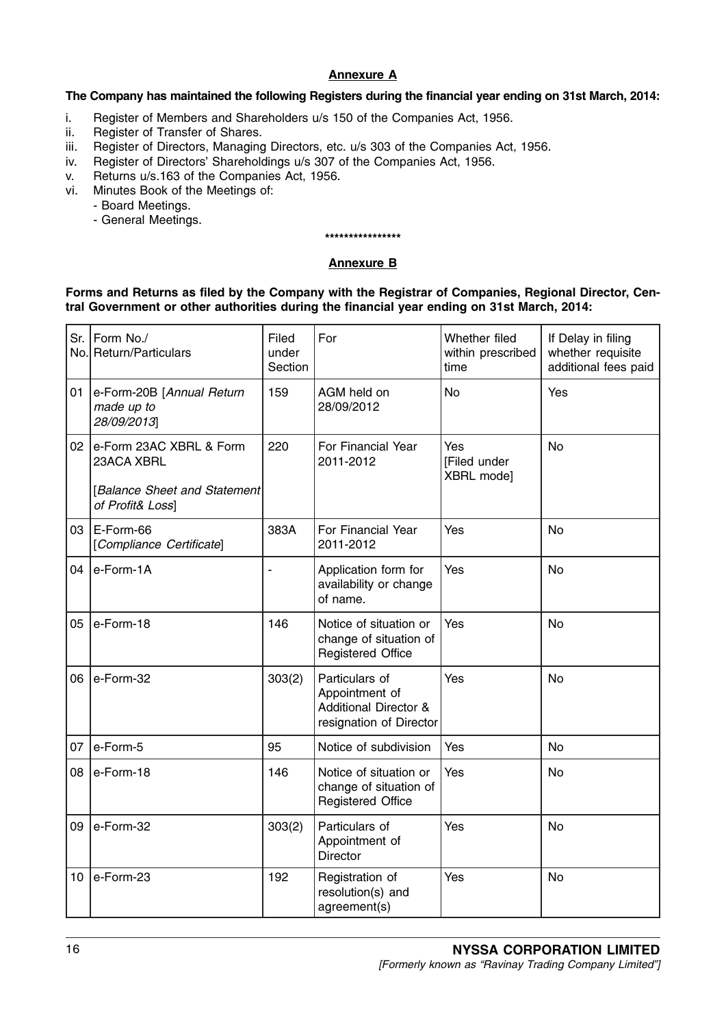## Annexure A

**The Company has maintained the following Registers during the financial year ending on 31st March, 2014:**

i. Register of Members and Shareholders u/s 150 of the Companies Act, 1956.
ii. Register of Transfer of Shares.
iii. Register of Directors, Managing Directors, etc. u/s 303 of the Companies Act, 1956.
iv. Register of Directors' Shareholdings u/s 307 of the Companies Act, 1956.
v. Returns u/s.163 of the Companies Act, 1956.
vi. Minutes Book of the Meetings of:
   - Board Meetings.
   - General Meetings.

****************

## Annexure B

**Forms and Returns as filed by the Company with the Registrar of Companies, Regional Director, Central Government or other authorities during the financial year ending on 31st March, 2014:**

| Sr. No. | Form No./ Return/Particulars | Filed under Section | For | Whether filed within prescribed time | If Delay in filing whether requisite additional fees paid |
|---|---|---|---|---|---|
| 01 | e-Form-20B [*Annual Return made up to 28/09/2013*] | 159 | AGM held on 28/09/2012 | No | Yes |
| 02 | e-Form 23AC XBRL & Form 23ACA XBRL [*Balance Sheet and Statement of Profit& Loss*] | 220 | For Financial Year 2011-2012 | Yes [Filed under XBRL mode] | No |
| 03 | E-Form-66 [*Compliance Certificate*] | 383A | For Financial Year 2011-2012 | Yes | No |
| 04 | e-Form-1A | - | Application form for availability or change of name. | Yes | No |
| 05 | e-Form-18 | 146 | Notice of situation or change of situation of Registered Office | Yes | No |
| 06 | e-Form-32 | 303(2) | Particulars of Appointment of Additional Director & resignation of Director | Yes | No |
| 07 | e-Form-5 | 95 | Notice of subdivision | Yes | No |
| 08 | e-Form-18 | 146 | Notice of situation or change of situation of Registered Office | Yes | No |
| 09 | e-Form-32 | 303(2) | Particulars of Appointment of Director | Yes | No |
| 10 | e-Form-23 | 192 | Registration of resolution(s) and agreement(s) | Yes | No |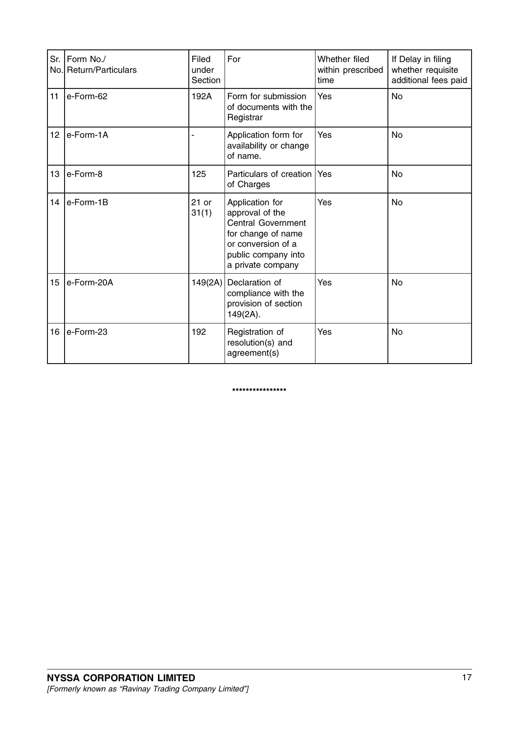| Sr. No. | Form No./ Return/Particulars | Filed under Section | For | Whether filed within prescribed time | If Delay in filing whether requisite additional fees paid |
|---|---|---|---|---|---|
| 11 | e-Form-62 | 192A | Form for submission of documents with the Registrar | Yes | No |
| 12 | e-Form-1A | - | Application form for availability or change of name. | Yes | No |
| 13 | e-Form-8 | 125 | Particulars of creation of Charges | Yes | No |
| 14 | e-Form-1B | 21 or 31(1) | Application for approval of the Central Government for change of name or conversion of a public company into a private company | Yes | No |
| 15 | e-Form-20A | 149(2A) | Declaration of compliance with the provision of section 149(2A). | Yes | No |
| 16 | e-Form-23 | 192 | Registration of resolution(s) and agreement(s) | Yes | No |

****************

**NYSSA CORPORATION LIMITED**
*[Formerly known as "Ravinay Trading Company Limited"]*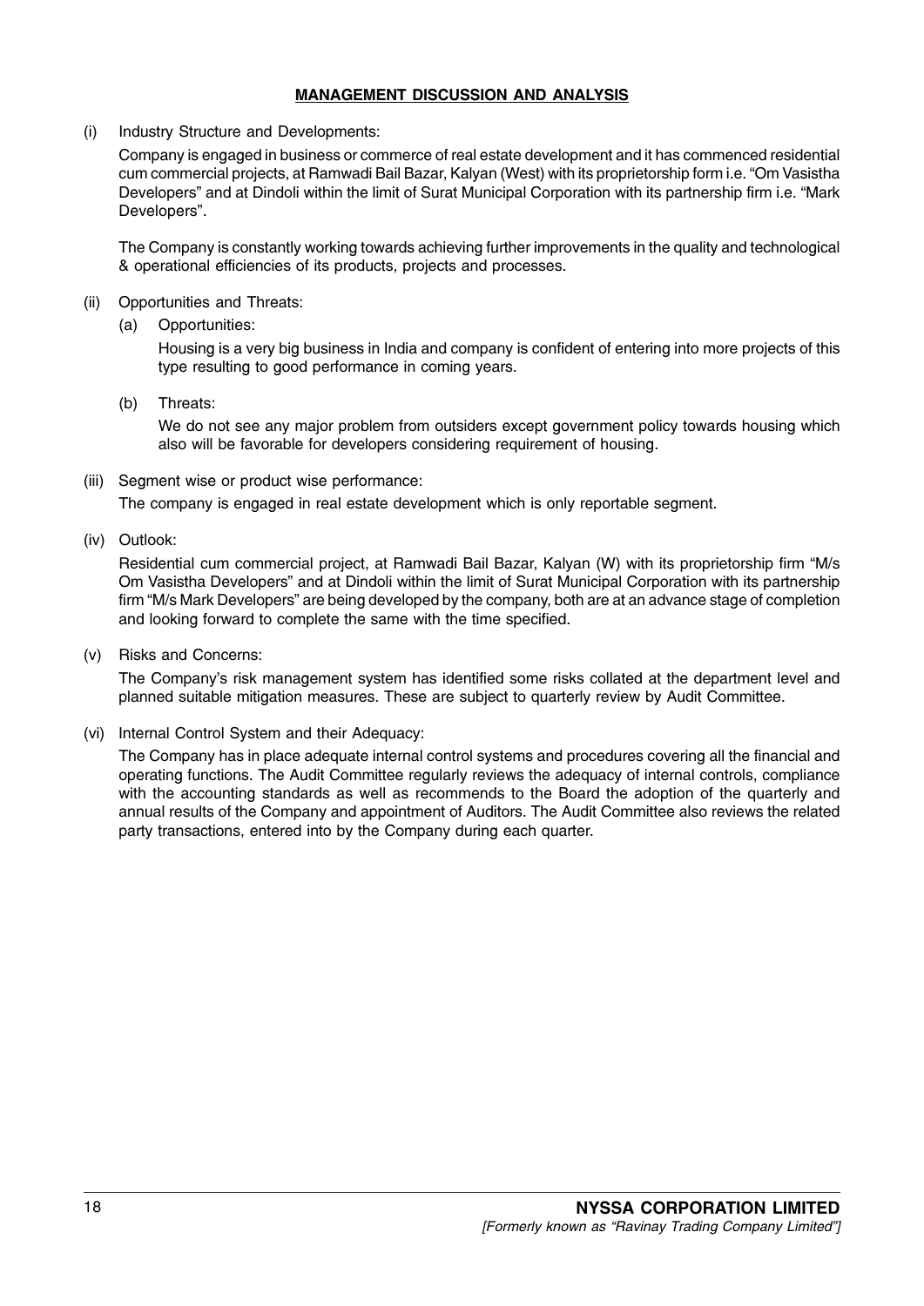## MANAGEMENT DISCUSSION AND ANALYSIS

(i) Industry Structure and Developments:

Company is engaged in business or commerce of real estate development and it has commenced residential cum commercial projects, at Ramwadi Bail Bazar, Kalyan (West) with its proprietorship form i.e. "Om Vasistha Developers" and at Dindoli within the limit of Surat Municipal Corporation with its partnership firm i.e. "Mark Developers".

The Company is constantly working towards achieving further improvements in the quality and technological & operational efficiencies of its products, projects and processes.

(ii) Opportunities and Threats:

(a) Opportunities:

Housing is a very big business in India and company is confident of entering into more projects of this type resulting to good performance in coming years.

(b) Threats:

We do not see any major problem from outsiders except government policy towards housing which also will be favorable for developers considering requirement of housing.

(iii) Segment wise or product wise performance:

The company is engaged in real estate development which is only reportable segment.

(iv) Outlook:

Residential cum commercial project, at Ramwadi Bail Bazar, Kalyan (W) with its proprietorship firm "M/s Om Vasistha Developers" and at Dindoli within the limit of Surat Municipal Corporation with its partnership firm "M/s Mark Developers" are being developed by the company, both are at an advance stage of completion and looking forward to complete the same with the time specified.

(v) Risks and Concerns:

The Company's risk management system has identified some risks collated at the department level and planned suitable mitigation measures. These are subject to quarterly review by Audit Committee.

(vi) Internal Control System and their Adequacy:

The Company has in place adequate internal control systems and procedures covering all the financial and operating functions. The Audit Committee regularly reviews the adequacy of internal controls, compliance with the accounting standards as well as recommends to the Board the adoption of the quarterly and annual results of the Company and appointment of Auditors. The Audit Committee also reviews the related party transactions, entered into by the Company during each quarter.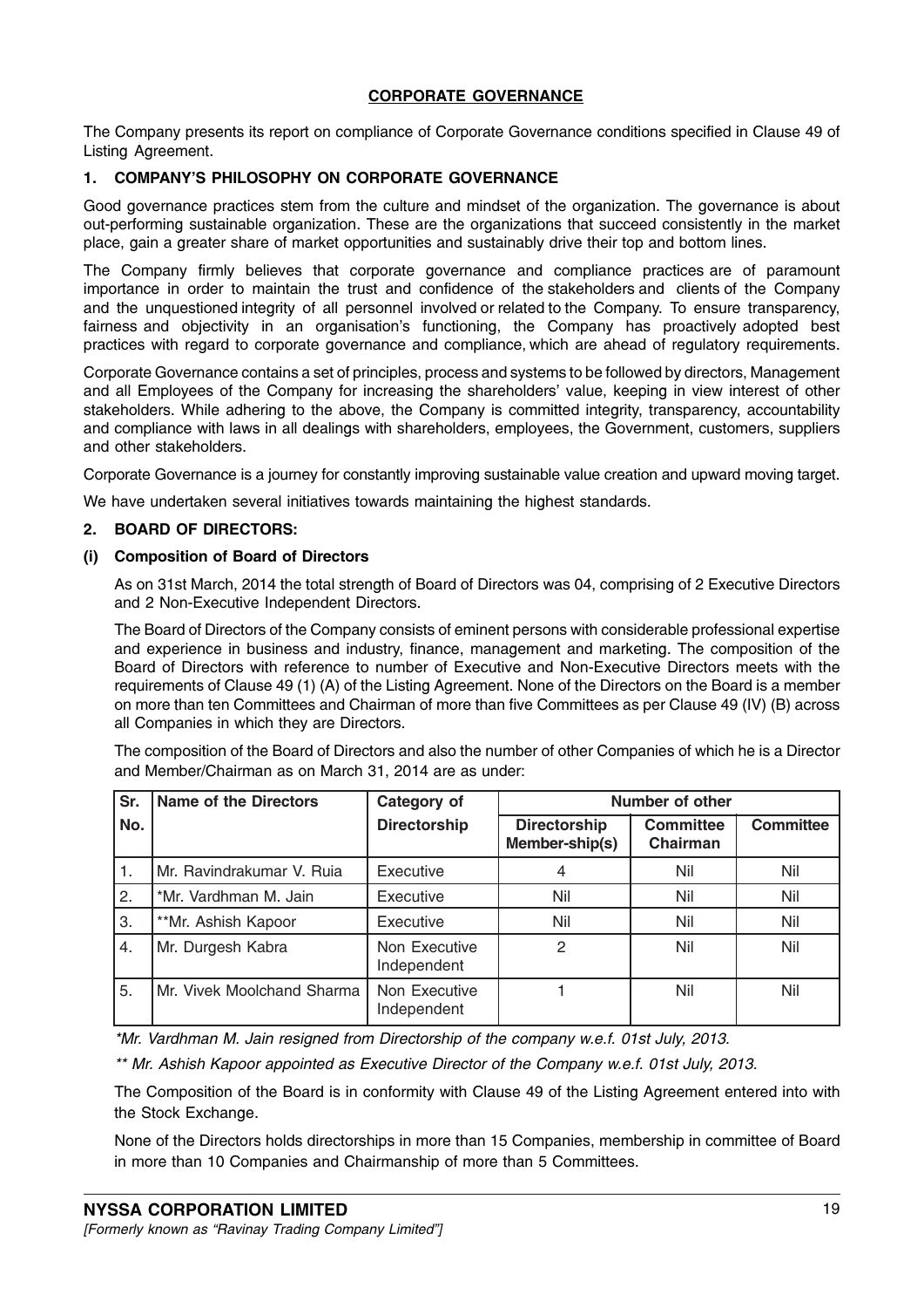# CORPORATE GOVERNANCE

The Company presents its report on compliance of Corporate Governance conditions specified in Clause 49 of Listing Agreement.

## 1. COMPANY'S PHILOSOPHY ON CORPORATE GOVERNANCE

Good governance practices stem from the culture and mindset of the organization. The governance is about out-performing sustainable organization. These are the organizations that succeed consistently in the market place, gain a greater share of market opportunities and sustainably drive their top and bottom lines.

The Company firmly believes that corporate governance and compliance practices are of paramount importance in order to maintain the trust and confidence of the stakeholders and clients of the Company and the unquestioned integrity of all personnel involved or related to the Company. To ensure transparency, fairness and objectivity in an organisation's functioning, the Company has proactively adopted best practices with regard to corporate governance and compliance, which are ahead of regulatory requirements.

Corporate Governance contains a set of principles, process and systems to be followed by directors, Management and all Employees of the Company for increasing the shareholders' value, keeping in view interest of other stakeholders. While adhering to the above, the Company is committed integrity, transparency, accountability and compliance with laws in all dealings with shareholders, employees, the Government, customers, suppliers and other stakeholders.

Corporate Governance is a journey for constantly improving sustainable value creation and upward moving target.

We have undertaken several initiatives towards maintaining the highest standards.

## 2. BOARD OF DIRECTORS:

### (i) Composition of Board of Directors

As on 31st March, 2014 the total strength of Board of Directors was 04, comprising of 2 Executive Directors and 2 Non-Executive Independent Directors.

The Board of Directors of the Company consists of eminent persons with considerable professional expertise and experience in business and industry, finance, management and marketing. The composition of the Board of Directors with reference to number of Executive and Non-Executive Directors meets with the requirements of Clause 49 (1) (A) of the Listing Agreement. None of the Directors on the Board is a member on more than ten Committees and Chairman of more than five Committees as per Clause 49 (IV) (B) across all Companies in which they are Directors.

The composition of the Board of Directors and also the number of other Companies of which he is a Director and Member/Chairman as on March 31, 2014 are as under:

| Sr. No. | Name of the Directors | Category of Directorship | Number of other | | |
|---|---|---|---|---|---|
| | | | Directorship Member-ship(s) | Committee Chairman | Committee |
| 1. | Mr. Ravindrakumar V. Ruia | Executive | 4 | Nil | Nil |
| 2. | *Mr. Vardhman M. Jain | Executive | Nil | Nil | Nil |
| 3. | **Mr. Ashish Kapoor | Executive | Nil | Nil | Nil |
| 4. | Mr. Durgesh Kabra | Non Executive Independent | 2 | Nil | Nil |
| 5. | Mr. Vivek Moolchand Sharma | Non Executive Independent | 1 | Nil | Nil |

*\*Mr. Vardhman M. Jain resigned from Directorship of the company w.e.f. 01st July, 2013.*

*\*\* Mr. Ashish Kapoor appointed as Executive Director of the Company w.e.f. 01st July, 2013.*

The Composition of the Board is in conformity with Clause 49 of the Listing Agreement entered into with the Stock Exchange.

None of the Directors holds directorships in more than 15 Companies, membership in committee of Board in more than 10 Companies and Chairmanship of more than 5 Committees.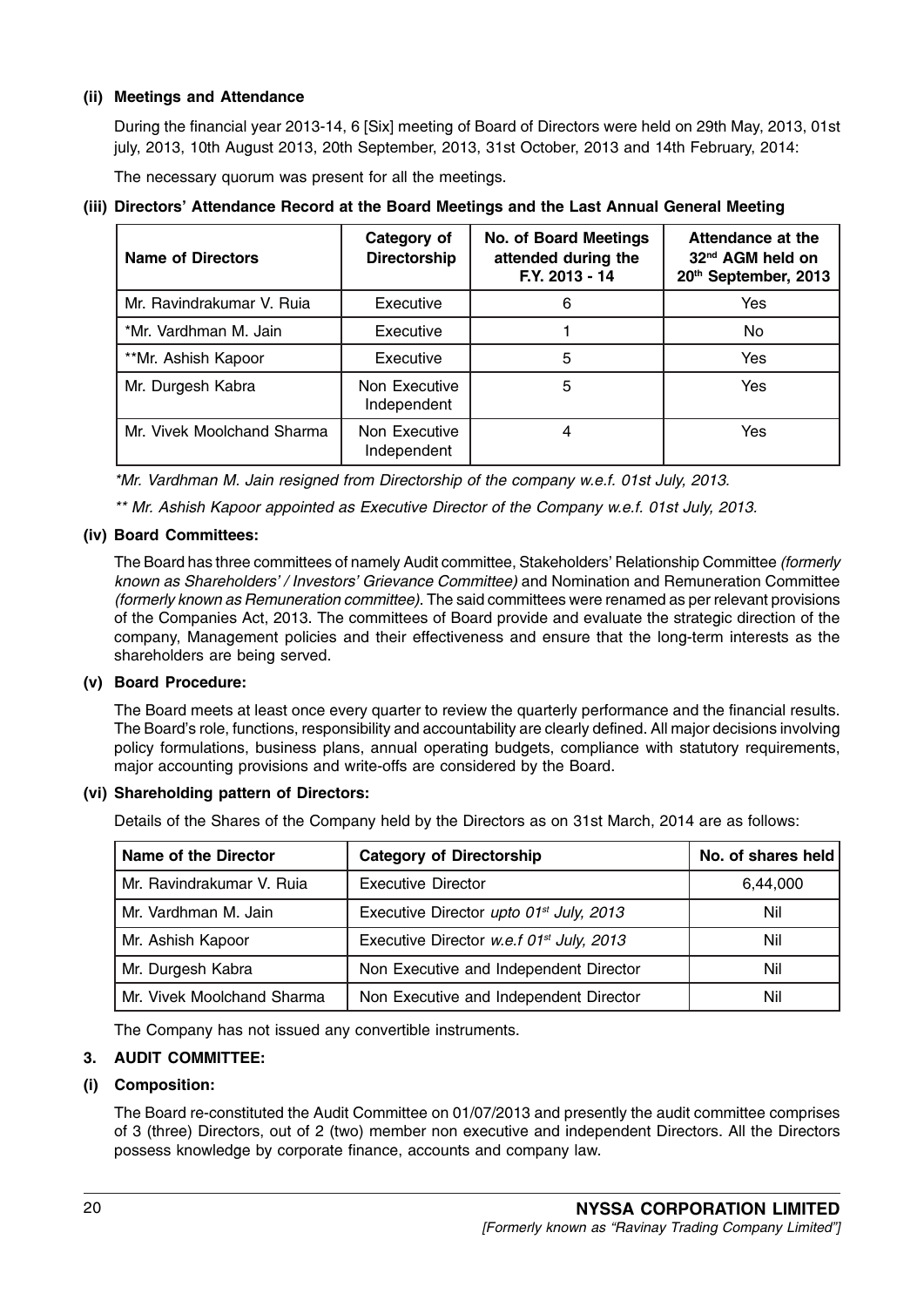**(ii) Meetings and Attendance**

During the financial year 2013-14, 6 [Six] meeting of Board of Directors were held on 29th May, 2013, 01st july, 2013, 10th August 2013, 20th September, 2013, 31st October, 2013 and 14th February, 2014:

The necessary quorum was present for all the meetings.

**(iii) Directors' Attendance Record at the Board Meetings and the Last Annual General Meeting**

| Name of Directors | Category of Directorship | No. of Board Meetings attended during the F.Y. 2013 - 14 | Attendance at the 32nd AGM held on 20th September, 2013 |
|---|---|---|---|
| Mr. Ravindrakumar V. Ruia | Executive | 6 | Yes |
| *Mr. Vardhman M. Jain | Executive | 1 | No |
| **Mr. Ashish Kapoor | Executive | 5 | Yes |
| Mr. Durgesh Kabra | Non Executive Independent | 5 | Yes |
| Mr. Vivek Moolchand Sharma | Non Executive Independent | 4 | Yes |

*\*Mr. Vardhman M. Jain resigned from Directorship of the company w.e.f. 01st July, 2013.*

*\*\* Mr. Ashish Kapoor appointed as Executive Director of the Company w.e.f. 01st July, 2013.*

**(iv) Board Committees:**

The Board has three committees of namely Audit committee, Stakeholders' Relationship Committee *(formerly known as Shareholders' / Investors' Grievance Committee)* and Nomination and Remuneration Committee *(formerly known as Remuneration committee)*. The said committees were renamed as per relevant provisions of the Companies Act, 2013. The committees of Board provide and evaluate the strategic direction of the company, Management policies and their effectiveness and ensure that the long-term interests as the shareholders are being served.

**(v) Board Procedure:**

The Board meets at least once every quarter to review the quarterly performance and the financial results. The Board's role, functions, responsibility and accountability are clearly defined. All major decisions involving policy formulations, business plans, annual operating budgets, compliance with statutory requirements, major accounting provisions and write-offs are considered by the Board.

**(vi) Shareholding pattern of Directors:**

Details of the Shares of the Company held by the Directors as on 31st March, 2014 are as follows:

| Name of the Director | Category of Directorship | No. of shares held |
|---|---|---|
| Mr. Ravindrakumar V. Ruia | Executive Director | 6,44,000 |
| Mr. Vardhman M. Jain | Executive Director *upto 01st July, 2013* | Nil |
| Mr. Ashish Kapoor | Executive Director *w.e.f 01st July, 2013* | Nil |
| Mr. Durgesh Kabra | Non Executive and Independent Director | Nil |
| Mr. Vivek Moolchand Sharma | Non Executive and Independent Director | Nil |

The Company has not issued any convertible instruments.

## 3. AUDIT COMMITTEE:

**(i) Composition:**

The Board re-constituted the Audit Committee on 01/07/2013 and presently the audit committee comprises of 3 (three) Directors, out of 2 (two) member non executive and independent Directors. All the Directors possess knowledge by corporate finance, accounts and company law.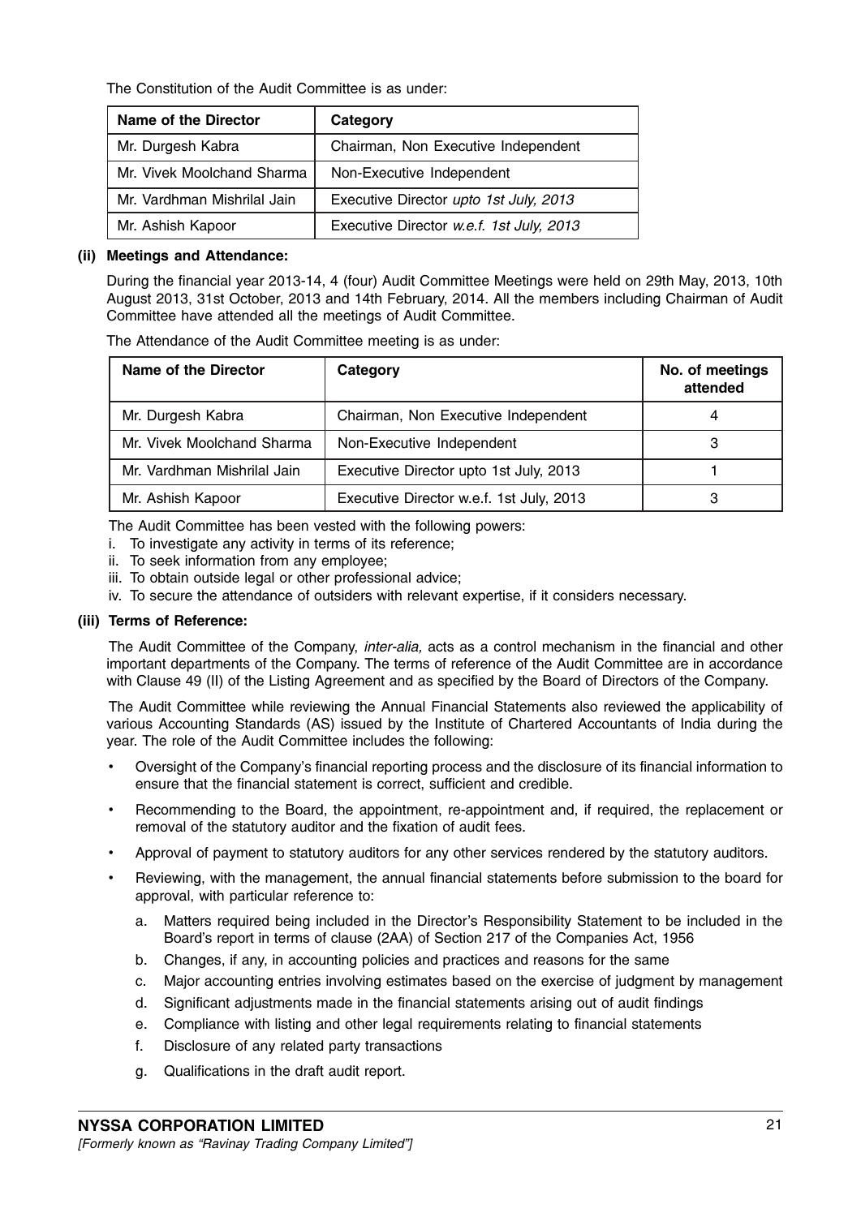The Constitution of the Audit Committee is as under:

| Name of the Director | Category |
|---|---|
| Mr. Durgesh Kabra | Chairman, Non Executive Independent |
| Mr. Vivek Moolchand Sharma | Non-Executive Independent |
| Mr. Vardhman Mishrilal Jain | Executive Director *upto 1st July, 2013* |
| Mr. Ashish Kapoor | Executive Director *w.e.f. 1st July, 2013* |

**(ii) Meetings and Attendance:**

During the financial year 2013-14, 4 (four) Audit Committee Meetings were held on 29th May, 2013, 10th August 2013, 31st October, 2013 and 14th February, 2014. All the members including Chairman of Audit Committee have attended all the meetings of Audit Committee.

The Attendance of the Audit Committee meeting is as under:

| Name of the Director | Category | No. of meetings attended |
|---|---|---|
| Mr. Durgesh Kabra | Chairman, Non Executive Independent | 4 |
| Mr. Vivek Moolchand Sharma | Non-Executive Independent | 3 |
| Mr. Vardhman Mishrilal Jain | Executive Director upto 1st July, 2013 | 1 |
| Mr. Ashish Kapoor | Executive Director w.e.f. 1st July, 2013 | 3 |

The Audit Committee has been vested with the following powers:

i. To investigate any activity in terms of its reference;

ii. To seek information from any employee;

iii. To obtain outside legal or other professional advice;

iv. To secure the attendance of outsiders with relevant expertise, if it considers necessary.

**(iii) Terms of Reference:**

The Audit Committee of the Company, *inter-alia,* acts as a control mechanism in the financial and other important departments of the Company. The terms of reference of the Audit Committee are in accordance with Clause 49 (II) of the Listing Agreement and as specified by the Board of Directors of the Company.

The Audit Committee while reviewing the Annual Financial Statements also reviewed the applicability of various Accounting Standards (AS) issued by the Institute of Chartered Accountants of India during the year. The role of the Audit Committee includes the following:

- Oversight of the Company's financial reporting process and the disclosure of its financial information to ensure that the financial statement is correct, sufficient and credible.
- Recommending to the Board, the appointment, re-appointment and, if required, the replacement or removal of the statutory auditor and the fixation of audit fees.
- Approval of payment to statutory auditors for any other services rendered by the statutory auditors.
- Reviewing, with the management, the annual financial statements before submission to the board for approval, with particular reference to:
    a. Matters required being included in the Director's Responsibility Statement to be included in the Board's report in terms of clause (2AA) of Section 217 of the Companies Act, 1956
    b. Changes, if any, in accounting policies and practices and reasons for the same
    c. Major accounting entries involving estimates based on the exercise of judgment by management
    d. Significant adjustments made in the financial statements arising out of audit findings
    e. Compliance with listing and other legal requirements relating to financial statements
    f. Disclosure of any related party transactions
    g. Qualifications in the draft audit report.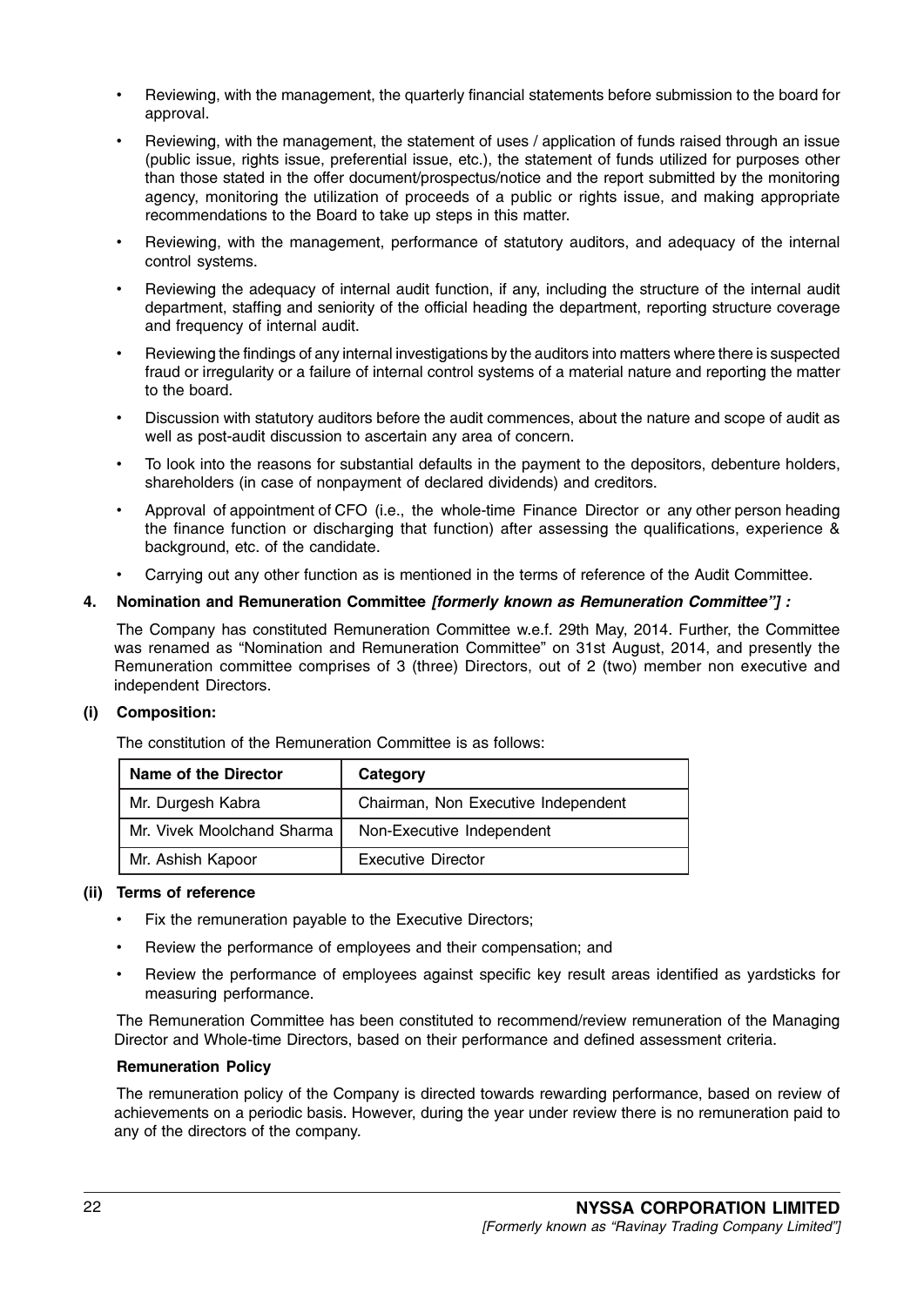- Reviewing, with the management, the quarterly financial statements before submission to the board for approval.
- Reviewing, with the management, the statement of uses / application of funds raised through an issue (public issue, rights issue, preferential issue, etc.), the statement of funds utilized for purposes other than those stated in the offer document/prospectus/notice and the report submitted by the monitoring agency, monitoring the utilization of proceeds of a public or rights issue, and making appropriate recommendations to the Board to take up steps in this matter.
- Reviewing, with the management, performance of statutory auditors, and adequacy of the internal control systems.
- Reviewing the adequacy of internal audit function, if any, including the structure of the internal audit department, staffing and seniority of the official heading the department, reporting structure coverage and frequency of internal audit.
- Reviewing the findings of any internal investigations by the auditors into matters where there is suspected fraud or irregularity or a failure of internal control systems of a material nature and reporting the matter to the board.
- Discussion with statutory auditors before the audit commences, about the nature and scope of audit as well as post-audit discussion to ascertain any area of concern.
- To look into the reasons for substantial defaults in the payment to the depositors, debenture holders, shareholders (in case of nonpayment of declared dividends) and creditors.
- Approval of appointment of CFO (i.e., the whole-time Finance Director or any other person heading the finance function or discharging that function) after assessing the qualifications, experience & background, etc. of the candidate.
- Carrying out any other function as is mentioned in the terms of reference of the Audit Committee.

## 4. Nomination and Remuneration Committee *[formerly known as Remuneration Committee"] :*

The Company has constituted Remuneration Committee w.e.f. 29th May, 2014. Further, the Committee was renamed as "Nomination and Remuneration Committee" on 31st August, 2014, and presently the Remuneration committee comprises of 3 (three) Directors, out of 2 (two) member non executive and independent Directors.

### (i) Composition:

The constitution of the Remuneration Committee is as follows:

| Name of the Director | Category |
|---|---|
| Mr. Durgesh Kabra | Chairman, Non Executive Independent |
| Mr. Vivek Moolchand Sharma | Non-Executive Independent |
| Mr. Ashish Kapoor | Executive Director |

### (ii) Terms of reference

- Fix the remuneration payable to the Executive Directors;
- Review the performance of employees and their compensation; and
- Review the performance of employees against specific key result areas identified as yardsticks for measuring performance.

The Remuneration Committee has been constituted to recommend/review remuneration of the Managing Director and Whole-time Directors, based on their performance and defined assessment criteria.

**Remuneration Policy**

The remuneration policy of the Company is directed towards rewarding performance, based on review of achievements on a periodic basis. However, during the year under review there is no remuneration paid to any of the directors of the company.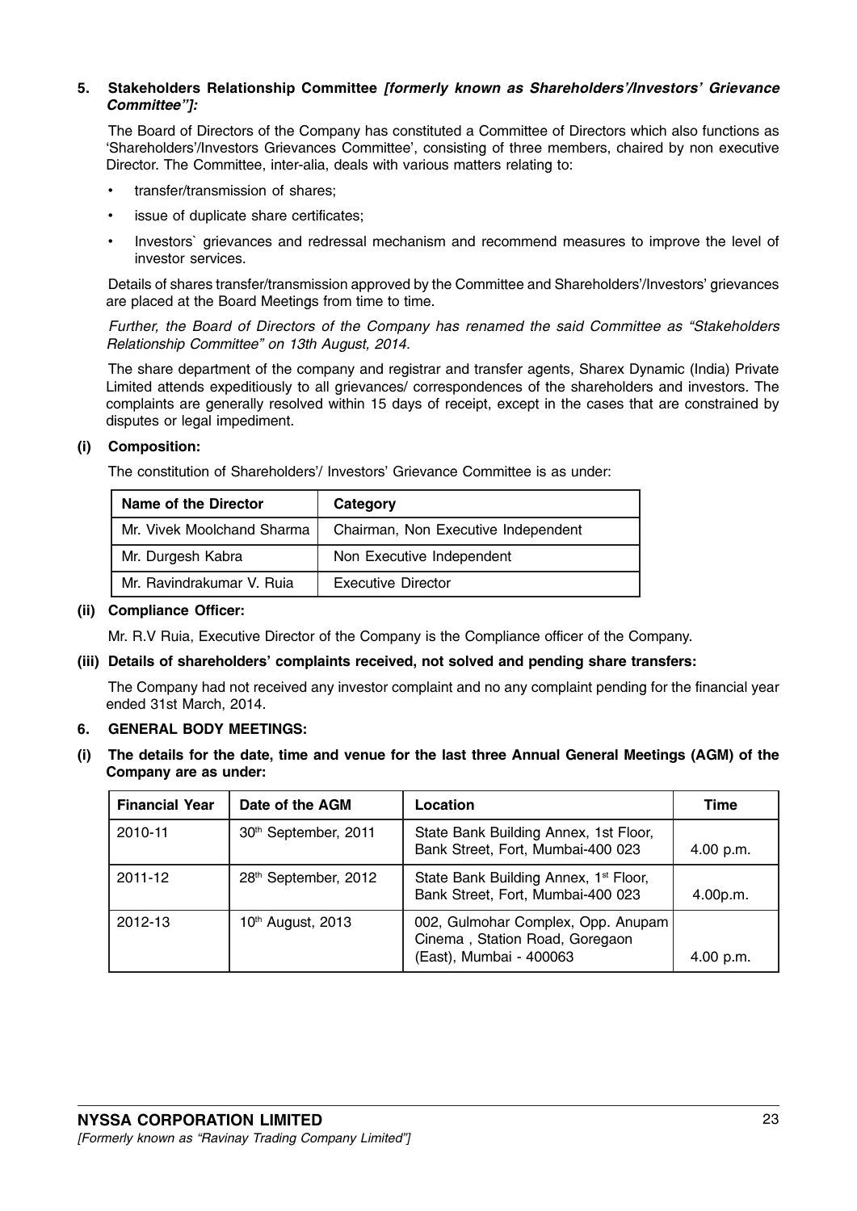### 5. Stakeholders Relationship Committee *[formerly known as Shareholders'/Investors' Grievance Committee"]:*

The Board of Directors of the Company has constituted a Committee of Directors which also functions as 'Shareholders'/Investors Grievances Committee', consisting of three members, chaired by non executive Director. The Committee, inter-alia, deals with various matters relating to:

- transfer/transmission of shares;
- issue of duplicate share certificates;
- Investors` grievances and redressal mechanism and recommend measures to improve the level of investor services.

Details of shares transfer/transmission approved by the Committee and Shareholders'/Investors' grievances are placed at the Board Meetings from time to time.

*Further, the Board of Directors of the Company has renamed the said Committee as "Stakeholders Relationship Committee" on 13th August, 2014.*

The share department of the company and registrar and transfer agents, Sharex Dynamic (India) Private Limited attends expeditiously to all grievances/ correspondences of the shareholders and investors. The complaints are generally resolved within 15 days of receipt, except in the cases that are constrained by disputes or legal impediment.

**(i) Composition:**

The constitution of Shareholders'/ Investors' Grievance Committee is as under:

| Name of the Director | Category |
|---|---|
| Mr. Vivek Moolchand Sharma | Chairman, Non Executive Independent |
| Mr. Durgesh Kabra | Non Executive Independent |
| Mr. Ravindrakumar V. Ruia | Executive Director |

**(ii) Compliance Officer:**

Mr. R.V Ruia, Executive Director of the Company is the Compliance officer of the Company.

**(iii) Details of shareholders' complaints received, not solved and pending share transfers:**

The Company had not received any investor complaint and no any complaint pending for the financial year ended 31st March, 2014.

### 6. GENERAL BODY MEETINGS:

**(i) The details for the date, time and venue for the last three Annual General Meetings (AGM) of the Company are as under:**

| Financial Year | Date of the AGM | Location | Time |
|---|---|---|---|
| 2010-11 | 30th September, 2011 | State Bank Building Annex, 1st Floor, Bank Street, Fort, Mumbai-400 023 | 4.00 p.m. |
| 2011-12 | 28th September, 2012 | State Bank Building Annex, 1st Floor, Bank Street, Fort, Mumbai-400 023 | 4.00p.m. |
| 2012-13 | 10th August, 2013 | 002, Gulmohar Complex, Opp. Anupam Cinema , Station Road, Goregaon (East), Mumbai - 400063 | 4.00 p.m. |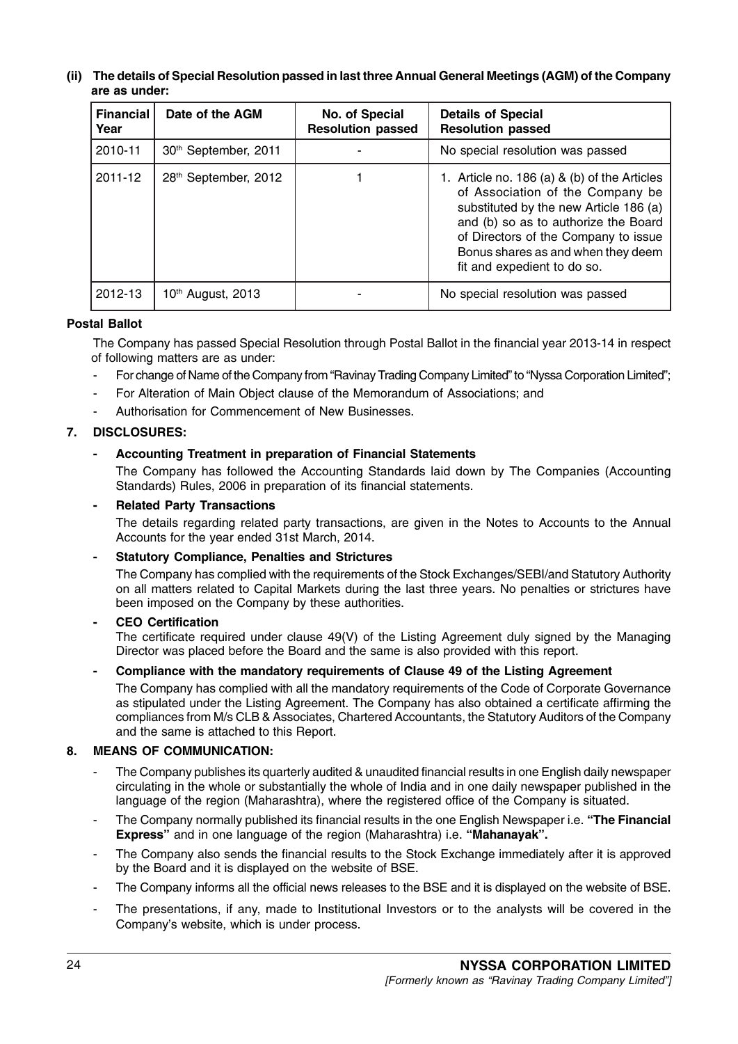**(ii) The details of Special Resolution passed in last three Annual General Meetings (AGM) of the Company are as under:**

| Financial Year | Date of the AGM | No. of Special Resolution passed | Details of Special Resolution passed |
|---|---|---|---|
| 2010-11 | 30th September, 2011 | - | No special resolution was passed |
| 2011-12 | 28th September, 2012 | 1 | 1. Article no. 186 (a) & (b) of the Articles of Association of the Company be substituted by the new Article 186 (a) and (b) so as to authorize the Board of Directors of the Company to issue Bonus shares as and when they deem fit and expedient to do so. |
| 2012-13 | 10th August, 2013 | - | No special resolution was passed |

**Postal Ballot**

The Company has passed Special Resolution through Postal Ballot in the financial year 2013-14 in respect of following matters are as under:

- For change of Name of the Company from "Ravinay Trading Company Limited" to "Nyssa Corporation Limited";
- For Alteration of Main Object clause of the Memorandum of Associations; and
- Authorisation for Commencement of New Businesses.

## 7. DISCLOSURES:

- **Accounting Treatment in preparation of Financial Statements**

  The Company has followed the Accounting Standards laid down by The Companies (Accounting Standards) Rules, 2006 in preparation of its financial statements.

- **Related Party Transactions**

  The details regarding related party transactions, are given in the Notes to Accounts to the Annual Accounts for the year ended 31st March, 2014.

- **Statutory Compliance, Penalties and Strictures**

  The Company has complied with the requirements of the Stock Exchanges/SEBI/and Statutory Authority on all matters related to Capital Markets during the last three years. No penalties or strictures have been imposed on the Company by these authorities.

- **CEO Certification**

  The certificate required under clause 49(V) of the Listing Agreement duly signed by the Managing Director was placed before the Board and the same is also provided with this report.

- **Compliance with the mandatory requirements of Clause 49 of the Listing Agreement**

  The Company has complied with all the mandatory requirements of the Code of Corporate Governance as stipulated under the Listing Agreement. The Company has also obtained a certificate affirming the compliances from M/s CLB & Associates, Chartered Accountants, the Statutory Auditors of the Company and the same is attached to this Report.

## 8. MEANS OF COMMUNICATION:

- The Company publishes its quarterly audited & unaudited financial results in one English daily newspaper circulating in the whole or substantially the whole of India and in one daily newspaper published in the language of the region (Maharashtra), where the registered office of the Company is situated.
- The Company normally published its financial results in the one English Newspaper i.e. **"The Financial Express"** and in one language of the region (Maharashtra) i.e. **"Mahanayak".**
- The Company also sends the financial results to the Stock Exchange immediately after it is approved by the Board and it is displayed on the website of BSE.
- The Company informs all the official news releases to the BSE and it is displayed on the website of BSE.
- The presentations, if any, made to Institutional Investors or to the analysts will be covered in the Company's website, which is under process.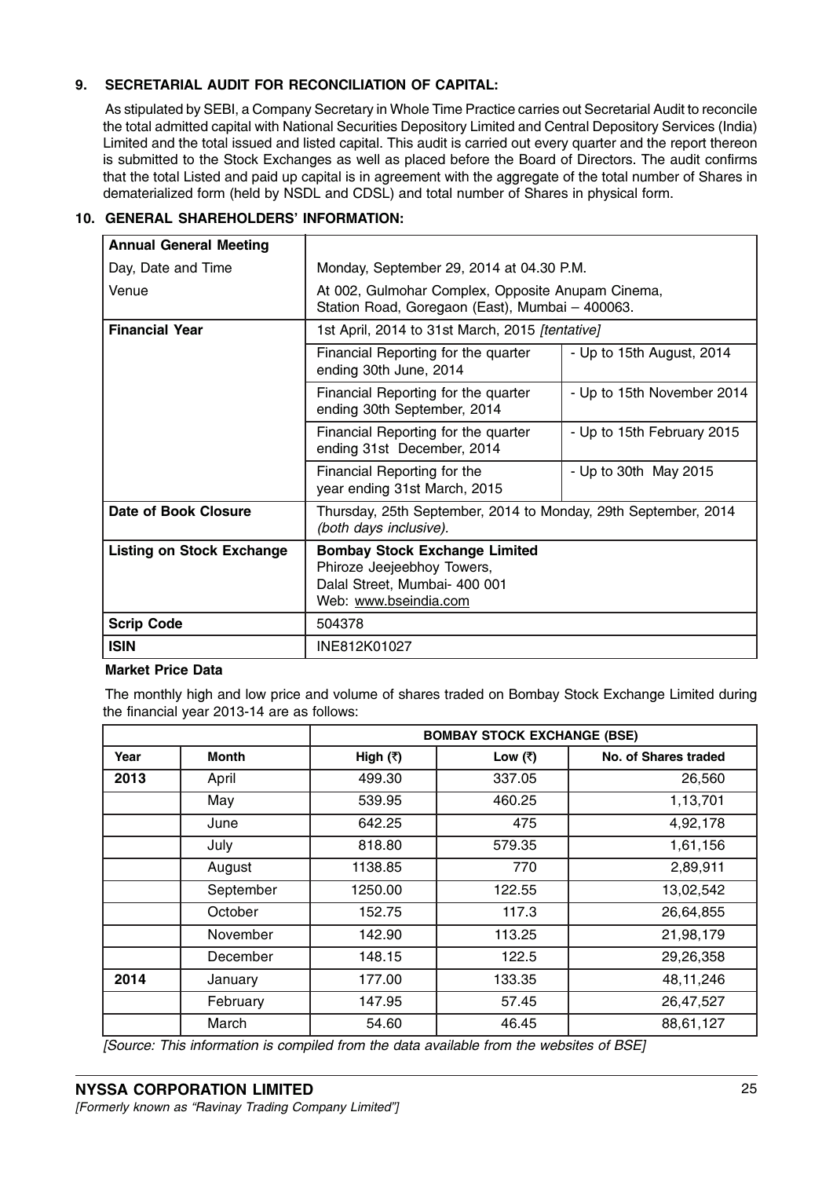## 9. SECRETARIAL AUDIT FOR RECONCILIATION OF CAPITAL:

As stipulated by SEBI, a Company Secretary in Whole Time Practice carries out Secretarial Audit to reconcile the total admitted capital with National Securities Depository Limited and Central Depository Services (India) Limited and the total issued and listed capital. This audit is carried out every quarter and the report thereon is submitted to the Stock Exchanges as well as placed before the Board of Directors. The audit confirms that the total Listed and paid up capital is in agreement with the aggregate of the total number of Shares in dematerialized form (held by NSDL and CDSL) and total number of Shares in physical form.

## 10. GENERAL SHAREHOLDERS' INFORMATION:

| **Annual General Meeting** | | |
|---|---|---|
| Day, Date and Time | Monday, September 29, 2014 at 04.30 P.M. | |
| Venue | At 002, Gulmohar Complex, Opposite Anupam Cinema, Station Road, Goregaon (East), Mumbai – 400063. | |
| **Financial Year** | 1st April, 2014 to 31st March, 2015 *[tentative]* | |
| | Financial Reporting for the quarter ending 30th June, 2014 | - Up to 15th August, 2014 |
| | Financial Reporting for the quarter ending 30th September, 2014 | - Up to 15th November 2014 |
| | Financial Reporting for the quarter ending 31st December, 2014 | - Up to 15th February 2015 |
| | Financial Reporting for the year ending 31st March, 2015 | - Up to 30th May 2015 |
| **Date of Book Closure** | Thursday, 25th September, 2014 to Monday, 29th September, 2014 *(both days inclusive).* | |
| **Listing on Stock Exchange** | **Bombay Stock Exchange Limited** Phiroze Jeejeebhoy Towers, Dalal Street, Mumbai- 400 001 Web: www.bseindia.com | |
| **Scrip Code** | 504378 | |
| **ISIN** | INE812K01027 | |

**Market Price Data**

The monthly high and low price and volume of shares traded on Bombay Stock Exchange Limited during the financial year 2013-14 are as follows:

| | | BOMBAY STOCK EXCHANGE (BSE) | | |
|---|---|---|---|---|
| **Year** | **Month** | **High (₹)** | **Low (₹)** | **No. of Shares traded** |
| **2013** | April | 499.30 | 337.05 | 26,560 |
| | May | 539.95 | 460.25 | 1,13,701 |
| | June | 642.25 | 475 | 4,92,178 |
| | July | 818.80 | 579.35 | 1,61,156 |
| | August | 1138.85 | 770 | 2,89,911 |
| | September | 1250.00 | 122.55 | 13,02,542 |
| | October | 152.75 | 117.3 | 26,64,855 |
| | November | 142.90 | 113.25 | 21,98,179 |
| | December | 148.15 | 122.5 | 29,26,358 |
| **2014** | January | 177.00 | 133.35 | 48,11,246 |
| | February | 147.95 | 57.45 | 26,47,527 |
| | March | 54.60 | 46.45 | 88,61,127 |

*[Source: This information is compiled from the data available from the websites of BSE]*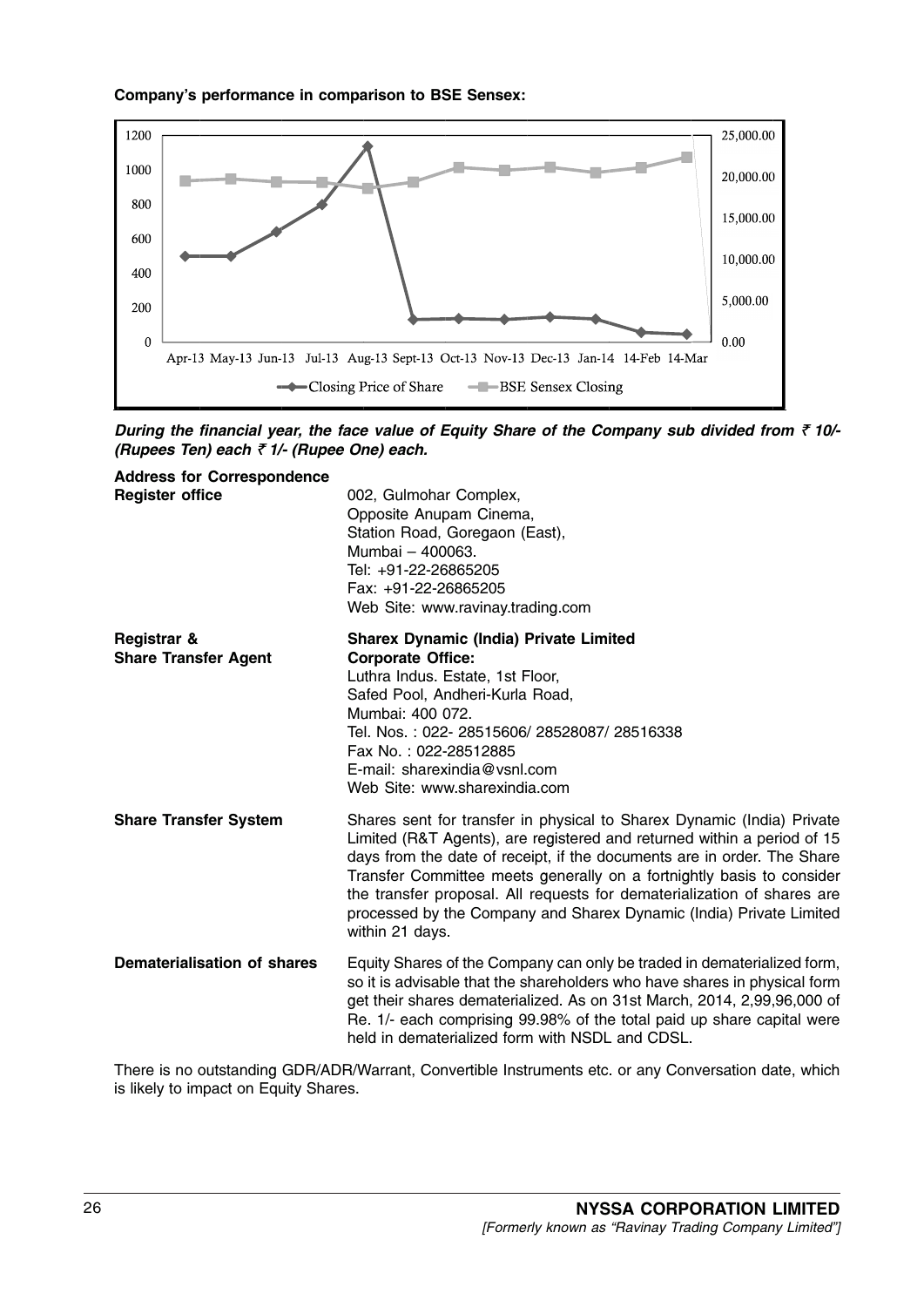**Company's performance in comparison to BSE Sensex:**

***During the financial year, the face value of Equity Share of the Company sub divided from ₹ 10/- (Rupees Ten) each ₹ 1/- (Rupee One) each.***

**Address for Correspondence**

| | |
|---|---|
| **Register office** | 002, Gulmohar Complex,<br>Opposite Anupam Cinema,<br>Station Road, Goregaon (East),<br>Mumbai – 400063.<br>Tel: +91-22-26865205<br>Fax: +91-22-26865205<br>Web Site: www.ravinay.trading.com |
| **Registrar & Share Transfer Agent** | **Sharex Dynamic (India) Private Limited**<br>**Corporate Office:**<br>Luthra Indus. Estate, 1st Floor,<br>Safed Pool, Andheri-Kurla Road,<br>Mumbai: 400 072.<br>Tel. Nos. : 022- 28515606/ 28528087/ 28516338<br>Fax No. : 022-28512885<br>E-mail: sharexindia@vsnl.com<br>Web Site: www.sharexindia.com |
| **Share Transfer System** | Shares sent for transfer in physical to Sharex Dynamic (India) Private Limited (R&T Agents), are registered and returned within a period of 15 days from the date of receipt, if the documents are in order. The Share Transfer Committee meets generally on a fortnightly basis to consider the transfer proposal. All requests for dematerialization of shares are processed by the Company and Sharex Dynamic (India) Private Limited within 21 days. |
| **Dematerialisation of shares** | Equity Shares of the Company can only be traded in dematerialized form, so it is advisable that the shareholders who have shares in physical form get their shares dematerialized. As on 31st March, 2014, 2,99,96,000 of Re. 1/- each comprising 99.98% of the total paid up share capital were held in dematerialized form with NSDL and CDSL. |

There is no outstanding GDR/ADR/Warrant, Convertible Instruments etc. or any Conversation date, which is likely to impact on Equity Shares.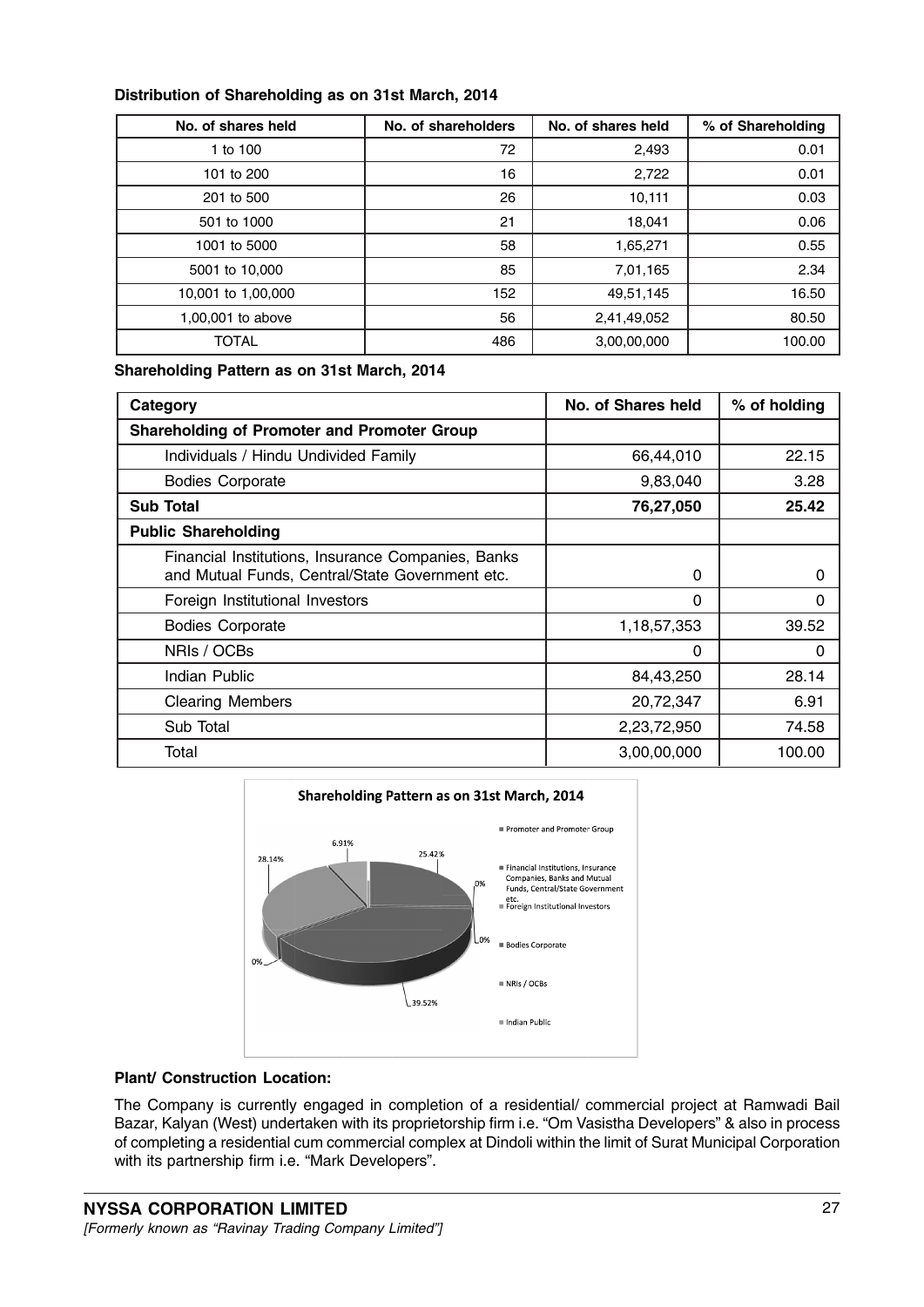**Distribution of Shareholding as on 31st March, 2014**

| No. of shares held | No. of shareholders | No. of shares held | % of Shareholding |
|---|---|---|---|
| 1 to 100 | 72 | 2,493 | 0.01 |
| 101 to 200 | 16 | 2,722 | 0.01 |
| 201 to 500 | 26 | 10,111 | 0.03 |
| 501 to 1000 | 21 | 18,041 | 0.06 |
| 1001 to 5000 | 58 | 1,65,271 | 0.55 |
| 5001 to 10,000 | 85 | 7,01,165 | 2.34 |
| 10,001 to 1,00,000 | 152 | 49,51,145 | 16.50 |
| 1,00,001 to above | 56 | 2,41,49,052 | 80.50 |
| TOTAL | 486 | 3,00,00,000 | 100.00 |

**Shareholding Pattern as on 31st March, 2014**

| Category | No. of Shares held | % of holding |
|---|---|---|
| **Shareholding of Promoter and Promoter Group** | | |
| Individuals / Hindu Undivided Family | 66,44,010 | 22.15 |
| Bodies Corporate | 9,83,040 | 3.28 |
| **Sub Total** | **76,27,050** | **25.42** |
| **Public Shareholding** | | |
| Financial Institutions, Insurance Companies, Banks and Mutual Funds, Central/State Government etc. | 0 | 0 |
| Foreign Institutional Investors | 0 | 0 |
| Bodies Corporate | 1,18,57,353 | 39.52 |
| NRIs / OCBs | 0 | 0 |
| Indian Public | 84,43,250 | 28.14 |
| Clearing Members | 20,72,347 | 6.91 |
| Sub Total | 2,23,72,950 | 74.58 |
| Total | 3,00,00,000 | 100.00 |

**Shareholding Pattern as on 31st March, 2014**

- Promoter and Promoter Group: 25.42%
- Financial Institutions, Insurance Companies, Banks and Mutual Funds, Central/State Government etc.: 0%
- Foreign Institutional Investors: 0%
- Bodies Corporate: 39.52%
- NRIs / OCBs: 0%
- Indian Public: 28.14%
- 6.91%

**Plant/ Construction Location:**

The Company is currently engaged in completion of a residential/ commercial project at Ramwadi Bail Bazar, Kalyan (West) undertaken with its proprietorship firm i.e. "Om Vasistha Developers" & also in process of completing a residential cum commercial complex at Dindoli within the limit of Surat Municipal Corporation with its partnership firm i.e. "Mark Developers".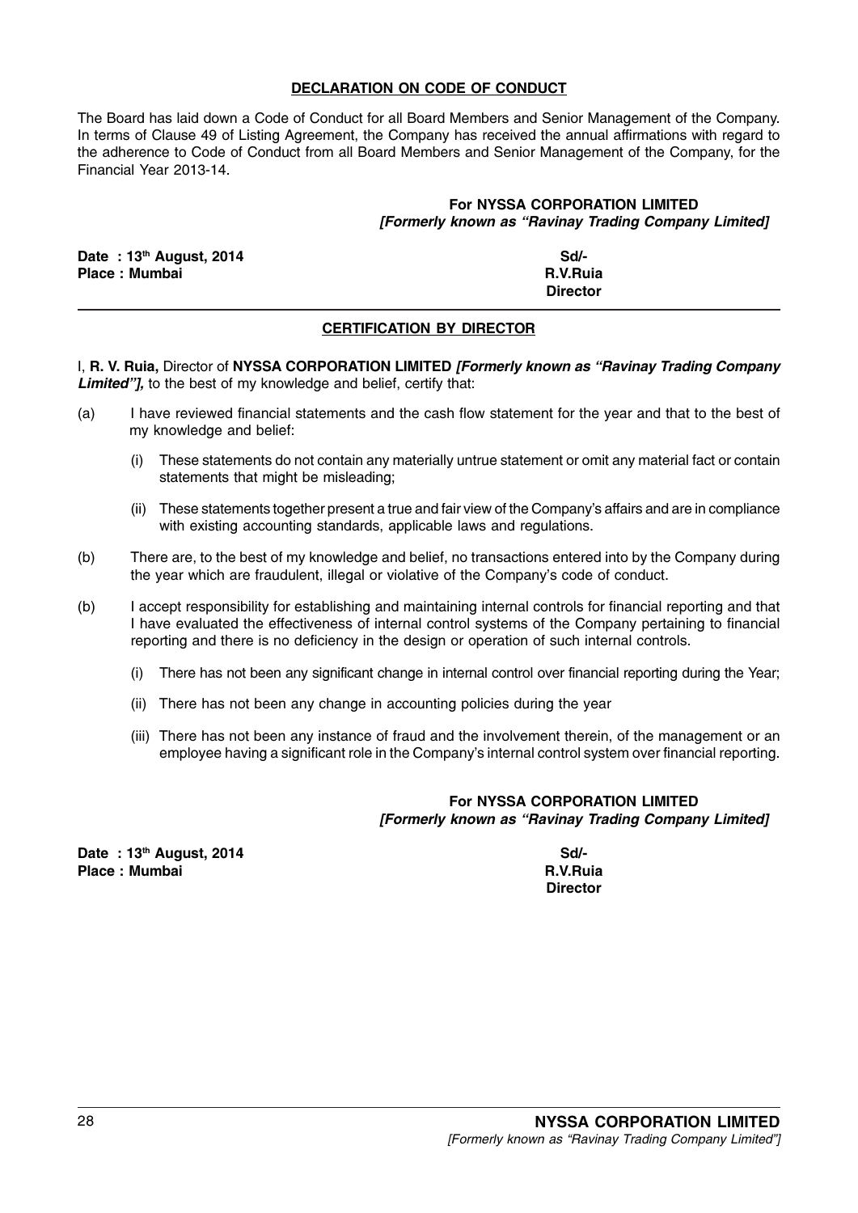## DECLARATION ON CODE OF CONDUCT

The Board has laid down a Code of Conduct for all Board Members and Senior Management of the Company. In terms of Clause 49 of Listing Agreement, the Company has received the annual affirmations with regard to the adherence to Code of Conduct from all Board Members and Senior Management of the Company, for the Financial Year 2013-14.

**For NYSSA CORPORATION LIMITED**
***[Formerly known as "Ravinay Trading Company Limited]***

**Date : 13th August, 2014**
**Place : Mumbai**

**Sd/-**
**R.V.Ruia**
**Director**

---

## CERTIFICATION BY DIRECTOR

I, **R. V. Ruia,** Director of **NYSSA CORPORATION LIMITED *[Formerly known as "Ravinay Trading Company Limited"],*** to the best of my knowledge and belief, certify that:

(a) I have reviewed financial statements and the cash flow statement for the year and that to the best of my knowledge and belief:

  (i) These statements do not contain any materially untrue statement or omit any material fact or contain statements that might be misleading;

  (ii) These statements together present a true and fair view of the Company's affairs and are in compliance with existing accounting standards, applicable laws and regulations.

(b) There are, to the best of my knowledge and belief, no transactions entered into by the Company during the year which are fraudulent, illegal or violative of the Company's code of conduct.

(b) I accept responsibility for establishing and maintaining internal controls for financial reporting and that I have evaluated the effectiveness of internal control systems of the Company pertaining to financial reporting and there is no deficiency in the design or operation of such internal controls.

  (i) There has not been any significant change in internal control over financial reporting during the Year;

  (ii) There has not been any change in accounting policies during the year

  (iii) There has not been any instance of fraud and the involvement therein, of the management or an employee having a significant role in the Company's internal control system over financial reporting.

**For NYSSA CORPORATION LIMITED**
***[Formerly known as "Ravinay Trading Company Limited]***

**Date : 13th August, 2014**
**Place : Mumbai**

**Sd/-**
**R.V.Ruia**
**Director**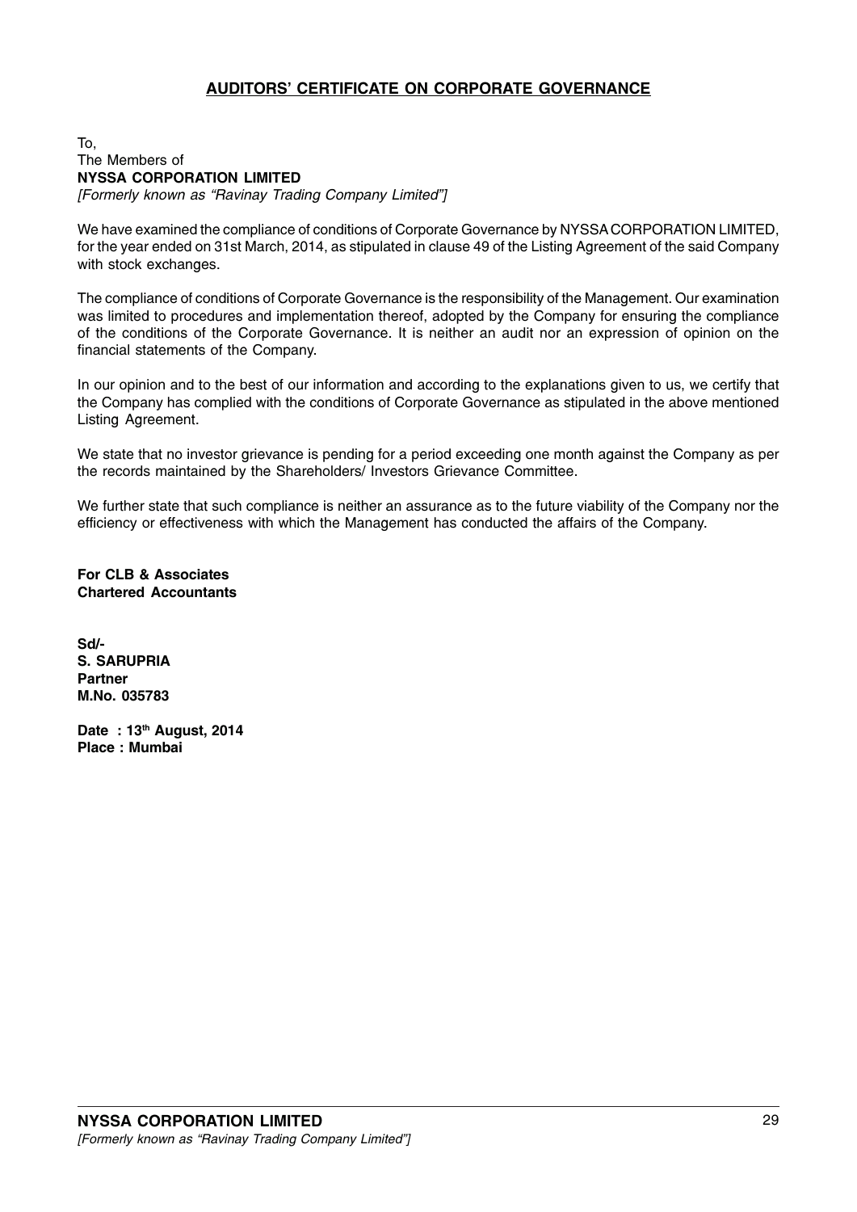# AUDITORS' CERTIFICATE ON CORPORATE GOVERNANCE

To,  
The Members of  
**NYSSA CORPORATION LIMITED**  
*[Formerly known as "Ravinay Trading Company Limited"]*

We have examined the compliance of conditions of Corporate Governance by NYSSA CORPORATION LIMITED, for the year ended on 31st March, 2014, as stipulated in clause 49 of the Listing Agreement of the said Company with stock exchanges.

The compliance of conditions of Corporate Governance is the responsibility of the Management. Our examination was limited to procedures and implementation thereof, adopted by the Company for ensuring the compliance of the conditions of the Corporate Governance. It is neither an audit nor an expression of opinion on the financial statements of the Company.

In our opinion and to the best of our information and according to the explanations given to us, we certify that the Company has complied with the conditions of Corporate Governance as stipulated in the above mentioned Listing Agreement.

We state that no investor grievance is pending for a period exceeding one month against the Company as per the records maintained by the Shareholders/ Investors Grievance Committee.

We further state that such compliance is neither an assurance as to the future viability of the Company nor the efficiency or effectiveness with which the Management has conducted the affairs of the Company.

**For CLB & Associates**  
**Chartered Accountants**

**Sd/-**  
**S. SARUPRIA**  
**Partner**  
**M.No. 035783**

**Date : 13th August, 2014**  
**Place : Mumbai**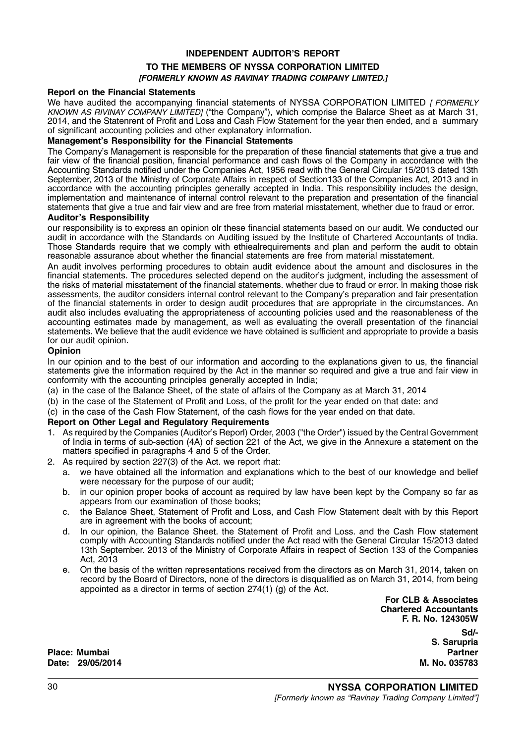# INDEPENDENT AUDITOR'S REPORT

## TO THE MEMBERS OF NYSSA CORPORATION LIMITED

### *[FORMERLY KNOWN AS RAVINAY TRADING COMPANY LIMITED.]*

**Reporl on the Financial Statements**

We have audited the accompanying financial statements of NYSSA CORPORATION LIMITED *[ FORMERLY KNOWN AS RIVINAY COMPANY LIMITED]* ("the Company"), which comprise the Balarce Sheet as at March 31, 2014, and the Statenrent of Profit and Loss and Cash Flow Statement for the year then ended, and a summary of significant accounting policies and other explanatory information.

**Management's Responsibility for the Financial Statements**

The Company's Management is responsible for the preparation of these financial statements that give a true and fair view of the financial position, financial performance and cash flows ol the Company in accordance with the Accounting Standards notified under the Companies Act, 1956 read with the General Circular 15/2013 dated 13th September, 2013 of the Ministry of Corporate Affairs in respect of Section133 of the Companies Act, 2013 and in accordance with the accounting principles generally accepted in India. This responsibility includes the design, implementation and maintenance of internal control relevant to the preparation and presentation of the financial statements that give a true and fair view and are free from material misstatement, whether due to fraud or error.

**Auditor's Responsibility**

our responsibility is to express an opinion olr these financial statements based on our audit. We conducted our audit in accordance with the Standards on Auditing issued by the Institute of Chartered Accountants of tndia. Those Standards require that we comply with ethiealrequirements and plan and perform the audit to obtain reasonable assurance about whether the financial statements are free from material misstatement.

An audit involves performing procedures to obtain audit evidence about the amount and disclosures in the financial statements. The procedures selected depend on the auditor's judgment, including the assessment of the risks of material misstatement of the financial statements. whether due to fraud or error. ln making those risk assessments, the auditor considers internal control relevant to the Company's preparation and fair presentation of the financial statements in order to design audit procedures that are appropriate in the circumstances. An audit also includes evaluating the appropriateness of accounting policies used and the reasonableness of the accounting estimates made by management, as well as evaluating the overall presentation of the financial statements. We believe that the audit evidence we have obtained is sufficient and appropriate to provide a basis for our audit opinion.

**Opinion**

In our opinion and to the best of our information and according to the explanations given to us, the financial statements give the information required by the Act in the manner so required and give a true and fair view in conformity with the accounting principles generally accepted in India;

(a) in the case of the Balance Sheet, of the state of affairs of the Company as at March 31, 2014

(b) in the case of the Statement of Profit and Loss, of the profit for the year ended on that date: and

(c) in the case of the Cash Flow Statement, of the cash flows for the year ended on that date.

**Report on Other Legal and Regulatory Requirements**

1. As required by the Companies (Auditor's Reporl) Order, 2003 ("the Order") issued by the Central Government of India in terms of sub-section (4A) of section 221 of the Act, we give in the Annexure a statement on the matters specified in paragraphs 4 and 5 of the Order.
2. As required by section 227(3) of the Act. we report rhat:
   a. we have obtained all the information and explanations which to the best of our knowledge and belief were necessary for the purpose of our audit;
   b. in our opinion proper books of account as required by law have been kept by the Company so far as appears from our examination of those books;
   c. the Balance Sheet, Statement of Profit and Loss, and Cash Flow Statement dealt with by this Report are in agreement with the books of account;
   d. In our opinion, the Balance Sheet. the Statement of Profit and Loss. and the Cash Flow statement comply with Accounting Standards notified under the Act read with the General Circular 15/2013 dated 13th September. 2013 of the Ministry of Corporate Affairs in respect of Section 133 of the Companies Act, 2013
   e. On the basis of the written representations received from the directors as on March 31, 2014, taken on record by the Board of Directors, none of the directors is disqualified as on March 31, 2014, from being appointed as a director in terms of section 274(1) (g) of the Act.

**For CLB & Associates**
**Chartered Accountants**
**F. R. No. 124305W**

**Sd/-**
**S. Sarupria**
**Partner**
**M. No. 035783**

**Place: Mumbai**
**Date: 29/05/2014**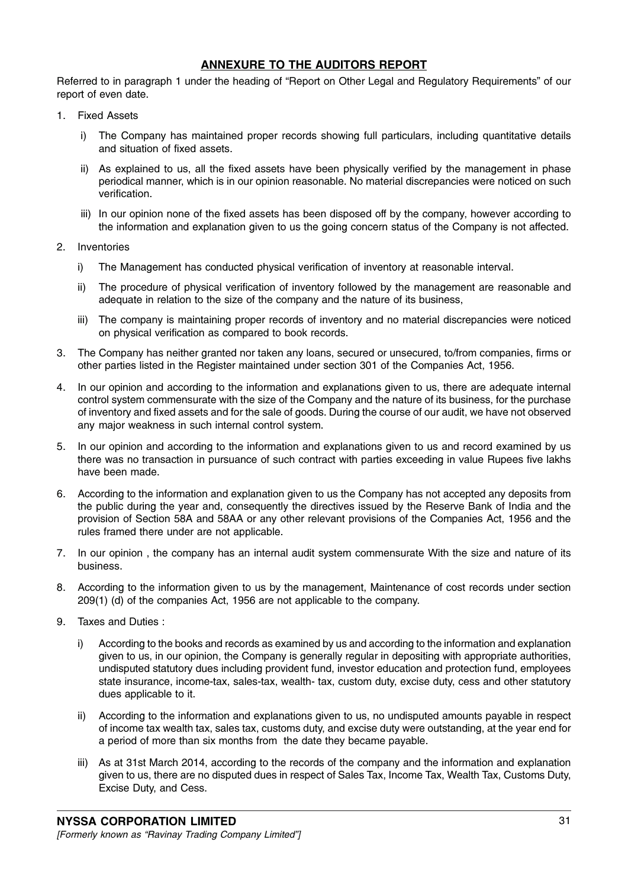## ANNEXURE TO THE AUDITORS REPORT

Referred to in paragraph 1 under the heading of "Report on Other Legal and Regulatory Requirements" of our report of even date.

1. Fixed Assets

   i) The Company has maintained proper records showing full particulars, including quantitative details and situation of fixed assets.

   ii) As explained to us, all the fixed assets have been physically verified by the management in phase periodical manner, which is in our opinion reasonable. No material discrepancies were noticed on such verification.

   iii) In our opinion none of the fixed assets has been disposed off by the company, however according to the information and explanation given to us the going concern status of the Company is not affected.

2. Inventories

   i) The Management has conducted physical verification of inventory at reasonable interval.

   ii) The procedure of physical verification of inventory followed by the management are reasonable and adequate in relation to the size of the company and the nature of its business,

   iii) The company is maintaining proper records of inventory and no material discrepancies were noticed on physical verification as compared to book records.

3. The Company has neither granted nor taken any loans, secured or unsecured, to/from companies, firms or other parties listed in the Register maintained under section 301 of the Companies Act, 1956.

4. In our opinion and according to the information and explanations given to us, there are adequate internal control system commensurate with the size of the Company and the nature of its business, for the purchase of inventory and fixed assets and for the sale of goods. During the course of our audit, we have not observed any major weakness in such internal control system.

5. In our opinion and according to the information and explanations given to us and record examined by us there was no transaction in pursuance of such contract with parties exceeding in value Rupees five lakhs have been made.

6. According to the information and explanation given to us the Company has not accepted any deposits from the public during the year and, consequently the directives issued by the Reserve Bank of India and the provision of Section 58A and 58AA or any other relevant provisions of the Companies Act, 1956 and the rules framed there under are not applicable.

7. In our opinion , the company has an internal audit system commensurate With the size and nature of its business.

8. According to the information given to us by the management, Maintenance of cost records under section 209(1) (d) of the companies Act, 1956 are not applicable to the company.

9. Taxes and Duties :

   i) According to the books and records as examined by us and according to the information and explanation given to us, in our opinion, the Company is generally regular in depositing with appropriate authorities, undisputed statutory dues including provident fund, investor education and protection fund, employees state insurance, income-tax, sales-tax, wealth- tax, custom duty, excise duty, cess and other statutory dues applicable to it.

   ii) According to the information and explanations given to us, no undisputed amounts payable in respect of income tax wealth tax, sales tax, customs duty, and excise duty were outstanding, at the year end for a period of more than six months from the date they became payable.

   iii) As at 31st March 2014, according to the records of the company and the information and explanation given to us, there are no disputed dues in respect of Sales Tax, Income Tax, Wealth Tax, Customs Duty, Excise Duty, and Cess.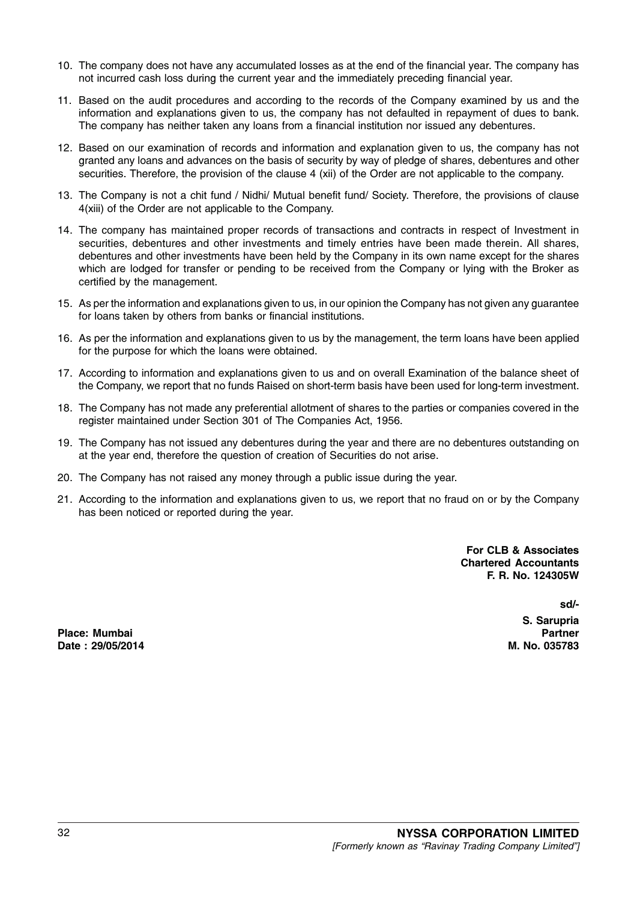10. The company does not have any accumulated losses as at the end of the financial year. The company has not incurred cash loss during the current year and the immediately preceding financial year.

11. Based on the audit procedures and according to the records of the Company examined by us and the information and explanations given to us, the company has not defaulted in repayment of dues to bank. The company has neither taken any loans from a financial institution nor issued any debentures.

12. Based on our examination of records and information and explanation given to us, the company has not granted any loans and advances on the basis of security by way of pledge of shares, debentures and other securities. Therefore, the provision of the clause 4 (xii) of the Order are not applicable to the company.

13. The Company is not a chit fund / Nidhi/ Mutual benefit fund/ Society. Therefore, the provisions of clause 4(xiii) of the Order are not applicable to the Company.

14. The company has maintained proper records of transactions and contracts in respect of Investment in securities, debentures and other investments and timely entries have been made therein. All shares, debentures and other investments have been held by the Company in its own name except for the shares which are lodged for transfer or pending to be received from the Company or lying with the Broker as certified by the management.

15. As per the information and explanations given to us, in our opinion the Company has not given any guarantee for loans taken by others from banks or financial institutions.

16. As per the information and explanations given to us by the management, the term loans have been applied for the purpose for which the loans were obtained.

17. According to information and explanations given to us and on overall Examination of the balance sheet of the Company, we report that no funds Raised on short-term basis have been used for long-term investment.

18. The Company has not made any preferential allotment of shares to the parties or companies covered in the register maintained under Section 301 of The Companies Act, 1956.

19. The Company has not issued any debentures during the year and there are no debentures outstanding on at the year end, therefore the question of creation of Securities do not arise.

20. The Company has not raised any money through a public issue during the year.

21. According to the information and explanations given to us, we report that no fraud on or by the Company has been noticed or reported during the year.

**For CLB & Associates**
**Chartered Accountants**
**F. R. No. 124305W**

**sd/-**

**S. Sarupria**
**Partner**
**M. No. 035783**

**Place: Mumbai**
**Date : 29/05/2014**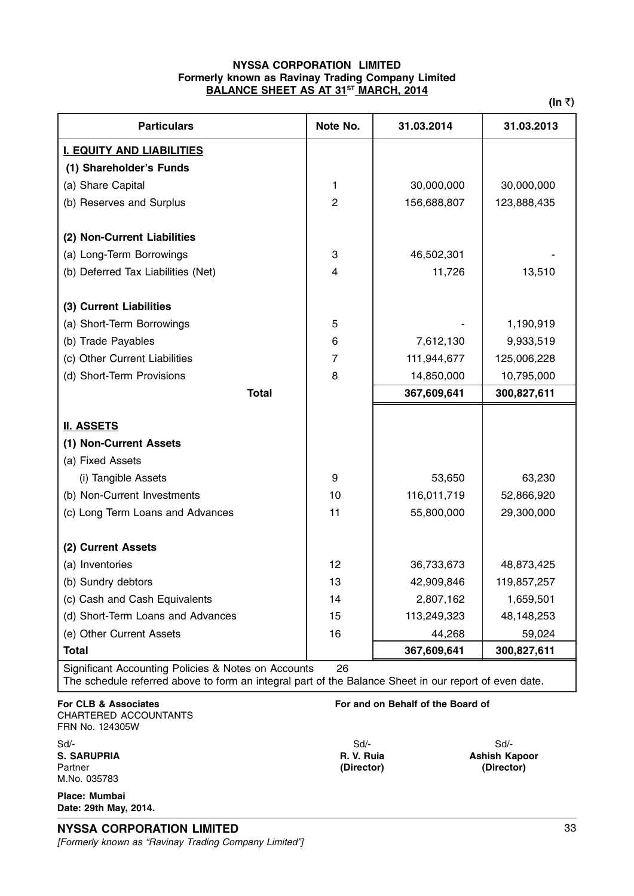**NYSSA CORPORATION LIMITED**
**Formerly known as Ravinay Trading Company Limited**
**BALANCE SHEET AS AT 31[ST] MARCH, 2014**

**(In ₹)**

| Particulars | Note No. | 31.03.2014 | 31.03.2013 |
|---|---|---|---|
| **I. EQUITY AND LIABILITIES** | | | |
| **(1) Shareholder's Funds** | | | |
| (a) Share Capital | 1 | 30,000,000 | 30,000,000 |
| (b) Reserves and Surplus | 2 | 156,688,807 | 123,888,435 |
| **(2) Non-Current Liabilities** | | | |
| (a) Long-Term Borrowings | 3 | 46,502,301 | - |
| (b) Deferred Tax Liabilities (Net) | 4 | 11,726 | 13,510 |
| **(3) Current Liabilities** | | | |
| (a) Short-Term Borrowings | 5 | - | 1,190,919 |
| (b) Trade Payables | 6 | 7,612,130 | 9,933,519 |
| (c) Other Current Liabilities | 7 | 111,944,677 | 125,006,228 |
| (d) Short-Term Provisions | 8 | 14,850,000 | 10,795,000 |
| **Total** | | **367,609,641** | **300,827,611** |
| **II. ASSETS** | | | |
| **(1) Non-Current Assets** | | | |
| (a) Fixed Assets | | | |
| (i) Tangible Assets | 9 | 53,650 | 63,230 |
| (b) Non-Current Investments | 10 | 116,011,719 | 52,866,920 |
| (c) Long Term Loans and Advances | 11 | 55,800,000 | 29,300,000 |
| **(2) Current Assets** | | | |
| (a) Inventories | 12 | 36,733,673 | 48,873,425 |
| (b) Sundry debtors | 13 | 42,909,846 | 119,857,257 |
| (c) Cash and Cash Equivalents | 14 | 2,807,162 | 1,659,501 |
| (d) Short-Term Loans and Advances | 15 | 113,249,323 | 48,148,253 |
| (e) Other Current Assets | 16 | 44,268 | 59,024 |
| **Total** | | **367,609,641** | **300,827,611** |

Significant Accounting Policies & Notes on Accounts 26

The schedule referred above to form an integral part of the Balance Sheet in our report of even date.

**For CLB & Associates**
CHARTERED ACCOUNTANTS
FRN No. 124305W

Sd/-
**S. SARUPRIA**
Partner
M.No. 035783

**Place: Mumbai**
**Date: 29th May, 2014.**

**For and on Behalf of the Board of**

Sd/-
**R. V. Ruia**
**(Director)**

Sd/-
**Ashish Kapoor**
**(Director)**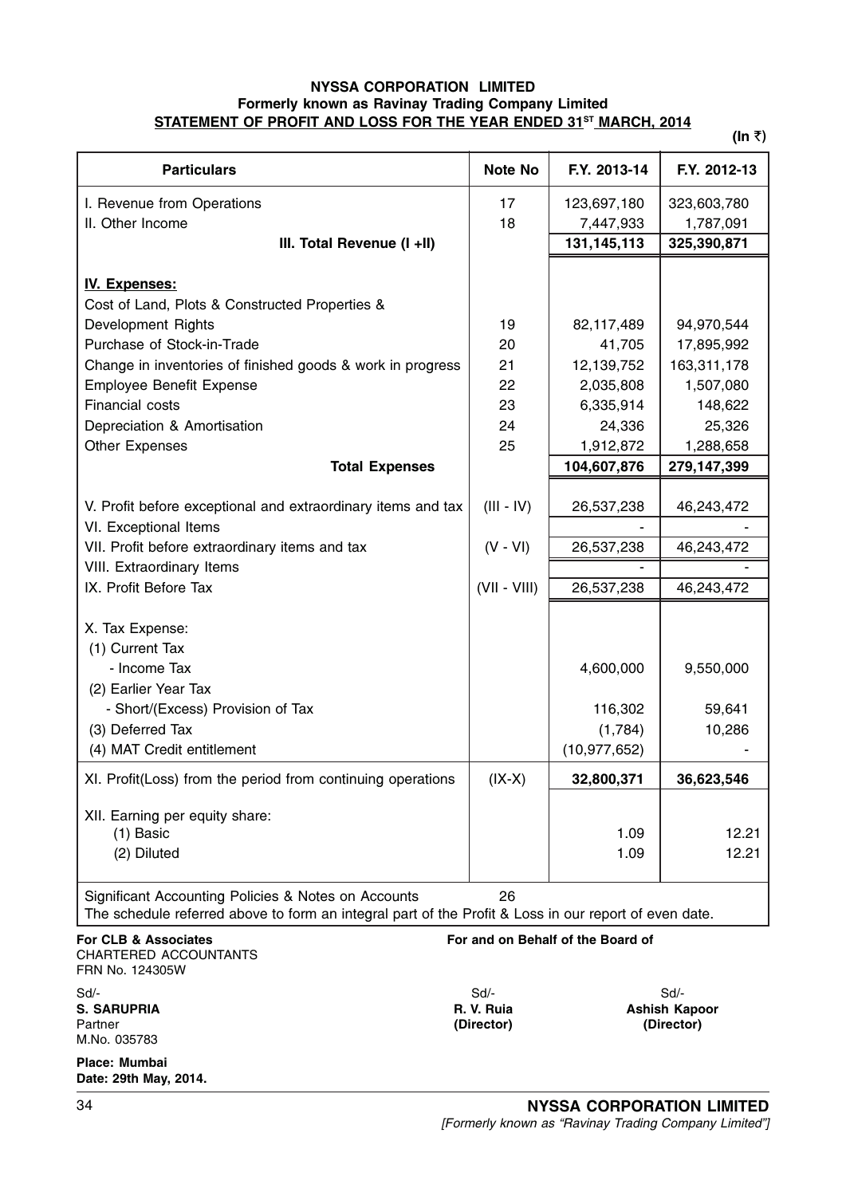**NYSSA CORPORATION LIMITED**
**Formerly known as Ravinay Trading Company Limited**
**STATEMENT OF PROFIT AND LOSS FOR THE YEAR ENDED 31ST MARCH, 2014**

(In ₹)

| Particulars | Note No | F.Y. 2013-14 | F.Y. 2012-13 |
|---|---|---|---|
| I. Revenue from Operations | 17 | 123,697,180 | 323,603,780 |
| II. Other Income | 18 | 7,447,933 | 1,787,091 |
| **III. Total Revenue (I +II)** | | **131,145,113** | **325,390,871** |
| **IV. Expenses:** | | | |
| Cost of Land, Plots & Constructed Properties & Development Rights | 19 | 82,117,489 | 94,970,544 |
| Purchase of Stock-in-Trade | 20 | 41,705 | 17,895,992 |
| Change in inventories of finished goods & work in progress | 21 | 12,139,752 | 163,311,178 |
| Employee Benefit Expense | 22 | 2,035,808 | 1,507,080 |
| Financial costs | 23 | 6,335,914 | 148,622 |
| Depreciation & Amortisation | 24 | 24,336 | 25,326 |
| Other Expenses | 25 | 1,912,872 | 1,288,658 |
| **Total Expenses** | | **104,607,876** | **279,147,399** |
| V. Profit before exceptional and extraordinary items and tax | (III - IV) | 26,537,238 | 46,243,472 |
| VI. Exceptional Items | | - | - |
| VII. Profit before extraordinary items and tax | (V - VI) | 26,537,238 | 46,243,472 |
| VIII. Extraordinary Items | | - | - |
| IX. Profit Before Tax | (VII - VIII) | 26,537,238 | 46,243,472 |
| X. Tax Expense: | | | |
| (1) Current Tax | | | |
| - Income Tax | | 4,600,000 | 9,550,000 |
| (2) Earlier Year Tax | | | |
| - Short/(Excess) Provision of Tax | | 116,302 | 59,641 |
| (3) Deferred Tax | | (1,784) | 10,286 |
| (4) MAT Credit entitlement | | (10,977,652) | - |
| XI. Profit(Loss) from the period from continuing operations | (IX-X) | **32,800,371** | **36,623,546** |
| XII. Earning per equity share: | | | |
| (1) Basic | | 1.09 | 12.21 |
| (2) Diluted | | 1.09 | 12.21 |

Significant Accounting Policies & Notes on Accounts 26
The schedule referred above to form an integral part of the Profit & Loss in our report of even date.

**For CLB & Associates**
CHARTERED ACCOUNTANTS
FRN No. 124305W

Sd/-
**S. SARUPRIA**
Partner
M.No. 035783

**For and on Behalf of the Board of**

Sd/-
**R. V. Ruia**
**(Director)**

Sd/-
**Ashish Kapoor**
**(Director)**

**Place: Mumbai**
**Date: 29th May, 2014.**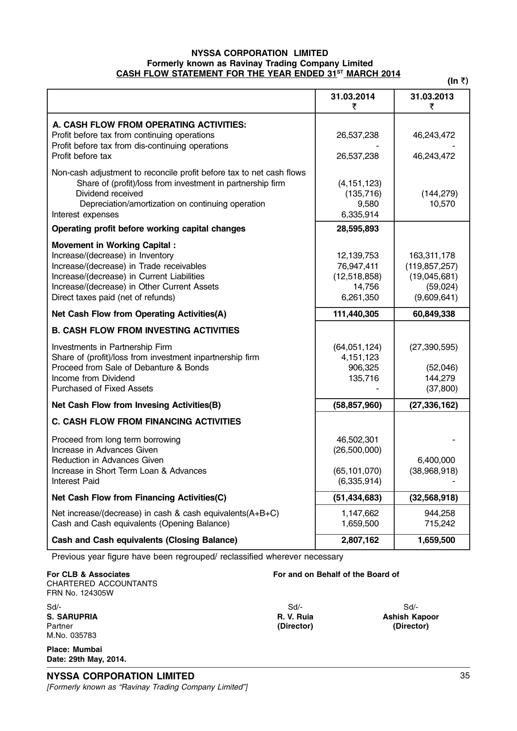**NYSSA CORPORATION LIMITED**
**Formerly known as Ravinay Trading Company Limited**
**CASH FLOW STATEMENT FOR THE YEAR ENDED 31[ST] MARCH 2014**

**(In ₹)**

| | 31.03.2014 ₹ | 31.03.2013 ₹ |
|---|---|---|
| **A. CASH FLOW FROM OPERATING ACTIVITIES:** | | |
| Profit before tax from continuing operations | 26,537,238 | 46,243,472 |
| Profit before tax from dis-continuing operations | - | - |
| Profit before tax | 26,537,238 | 46,243,472 |
| Non-cash adjustment to reconcile profit before tax to net cash flows | | |
| Share of (profit)/loss from investment in partnership firm | (4,151,123) | |
| Dividend received | (135,716) | (144,279) |
| Depreciation/amortization on continuing operation | 9,580 | 10,570 |
| Interest expenses | 6,335,914 | |
| **Operating profit before working capital changes** | **28,595,893** | |
| **Movement in Working Capital :** | | |
| Increase/(decrease) in Inventory | 12,139,753 | 163,311,178 |
| Increase/(decrease) in Trade receivables | 76,947,411 | (119,857,257) |
| Increase/(decrease) in Current Liabilities | (12,518,858) | (19,045,681) |
| Increase/(decrease) in Other Current Assets | 14,756 | (59,024) |
| Direct taxes paid (net of refunds) | 6,261,350 | (9,609,641) |
| **Net Cash Flow from Operating Activities(A)** | **111,440,305** | **60,849,338** |
| **B. CASH FLOW FROM INVESTING ACTIVITIES** | | |
| Investments in Partnership Firm | (64,051,124) | (27,390,595) |
| Share of (profit)/loss from investment inpartnership firm | 4,151,123 | |
| Proceed from Sale of Debanture & Bonds | 906,325 | (52,046) |
| Income from Dividend | 135,716 | 144,279 |
| Purchased of Fixed Assets | - | (37,800) |
| **Net Cash Flow from Invesing Activities(B)** | **(58,857,960)** | **(27,336,162)** |
| **C. CASH FLOW FROM FINANCING ACTIVITIES** | | |
| Proceed from long term borrowing | 46,502,301 | - |
| Increase in Advances Given | (26,500,000) | |
| Reduction in Advances Given | | 6,400,000 |
| Increase in Short Term Loan & Advances | (65,101,070) | (38,968,918) |
| Interest Paid | (6,335,914) | - |
| **Net Cash Flow from Financing Activities(C)** | **(51,434,683)** | **(32,568,918)** |
| Net increase/(decrease) in cash & cash equivalents(A+B+C) | 1,147,662 | 944,258 |
| Cash and Cash equivalents (Opening Balance) | 1,659,500 | 715,242 |
| **Cash and Cash equivalents (Closing Balance)** | **2,807,162** | **1,659,500** |

Previous year figure have been regrouped/ reclassified wherever necessary

**For CLB & Associates**
CHARTERED ACCOUNTANTS
FRN No. 124305W

Sd/-
**S. SARUPRIA**
Partner
M.No. 035783

**For and on Behalf of the Board of**

Sd/-
**R. V. Ruia**
**(Director)**

Sd/-
**Ashish Kapoor**
**(Director)**

**Place: Mumbai**
**Date: 29th May, 2014.**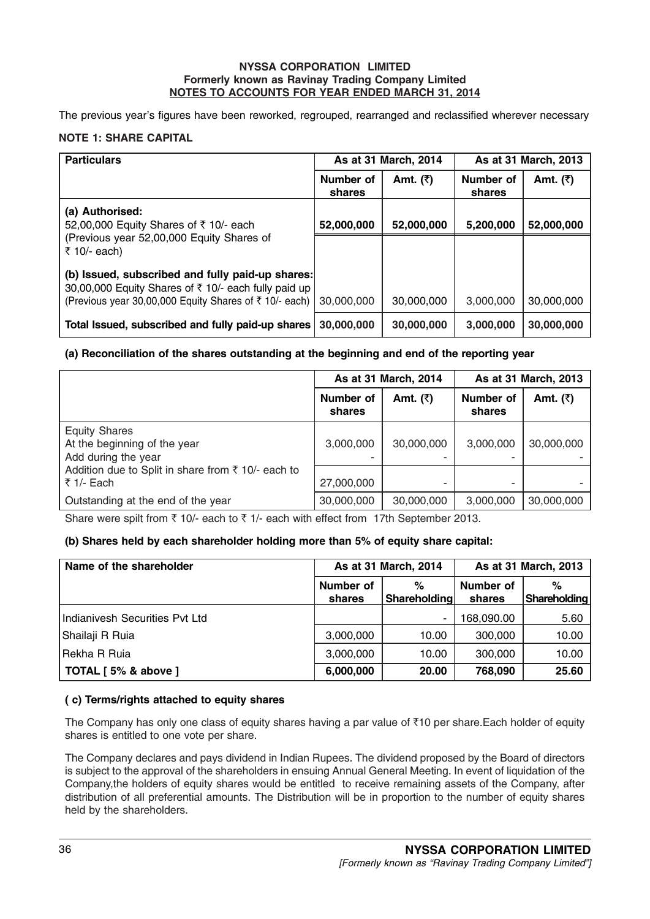**NYSSA CORPORATION LIMITED**
**Formerly known as Ravinay Trading Company Limited**
**NOTES TO ACCOUNTS FOR YEAR ENDED MARCH 31, 2014**

The previous year's figures have been reworked, regrouped, rearranged and reclassified wherever necessary

**NOTE 1: SHARE CAPITAL**

| Particulars | As at 31 March, 2014 | | As at 31 March, 2013 | |
|---|---|---|---|---|
| | Number of shares | Amt. (₹) | Number of shares | Amt. (₹) |
| **(a) Authorised:** 52,00,000 Equity Shares of ₹ 10/- each (Previous year 52,00,000 Equity Shares of ₹ 10/- each) | **52,000,000** | **52,000,000** | **5,200,000** | **52,000,000** |
| **(b) Issued, subscribed and fully paid-up shares:** 30,00,000 Equity Shares of ₹ 10/- each fully paid up (Previous year 30,00,000 Equity Shares of ₹ 10/- each) | 30,000,000 | 30,000,000 | 3,000,000 | 30,000,000 |
| **Total Issued, subscribed and fully paid-up shares** | **30,000,000** | **30,000,000** | **3,000,000** | **30,000,000** |

**(a) Reconciliation of the shares outstanding at the beginning and end of the reporting year**

| | As at 31 March, 2014 | | As at 31 March, 2013 | |
|---|---|---|---|---|
| | Number of shares | Amt. (₹) | Number of shares | Amt. (₹) |
| Equity Shares | | | | |
| At the beginning of the year | 3,000,000 | 30,000,000 | 3,000,000 | 30,000,000 |
| Add during the year | - | - | - | - |
| Addition due to Split in share from ₹ 10/- each to ₹ 1/- Each | 27,000,000 | - | - | - |
| Outstanding at the end of the year | 30,000,000 | 30,000,000 | 3,000,000 | 30,000,000 |

Share were spilt from ₹ 10/- each to ₹ 1/- each with effect from 17th September 2013.

**(b) Shares held by each shareholder holding more than 5% of equity share capital:**

| Name of the shareholder | As at 31 March, 2014 | | As at 31 March, 2013 | |
|---|---|---|---|---|
| | Number of shares | % Shareholding | Number of shares | % Shareholding |
| Indianivesh Securities Pvt Ltd | | - | 168,090.00 | 5.60 |
| Shailaji R Ruia | 3,000,000 | 10.00 | 300,000 | 10.00 |
| Rekha R Ruia | 3,000,000 | 10.00 | 300,000 | 10.00 |
| **TOTAL [ 5% & above ]** | **6,000,000** | **20.00** | **768,090** | **25.60** |

**( c) Terms/rights attached to equity shares**

The Company has only one class of equity shares having a par value of ₹10 per share.Each holder of equity shares is entitled to one vote per share.

The Company declares and pays dividend in Indian Rupees. The dividend proposed by the Board of directors is subject to the approval of the shareholders in ensuing Annual General Meeting. In event of liquidation of the Company,the holders of equity shares would be entitled to receive remaining assets of the Company, after distribution of all preferential amounts. The Distribution will be in proportion to the number of equity shares held by the shareholders.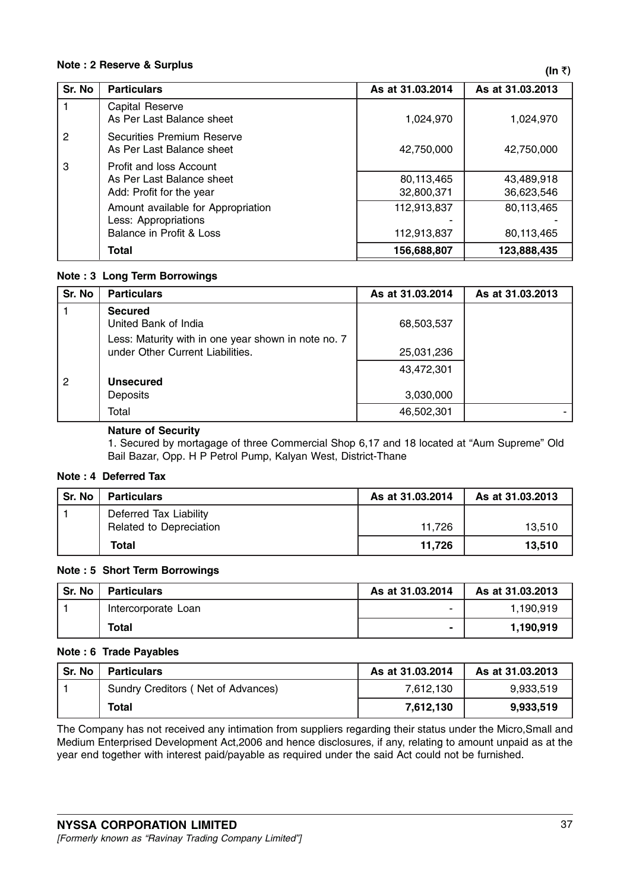**Note : 2 Reserve & Surplus**

(In ₹)

| Sr. No | Particulars | As at 31.03.2014 | As at 31.03.2013 |
|---|---|---|---|
| 1 | Capital Reserve<br>As Per Last Balance sheet | 1,024,970 | 1,024,970 |
| 2 | Securities Premium Reserve<br>As Per Last Balance sheet | 42,750,000 | 42,750,000 |
| 3 | Profit and loss Account | | |
| | As Per Last Balance sheet | 80,113,465 | 43,489,918 |
| | Add: Profit for the year | 32,800,371 | 36,623,546 |
| | Amount available for Appropriation | 112,913,837 | 80,113,465 |
| | Less: Appropriations | - | - |
| | Balance in Profit & Loss | 112,913,837 | 80,113,465 |
| | **Total** | **156,688,807** | **123,888,435** |

**Note : 3 Long Term Borrowings**

| Sr. No | Particulars | As at 31.03.2014 | As at 31.03.2013 |
|---|---|---|---|
| 1 | **Secured**<br>United Bank of India | 68,503,537 | |
| | Less: Maturity with in one year shown in note no. 7 under Other Current Liabilities. | 25,031,236 | |
| | | 43,472,301 | |
| 2 | **Unsecured**<br>Deposits | 3,030,000 | |
| | Total | 46,502,301 | - |

**Nature of Security**

1. Secured by mortagage of three Commercial Shop 6,17 and 18 located at "Aum Supreme" Old Bail Bazar, Opp. H P Petrol Pump, Kalyan West, District-Thane

**Note : 4 Deferred Tax**

| Sr. No | Particulars | As at 31.03.2014 | As at 31.03.2013 |
|---|---|---|---|
| 1 | Deferred Tax Liability<br>Related to Depreciation | 11,726 | 13,510 |
| | **Total** | **11,726** | **13,510** |

**Note : 5 Short Term Borrowings**

| Sr. No | Particulars | As at 31.03.2014 | As at 31.03.2013 |
|---|---|---|---|
| 1 | Intercorporate Loan | - | 1,190,919 |
| | **Total** | **-** | **1,190,919** |

**Note : 6 Trade Payables**

| Sr. No | Particulars | As at 31.03.2014 | As at 31.03.2013 |
|---|---|---|---|
| 1 | Sundry Creditors ( Net of Advances) | 7,612,130 | 9,933,519 |
| | **Total** | **7,612,130** | **9,933,519** |

The Company has not received any intimation from suppliers regarding their status under the Micro,Small and Medium Enterprised Development Act,2006 and hence disclosures, if any, relating to amount unpaid as at the year end together with interest paid/payable as required under the said Act could not be furnished.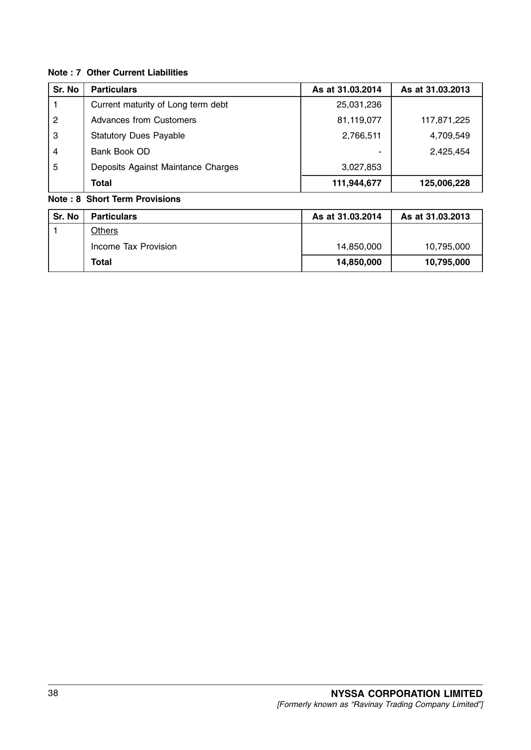**Note : 7 Other Current Liabilities**

| Sr. No | Particulars | As at 31.03.2014 | As at 31.03.2013 |
|---|---|---|---|
| 1 | Current maturity of Long term debt | 25,031,236 | |
| 2 | Advances from Customers | 81,119,077 | 117,871,225 |
| 3 | Statutory Dues Payable | 2,766,511 | 4,709,549 |
| 4 | Bank Book OD | - | 2,425,454 |
| 5 | Deposits Against Maintance Charges | 3,027,853 | |
| | **Total** | **111,944,677** | **125,006,228** |

**Note : 8 Short Term Provisions**

| Sr. No | Particulars | As at 31.03.2014 | As at 31.03.2013 |
|---|---|---|---|
| 1 | Others | | |
| | Income Tax Provision | 14,850,000 | 10,795,000 |
| | **Total** | **14,850,000** | **10,795,000** |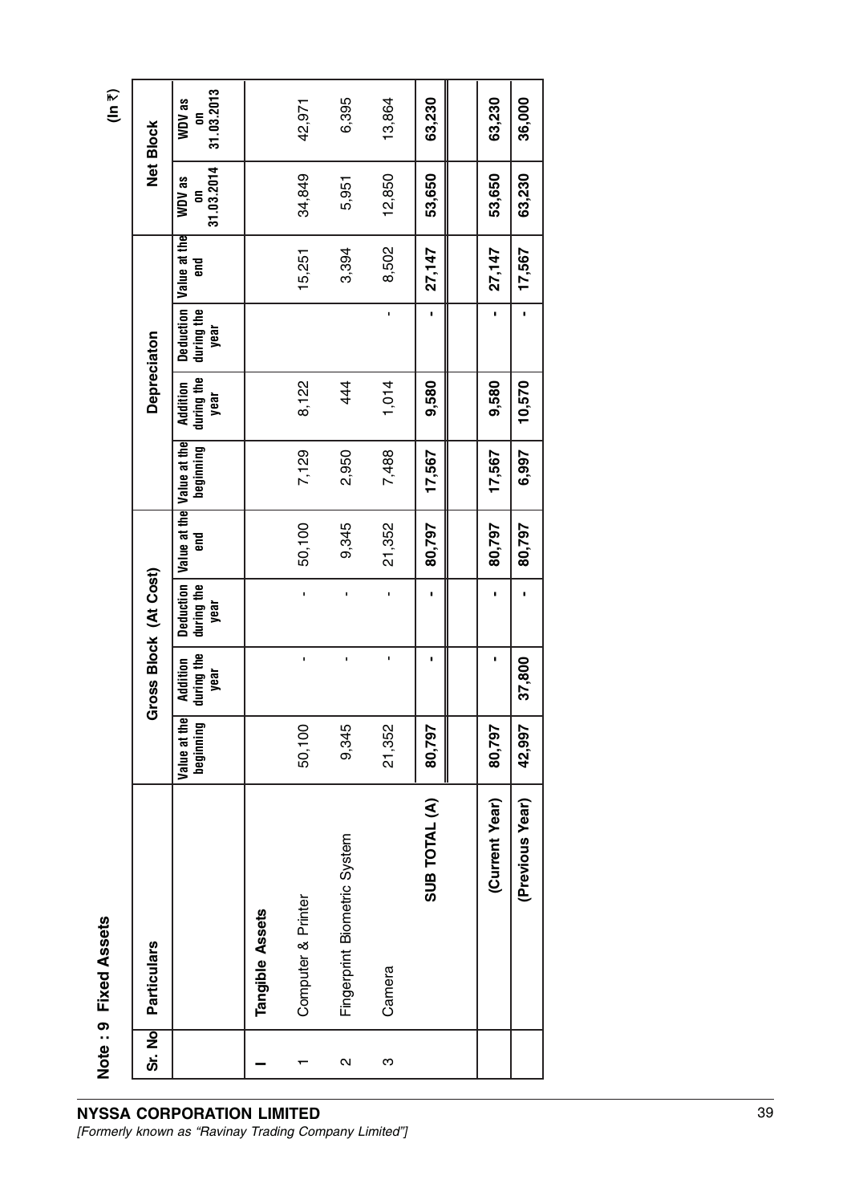## Note : 9 Fixed Assets

(In ₹)

| Sr. No | Particulars | Gross Block (At Cost) | | | | Depreciaton | | | | Net Block | |
|---|---|---|---|---|---|---|---|---|---|---|---|
| | | Value at the beginning | Addition during the year | Deduction during the year | Value at the end | Value at the beginning | Addition during the year | Deduction during the year | Value at the end | WDV as on 31.03.2014 | WDV as on 31.03.2013 |
| I | **Tangible Assets** | | | | | | | | | | |
| 1 | Computer & Printer | 50,100 | - | - | 50,100 | 7,129 | 8,122 | | 15,251 | 34,849 | 42,971 |
| 2 | Fingerprint Biometric System | 9,345 | - | - | 9,345 | 2,950 | 444 | | 3,394 | 5,951 | 6,395 |
| 3 | Camera | 21,352 | - | - | 21,352 | 7,488 | 1,014 | - | 8,502 | 12,850 | 13,864 |
| | **SUB TOTAL (A)** | **80,797** | **-** | **-** | **80,797** | **17,567** | **9,580** | **-** | **27,147** | **53,650** | **63,230** |
| | | | | | | | | | | | |
| | **(Current Year)** | **80,797** | **-** | **-** | **80,797** | **17,567** | **9,580** | **-** | **27,147** | **53,650** | **63,230** |
| | **(Previous Year)** | **42,997** | **37,800** | **-** | **80,797** | **6,997** | **10,570** | **-** | **17,567** | **63,230** | **36,000** |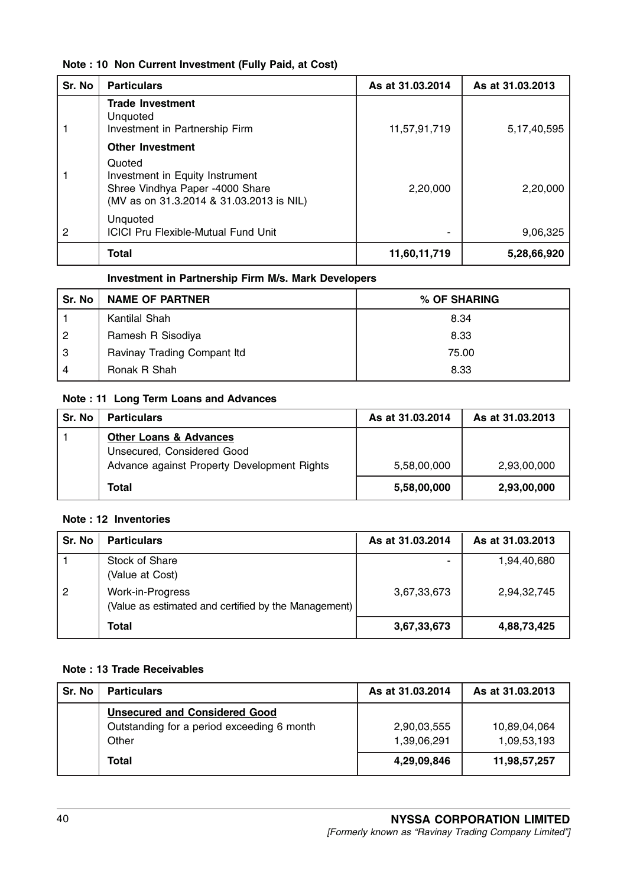## Note : 10 Non Current Investment (Fully Paid, at Cost)

| Sr. No | Particulars | As at 31.03.2014 | As at 31.03.2013 |
|---|---|---|---|
| | **Trade Investment** | | |
| | Unquoted | | |
| 1 | Investment in Partnership Firm | 11,57,91,719 | 5,17,40,595 |
| | **Other Investment** | | |
| | Quoted | | |
| | Investment in Equity Instrument | | |
| 1 | Shree Vindhya Paper -4000 Share (MV as on 31.3.2014 & 31.03.2013 is NIL) | 2,20,000 | 2,20,000 |
| | Unquoted | | |
| 2 | ICICI Pru Flexible-Mutual Fund Unit | - | 9,06,325 |
| | **Total** | **11,60,11,719** | **5,28,66,920** |

**Investment in Partnership Firm M/s. Mark Developers**

| Sr. No | NAME OF PARTNER | % OF SHARING |
|---|---|---|
| 1 | Kantilal Shah | 8.34 |
| 2 | Ramesh R Sisodiya | 8.33 |
| 3 | Ravinay Trading Compant ltd | 75.00 |
| 4 | Ronak R Shah | 8.33 |

## Note : 11 Long Term Loans and Advances

| Sr. No | Particulars | As at 31.03.2014 | As at 31.03.2013 |
|---|---|---|---|
| 1 | **Other Loans & Advances** | | |
| | Unsecured, Considered Good | | |
| | Advance against Property Development Rights | 5,58,00,000 | 2,93,00,000 |
| | **Total** | **5,58,00,000** | **2,93,00,000** |

## Note : 12 Inventories

| Sr. No | Particulars | As at 31.03.2014 | As at 31.03.2013 |
|---|---|---|---|
| 1 | Stock of Share (Value at Cost) | - | 1,94,40,680 |
| 2 | Work-in-Progress (Value as estimated and certified by the Management) | 3,67,33,673 | 2,94,32,745 |
| | **Total** | **3,67,33,673** | **4,88,73,425** |

## Note : 13 Trade Receivables

| Sr. No | Particulars | As at 31.03.2014 | As at 31.03.2013 |
|---|---|---|---|
| | **Unsecured and Considered Good** | | |
| | Outstanding for a period exceeding 6 month | 2,90,03,555 | 10,89,04,064 |
| | Other | 1,39,06,291 | 1,09,53,193 |
| | **Total** | **4,29,09,846** | **11,98,57,257** |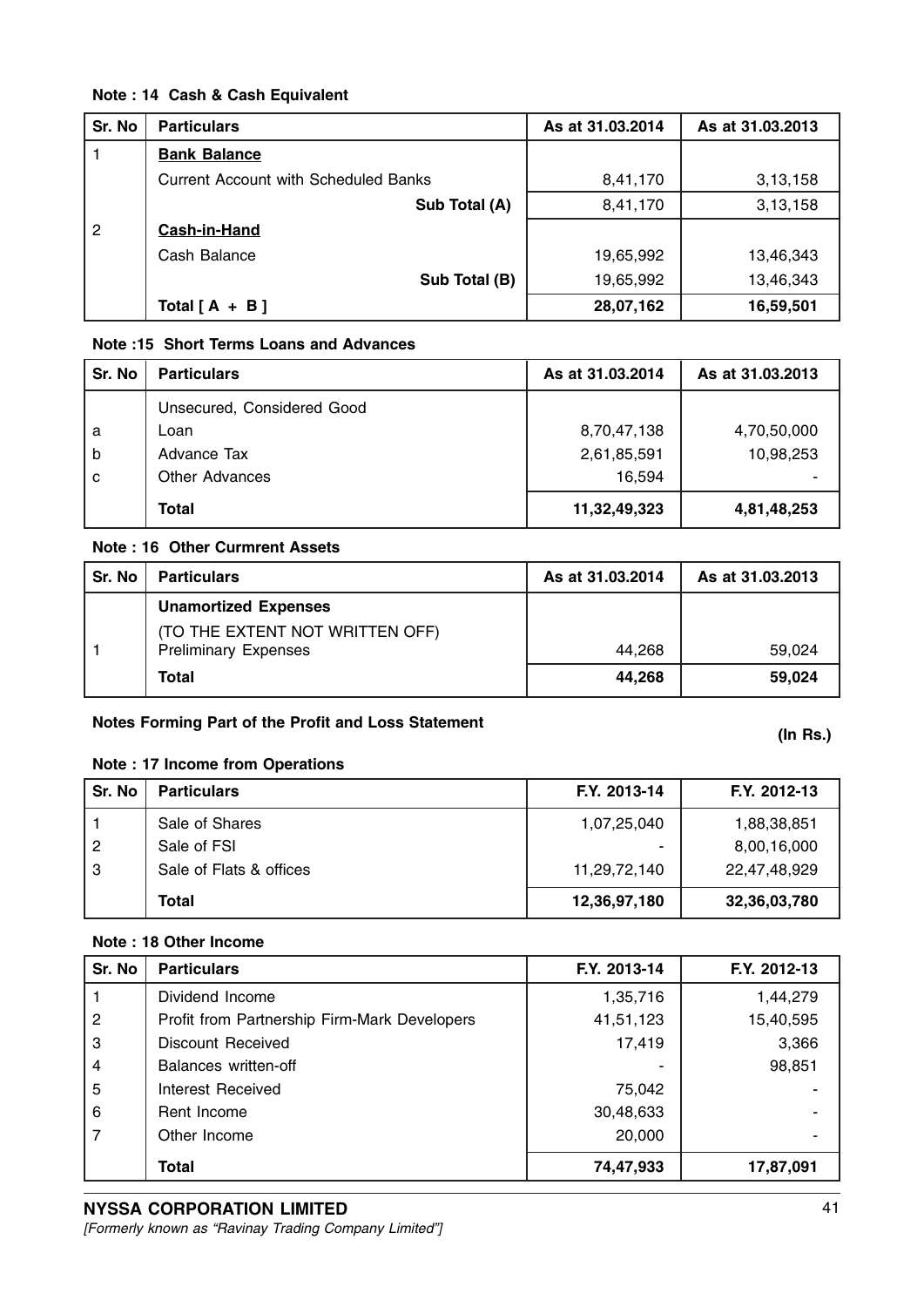**Note : 14 Cash & Cash Equivalent**

| Sr. No | Particulars | As at 31.03.2014 | As at 31.03.2013 |
|---|---|---|---|
| 1 | **Bank Balance** | | |
| | Current Account with Scheduled Banks | 8,41,170 | 3,13,158 |
| | **Sub Total (A)** | 8,41,170 | 3,13,158 |
| 2 | **Cash-in-Hand** | | |
| | Cash Balance | 19,65,992 | 13,46,343 |
| | **Sub Total (B)** | 19,65,992 | 13,46,343 |
| | **Total [ A + B ]** | **28,07,162** | **16,59,501** |

**Note :15 Short Terms Loans and Advances**

| Sr. No | Particulars | As at 31.03.2014 | As at 31.03.2013 |
|---|---|---|---|
| | Unsecured, Considered Good | | |
| a | Loan | 8,70,47,138 | 4,70,50,000 |
| b | Advance Tax | 2,61,85,591 | 10,98,253 |
| c | Other Advances | 16,594 | - |
| | **Total** | **11,32,49,323** | **4,81,48,253** |

**Note : 16 Other Curmrent Assets**

| Sr. No | Particulars | As at 31.03.2014 | As at 31.03.2013 |
|---|---|---|---|
| | **Unamortized Expenses** | | |
| 1 | (TO THE EXTENT NOT WRITTEN OFF) Preliminary Expenses | 44,268 | 59,024 |
| | **Total** | **44,268** | **59,024** |

**Notes Forming Part of the Profit and Loss Statement**

**(In Rs.)**

**Note : 17 Income from Operations**

| Sr. No | Particulars | F.Y. 2013-14 | F.Y. 2012-13 |
|---|---|---|---|
| 1 | Sale of Shares | 1,07,25,040 | 1,88,38,851 |
| 2 | Sale of FSI | - | 8,00,16,000 |
| 3 | Sale of Flats & offices | 11,29,72,140 | 22,47,48,929 |
| | **Total** | **12,36,97,180** | **32,36,03,780** |

**Note : 18 Other Income**

| Sr. No | Particulars | F.Y. 2013-14 | F.Y. 2012-13 |
|---|---|---|---|
| 1 | Dividend Income | 1,35,716 | 1,44,279 |
| 2 | Profit from Partnership Firm-Mark Developers | 41,51,123 | 15,40,595 |
| 3 | Discount Received | 17,419 | 3,366 |
| 4 | Balances written-off | - | 98,851 |
| 5 | Interest Received | 75,042 | - |
| 6 | Rent Income | 30,48,633 | - |
| 7 | Other Income | 20,000 | - |
| | **Total** | **74,47,933** | **17,87,091** |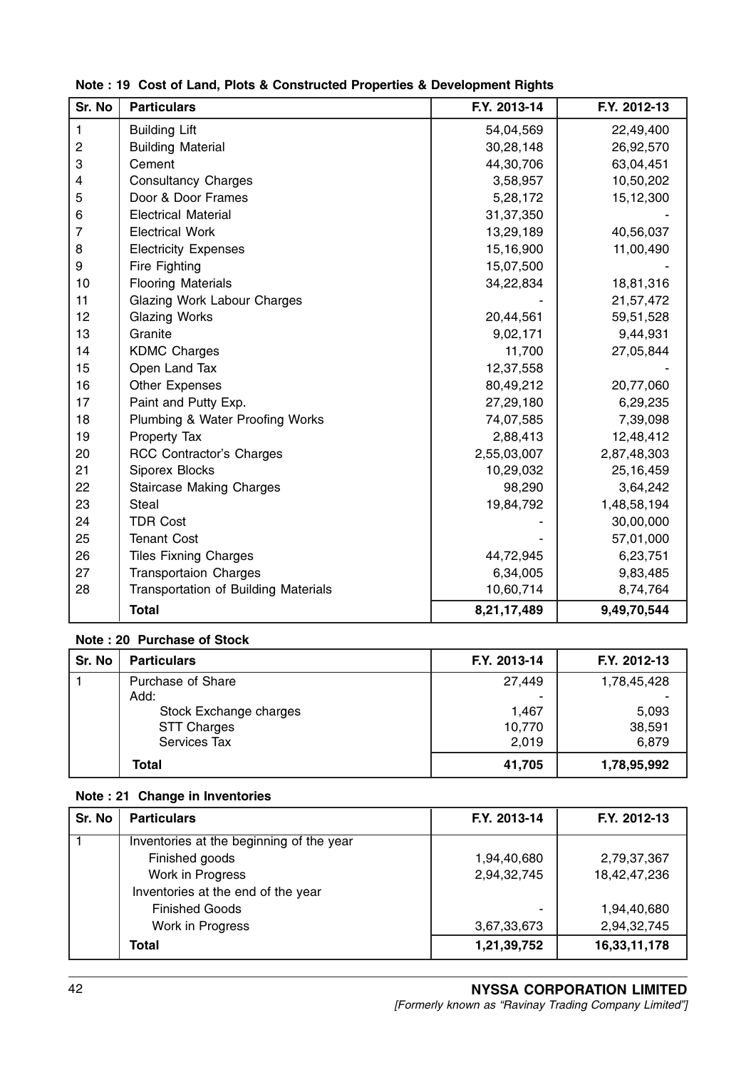**Note : 19 Cost of Land, Plots & Constructed Properties & Development Rights**

| Sr. No | Particulars | F.Y. 2013-14 | F.Y. 2012-13 |
|---|---|---|---|
| 1 | Building Lift | 54,04,569 | 22,49,400 |
| 2 | Building Material | 30,28,148 | 26,92,570 |
| 3 | Cement | 44,30,706 | 63,04,451 |
| 4 | Consultancy Charges | 3,58,957 | 10,50,202 |
| 5 | Door & Door Frames | 5,28,172 | 15,12,300 |
| 6 | Electrical Material | 31,37,350 | - |
| 7 | Electrical Work | 13,29,189 | 40,56,037 |
| 8 | Electricity Expenses | 15,16,900 | 11,00,490 |
| 9 | Fire Fighting | 15,07,500 | - |
| 10 | Flooring Materials | 34,22,834 | 18,81,316 |
| 11 | Glazing Work Labour Charges | - | 21,57,472 |
| 12 | Glazing Works | 20,44,561 | 59,51,528 |
| 13 | Granite | 9,02,171 | 9,44,931 |
| 14 | KDMC Charges | 11,700 | 27,05,844 |
| 15 | Open Land Tax | 12,37,558 | - |
| 16 | Other Expenses | 80,49,212 | 20,77,060 |
| 17 | Paint and Putty Exp. | 27,29,180 | 6,29,235 |
| 18 | Plumbing & Water Proofing Works | 74,07,585 | 7,39,098 |
| 19 | Property Tax | 2,88,413 | 12,48,412 |
| 20 | RCC Contractor's Charges | 2,55,03,007 | 2,87,48,303 |
| 21 | Siporex Blocks | 10,29,032 | 25,16,459 |
| 22 | Staircase Making Charges | 98,290 | 3,64,242 |
| 23 | Steal | 19,84,792 | 1,48,58,194 |
| 24 | TDR Cost | - | 30,00,000 |
| 25 | Tenant Cost | - | 57,01,000 |
| 26 | Tiles Fixning Charges | 44,72,945 | 6,23,751 |
| 27 | Transportaion Charges | 6,34,005 | 9,83,485 |
| 28 | Transportation of Building Materials | 10,60,714 | 8,74,764 |
| | **Total** | **8,21,17,489** | **9,49,70,544** |

**Note : 20 Purchase of Stock**

| Sr. No | Particulars | F.Y. 2013-14 | F.Y. 2012-13 |
|---|---|---|---|
| 1 | Purchase of Share | 27,449 | 1,78,45,428 |
| | Add: | - | - |
| | Stock Exchange charges | 1,467 | 5,093 |
| | STT Charges | 10,770 | 38,591 |
| | Services Tax | 2,019 | 6,879 |
| | **Total** | **41,705** | **1,78,95,992** |

**Note : 21 Change in Inventories**

| Sr. No | Particulars | F.Y. 2013-14 | F.Y. 2012-13 |
|---|---|---|---|
| 1 | Inventories at the beginning of the year | | |
| | Finished goods | 1,94,40,680 | 2,79,37,367 |
| | Work in Progress | 2,94,32,745 | 18,42,47,236 |
| | Inventories at the end of the year | | |
| | Finished Goods | - | 1,94,40,680 |
| | Work in Progress | 3,67,33,673 | 2,94,32,745 |
| | **Total** | **1,21,39,752** | **16,33,11,178** |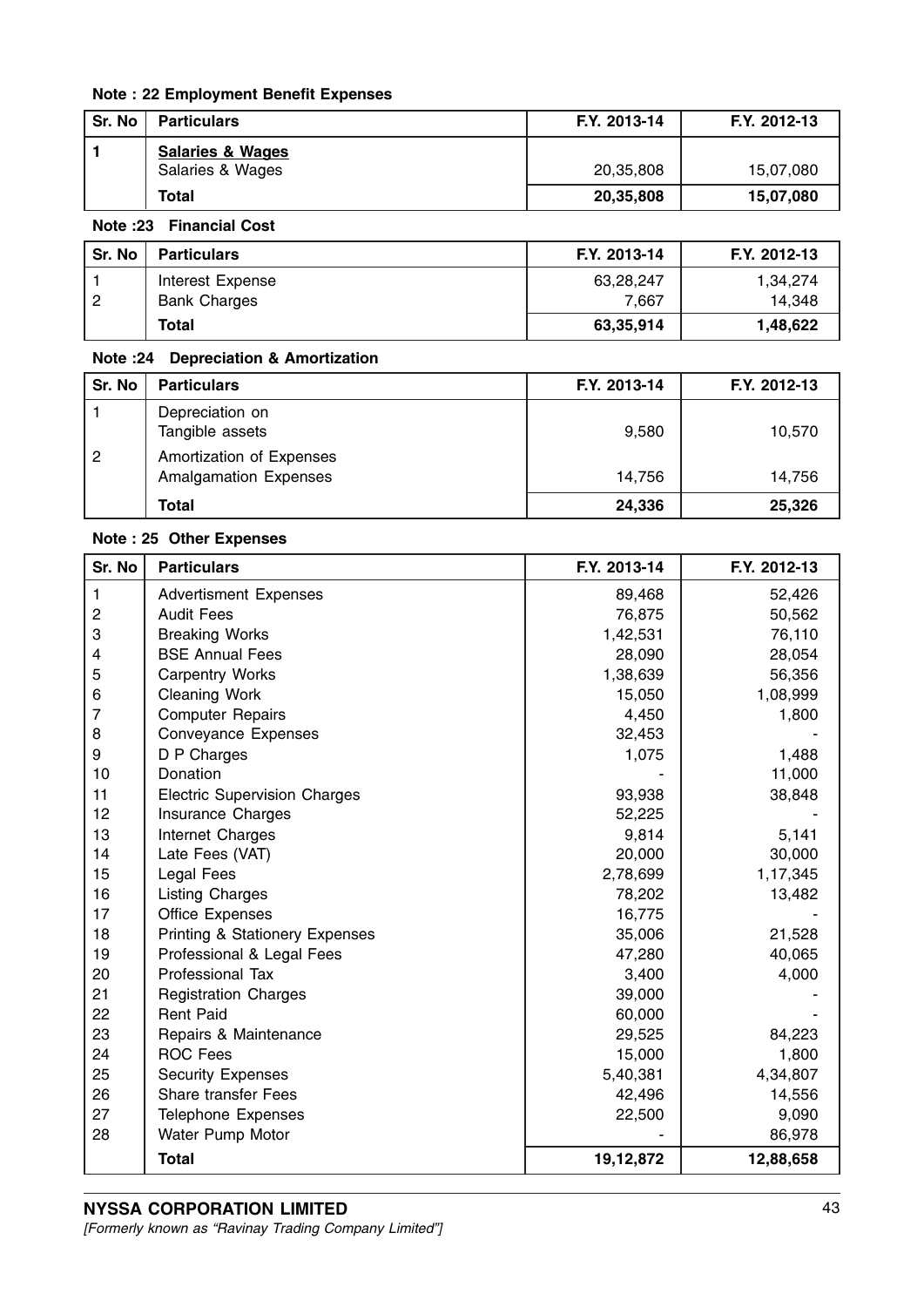**Note : 22 Employment Benefit Expenses**

| Sr. No | Particulars | F.Y. 2013-14 | F.Y. 2012-13 |
|---|---|---|---|
| 1 | **Salaries & Wages** | | |
| | Salaries & Wages | 20,35,808 | 15,07,080 |
| | **Total** | **20,35,808** | **15,07,080** |

**Note :23 Financial Cost**

| Sr. No | Particulars | F.Y. 2013-14 | F.Y. 2012-13 |
|---|---|---|---|
| 1 | Interest Expense | 63,28,247 | 1,34,274 |
| 2 | Bank Charges | 7,667 | 14,348 |
| | **Total** | **63,35,914** | **1,48,622** |

**Note :24 Depreciation & Amortization**

| Sr. No | Particulars | F.Y. 2013-14 | F.Y. 2012-13 |
|---|---|---|---|
| 1 | Depreciation on Tangible assets | 9,580 | 10,570 |
| 2 | Amortization of Expenses Amalgamation Expenses | 14,756 | 14,756 |
| | **Total** | **24,336** | **25,326** |

**Note : 25 Other Expenses**

| Sr. No | Particulars | F.Y. 2013-14 | F.Y. 2012-13 |
|---|---|---|---|
| 1 | Advertisment Expenses | 89,468 | 52,426 |
| 2 | Audit Fees | 76,875 | 50,562 |
| 3 | Breaking Works | 1,42,531 | 76,110 |
| 4 | BSE Annual Fees | 28,090 | 28,054 |
| 5 | Carpentry Works | 1,38,639 | 56,356 |
| 6 | Cleaning Work | 15,050 | 1,08,999 |
| 7 | Computer Repairs | 4,450 | 1,800 |
| 8 | Conveyance Expenses | 32,453 | - |
| 9 | D P Charges | 1,075 | 1,488 |
| 10 | Donation | - | 11,000 |
| 11 | Electric Supervision Charges | 93,938 | 38,848 |
| 12 | Insurance Charges | 52,225 | - |
| 13 | Internet Charges | 9,814 | 5,141 |
| 14 | Late Fees (VAT) | 20,000 | 30,000 |
| 15 | Legal Fees | 2,78,699 | 1,17,345 |
| 16 | Listing Charges | 78,202 | 13,482 |
| 17 | Office Expenses | 16,775 | - |
| 18 | Printing & Stationery Expenses | 35,006 | 21,528 |
| 19 | Professional & Legal Fees | 47,280 | 40,065 |
| 20 | Professional Tax | 3,400 | 4,000 |
| 21 | Registration Charges | 39,000 | - |
| 22 | Rent Paid | 60,000 | - |
| 23 | Repairs & Maintenance | 29,525 | 84,223 |
| 24 | ROC Fees | 15,000 | 1,800 |
| 25 | Security Expenses | 5,40,381 | 4,34,807 |
| 26 | Share transfer Fees | 42,496 | 14,556 |
| 27 | Telephone Expenses | 22,500 | 9,090 |
| 28 | Water Pump Motor | - | 86,978 |
| | **Total** | **19,12,872** | **12,88,658** |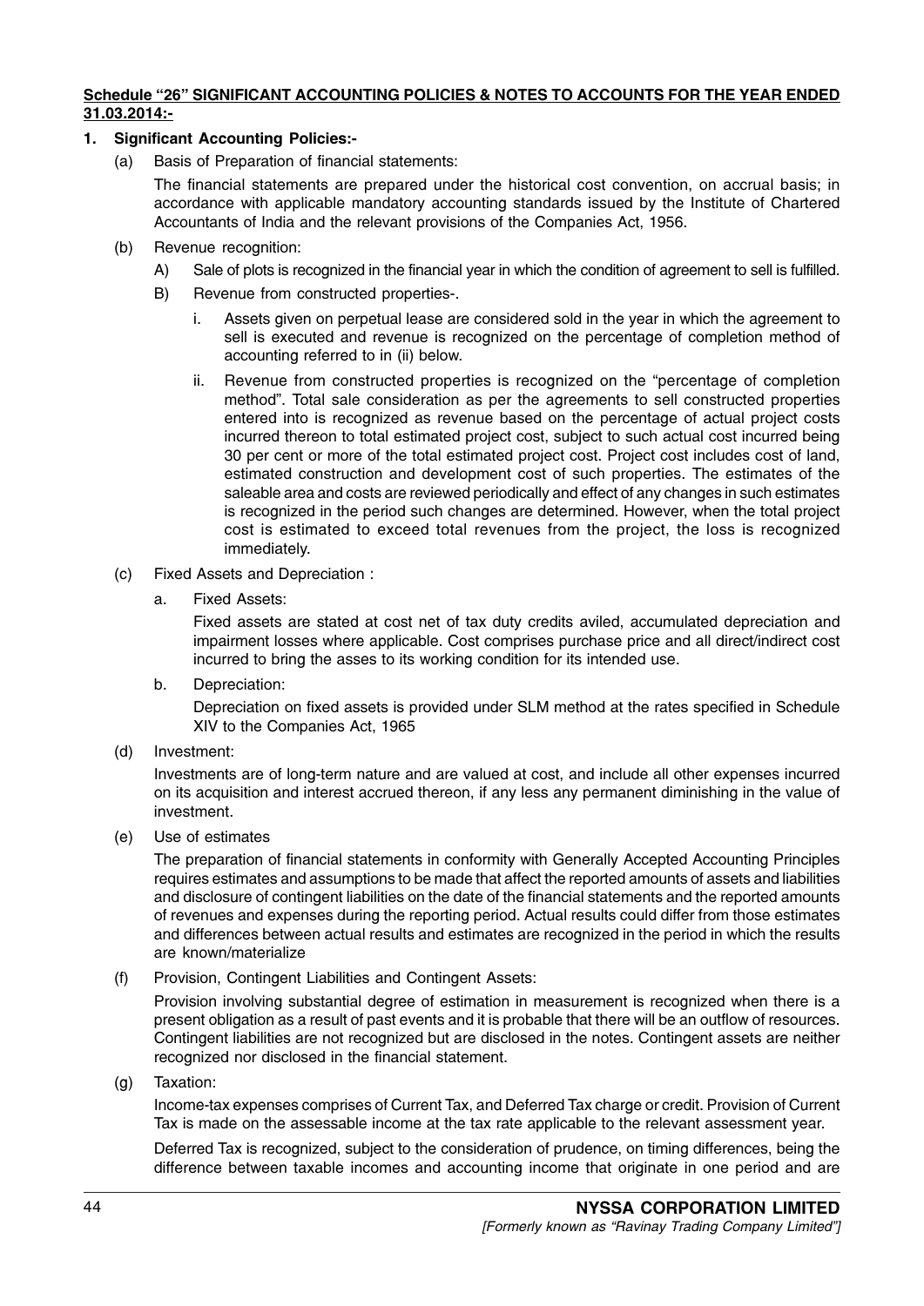**Schedule "26" SIGNIFICANT ACCOUNTING POLICIES & NOTES TO ACCOUNTS FOR THE YEAR ENDED 31.03.2014:-**

**1. Significant Accounting Policies:-**

(a) Basis of Preparation of financial statements:

The financial statements are prepared under the historical cost convention, on accrual basis; in accordance with applicable mandatory accounting standards issued by the Institute of Chartered Accountants of India and the relevant provisions of the Companies Act, 1956.

(b) Revenue recognition:

A) Sale of plots is recognized in the financial year in which the condition of agreement to sell is fulfilled.

B) Revenue from constructed properties-.

i. Assets given on perpetual lease are considered sold in the year in which the agreement to sell is executed and revenue is recognized on the percentage of completion method of accounting referred to in (ii) below.

ii. Revenue from constructed properties is recognized on the "percentage of completion method". Total sale consideration as per the agreements to sell constructed properties entered into is recognized as revenue based on the percentage of actual project costs incurred thereon to total estimated project cost, subject to such actual cost incurred being 30 per cent or more of the total estimated project cost. Project cost includes cost of land, estimated construction and development cost of such properties. The estimates of the saleable area and costs are reviewed periodically and effect of any changes in such estimates is recognized in the period such changes are determined. However, when the total project cost is estimated to exceed total revenues from the project, the loss is recognized immediately.

(c) Fixed Assets and Depreciation :

a. Fixed Assets:

Fixed assets are stated at cost net of tax duty credits aviled, accumulated depreciation and impairment losses where applicable. Cost comprises purchase price and all direct/indirect cost incurred to bring the asses to its working condition for its intended use.

b. Depreciation:

Depreciation on fixed assets is provided under SLM method at the rates specified in Schedule XIV to the Companies Act, 1965

(d) Investment:

Investments are of long-term nature and are valued at cost, and include all other expenses incurred on its acquisition and interest accrued thereon, if any less any permanent diminishing in the value of investment.

(e) Use of estimates

The preparation of financial statements in conformity with Generally Accepted Accounting Principles requires estimates and assumptions to be made that affect the reported amounts of assets and liabilities and disclosure of contingent liabilities on the date of the financial statements and the reported amounts of revenues and expenses during the reporting period. Actual results could differ from those estimates and differences between actual results and estimates are recognized in the period in which the results are known/materialize

(f) Provision, Contingent Liabilities and Contingent Assets:

Provision involving substantial degree of estimation in measurement is recognized when there is a present obligation as a result of past events and it is probable that there will be an outflow of resources. Contingent liabilities are not recognized but are disclosed in the notes. Contingent assets are neither recognized nor disclosed in the financial statement.

(g) Taxation:

Income-tax expenses comprises of Current Tax, and Deferred Tax charge or credit. Provision of Current Tax is made on the assessable income at the tax rate applicable to the relevant assessment year.

Deferred Tax is recognized, subject to the consideration of prudence, on timing differences, being the difference between taxable incomes and accounting income that originate in one period and are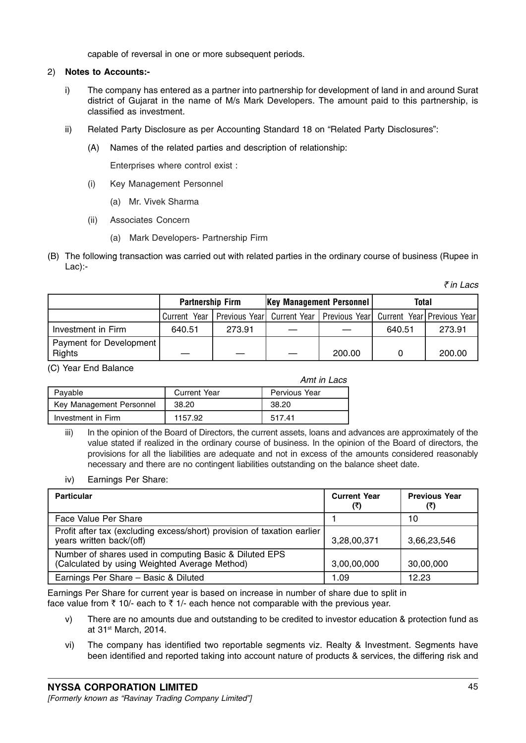capable of reversal in one or more subsequent periods.

2) **Notes to Accounts:-**

i) The company has entered as a partner into partnership for development of land in and around Surat district of Gujarat in the name of M/s Mark Developers. The amount paid to this partnership, is classified as investment.

ii) Related Party Disclosure as per Accounting Standard 18 on "Related Party Disclosures":

(A) Names of the related parties and description of relationship:

Enterprises where control exist :

(i) Key Management Personnel

(a) Mr. Vivek Sharma

(ii) Associates Concern

(a) Mark Developers- Partnership Firm

(B) The following transaction was carried out with related parties in the ordinary course of business (Rupee in Lac):-

*₹ in Lacs*

| | Partnership Firm | | Key Management Personnel | | Total | |
|---|---|---|---|---|---|---|
| | Current Year | Previous Year | Current Year | Previous Year | Current Year | Previous Year |
| Investment in Firm | 640.51 | 273.91 | — | — | 640.51 | 273.91 |
| Payment for Development Rights | — | — | — | 200.00 | 0 | 200.00 |

(C) Year End Balance

*Amt in Lacs*

| Payable | Current Year | Pervious Year |
|---|---|---|
| Key Management Personnel | 38.20 | 38.20 |
| Investment in Firm | 1157.92 | 517.41 |

iii) In the opinion of the Board of Directors, the current assets, loans and advances are approximately of the value stated if realized in the ordinary course of business. In the opinion of the Board of directors, the provisions for all the liabilities are adequate and not in excess of the amounts considered reasonably necessary and there are no contingent liabilities outstanding on the balance sheet date.

iv) Earnings Per Share:

| Particular | Current Year (₹) | Previous Year (₹) |
|---|---|---|
| Face Value Per Share | 1 | 10 |
| Profit after tax (excluding excess/short) provision of taxation earlier years written back/(off) | 3,28,00,371 | 3,66,23,546 |
| Number of shares used in computing Basic & Diluted EPS (Calculated by using Weighted Average Method) | 3,00,00,000 | 30,00,000 |
| Earnings Per Share – Basic & Diluted | 1.09 | 12.23 |

Earnings Per Share for current year is based on increase in number of share due to split in face value from ₹ 10/- each to ₹ 1/- each hence not comparable with the previous year.

v) There are no amounts due and outstanding to be credited to investor education & protection fund as at 31st March, 2014.

vi) The company has identified two reportable segments viz. Realty & Investment. Segments have been identified and reported taking into account nature of products & services, the differing risk and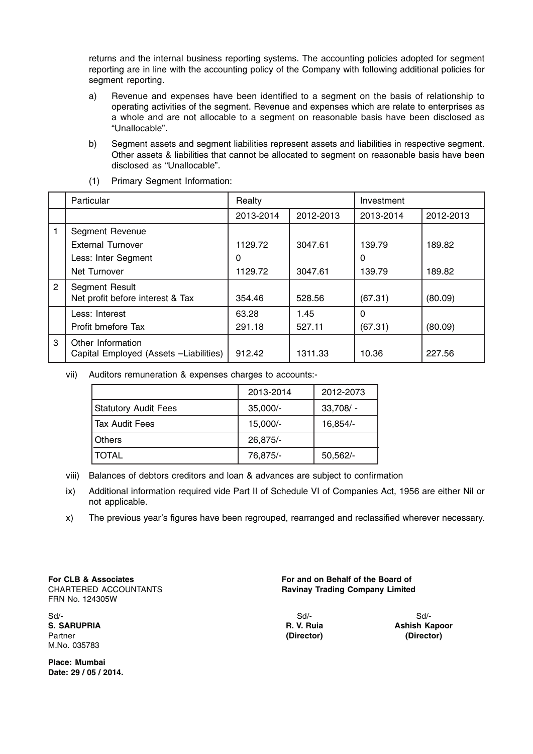returns and the internal business reporting systems. The accounting policies adopted for segment reporting are in line with the accounting policy of the Company with following additional policies for segment reporting.

a) Revenue and expenses have been identified to a segment on the basis of relationship to operating activities of the segment. Revenue and expenses which are relate to enterprises as a whole and are not allocable to a segment on reasonable basis have been disclosed as "Unallocable".

b) Segment assets and segment liabilities represent assets and liabilities in respective segment. Other assets & liabilities that cannot be allocated to segment on reasonable basis have been disclosed as "Unallocable".

(1) Primary Segment Information:

| | Particular | Realty | | Investment | |
|---|---|---|---|---|---|
| | | 2013-2014 | 2012-2013 | 2013-2014 | 2012-2013 |
| 1 | Segment Revenue<br>External Turnover<br>Less: Inter Segment<br>Net Turnover | <br>1129.72<br>0<br>1129.72 | <br>3047.61<br><br>3047.61 | <br>139.79<br>0<br>139.79 | <br>189.82<br><br>189.82 |
| 2 | Segment Result<br>Net profit before interest & Tax | <br>354.46 | <br>528.56 | <br>(67.31) | <br>(80.09) |
| | Less: Interest<br>Profit bmefore Tax | 63.28<br>291.18 | 1.45<br>527.11 | 0<br>(67.31) | <br>(80.09) |
| 3 | Other Information<br>Capital Employed (Assets –Liabilities) | <br>912.42 | <br>1311.33 | <br>10.36 | <br>227.56 |

vii) Auditors remuneration & expenses charges to accounts:-

| | 2013-2014 | 2012-2073 |
|---|---|---|
| Statutory Audit Fees | 35,000/- | 33,708/ - |
| Tax Audit Fees | 15,000/- | 16,854/- |
| Others | 26,875/- | |
| TOTAL | 76,875/- | 50,562/- |

viii) Balances of debtors creditors and loan & advances are subject to confirmation

ix) Additional information required vide Part II of Schedule VI of Companies Act, 1956 are either Nil or not applicable.

x) The previous year's figures have been regrouped, rearranged and reclassified wherever necessary.

**For CLB & Associates**
CHARTERED ACCOUNTANTS
FRN No. 124305W

Sd/-
**S. SARUPRIA**
Partner
M.No. 035783

**Place: Mumbai**
**Date: 29 / 05 / 2014.**

**For and on Behalf of the Board of**
**Ravinay Trading Company Limited**

Sd/-
**R. V. Ruia**
**(Director)**

Sd/-
**Ashish Kapoor**
**(Director)**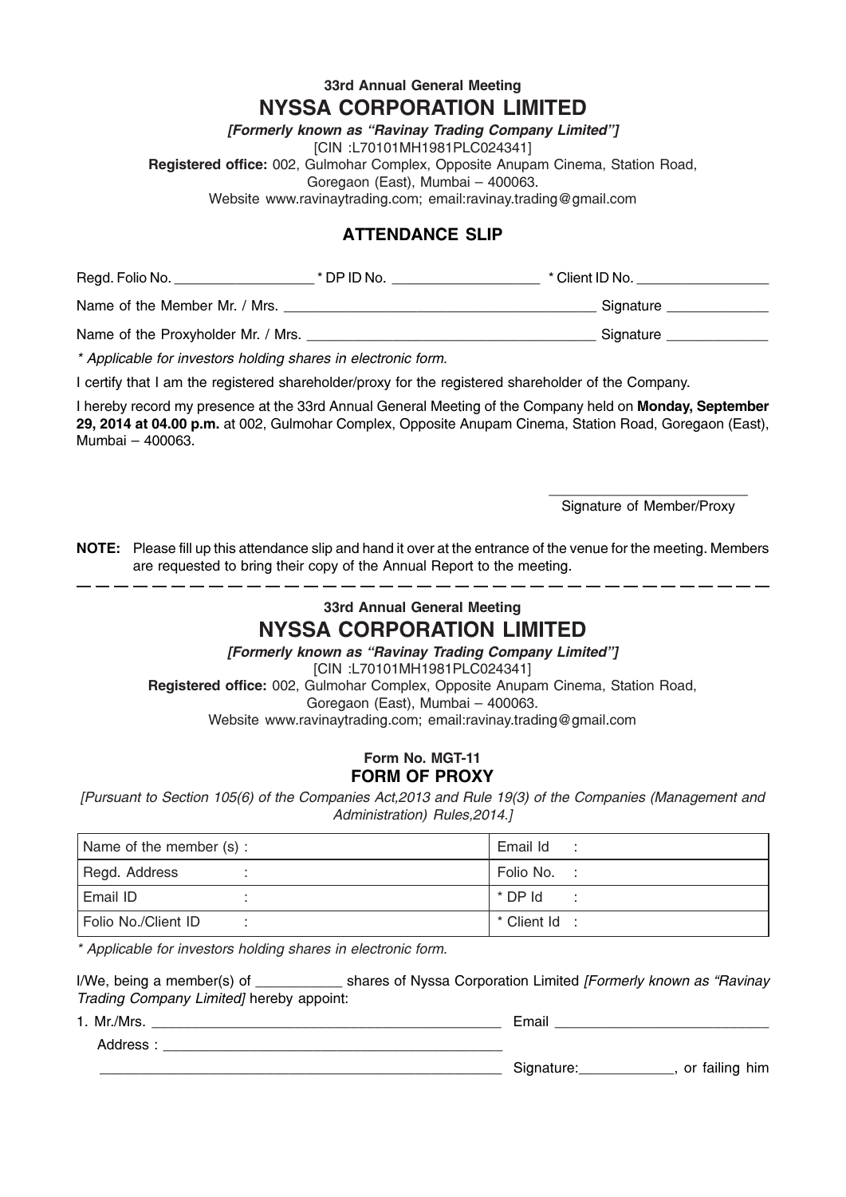**33rd Annual General Meeting**

# NYSSA CORPORATION LIMITED

***[Formerly known as "Ravinay Trading Company Limited"]***

[CIN :L70101MH1981PLC024341]

**Registered office:** 002, Gulmohar Complex, Opposite Anupam Cinema, Station Road, Goregaon (East), Mumbai – 400063.

Website www.ravinaytrading.com; email:ravinay.trading@gmail.com

## ATTENDANCE SLIP

Regd. Folio No. __________________ * DP ID No. ___________________ * Client ID No. _________________

Name of the Member Mr. / Mrs. ________________________________________ Signature _____________

Name of the Proxyholder Mr. / Mrs. ____________________________________ Signature _____________

*\* Applicable for investors holding shares in electronic form.*

I certify that I am the registered shareholder/proxy for the registered shareholder of the Company.

I hereby record my presence at the 33rd Annual General Meeting of the Company held on **Monday, September 29, 2014 at 04.00 p.m.** at 002, Gulmohar Complex, Opposite Anupam Cinema, Station Road, Goregaon (East), Mumbai – 400063.

_________________________

Signature of Member/Proxy

**NOTE:** Please fill up this attendance slip and hand it over at the entrance of the venue for the meeting. Members are requested to bring their copy of the Annual Report to the meeting.

---

**33rd Annual General Meeting**

# NYSSA CORPORATION LIMITED

***[Formerly known as "Ravinay Trading Company Limited"]***

[CIN :L70101MH1981PLC024341]

**Registered office:** 002, Gulmohar Complex, Opposite Anupam Cinema, Station Road, Goregaon (East), Mumbai – 400063.

Website www.ravinaytrading.com; email:ravinay.trading@gmail.com

**Form No. MGT-11**

## FORM OF PROXY

*[Pursuant to Section 105(6) of the Companies Act,2013 and Rule 19(3) of the Companies (Management and Administration) Rules,2014.]*

| Name of the member (s) : | Email Id : |
|---|---|
| Regd. Address : | Folio No. : |
| Email ID : | * DP Id : |
| Folio No./Client ID : | * Client Id : |

*\* Applicable for investors holding shares in electronic form.*

I/We, being a member(s) of ___________ shares of Nyssa Corporation Limited *[Formerly known as "Ravinay Trading Company Limited]* hereby appoint:

1. Mr./Mrs. _____________________________________________ Email ___________________________

   Address : ____________________________________________

   ______________________________________________________ Signature:____________, or failing him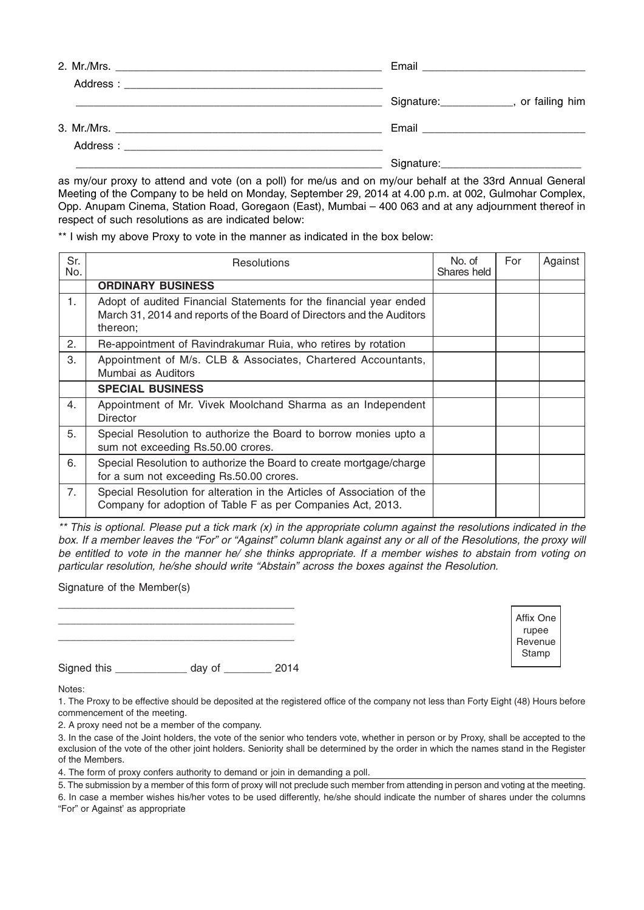2. Mr./Mrs. ____________________________________________ Email ___________________________

Address : ____________________________________________

____________________________________________________ Signature:____________, or failing him

3. Mr./Mrs. ____________________________________________ Email ___________________________

Address : ____________________________________________

____________________________________________________ Signature:_______________________

as my/our proxy to attend and vote (on a poll) for me/us and on my/our behalf at the 33rd Annual General Meeting of the Company to be held on Monday, September 29, 2014 at 4.00 p.m. at 002, Gulmohar Complex, Opp. Anupam Cinema, Station Road, Goregaon (East), Mumbai – 400 063 and at any adjournment thereof in respect of such resolutions as are indicated below:

** I wish my above Proxy to vote in the manner as indicated in the box below:

| Sr. No. | Resolutions | No. of Shares held | For | Against |
|---|---|---|---|---|
| | **ORDINARY BUSINESS** | | | |
| 1. | Adopt of audited Financial Statements for the financial year ended March 31, 2014 and reports of the Board of Directors and the Auditors thereon; | | | |
| 2. | Re-appointment of Ravindrakumar Ruia, who retires by rotation | | | |
| 3. | Appointment of M/s. CLB & Associates, Chartered Accountants, Mumbai as Auditors | | | |
| | **SPECIAL BUSINESS** | | | |
| 4. | Appointment of Mr. Vivek Moolchand Sharma as an Independent Director | | | |
| 5. | Special Resolution to authorize the Board to borrow monies upto a sum not exceeding Rs.50.00 crores. | | | |
| 6. | Special Resolution to authorize the Board to create mortgage/charge for a sum not exceeding Rs.50.00 crores. | | | |
| 7. | Special Resolution for alteration in the Articles of Association of the Company for adoption of Table F as per Companies Act, 2013. | | | |

*** This is optional. Please put a tick mark (x) in the appropriate column against the resolutions indicated in the box. If a member leaves the "For" or "Against" column blank against any or all of the Resolutions, the proxy will be entitled to vote in the manner he/ she thinks appropriate. If a member wishes to abstain from voting on particular resolution, he/she should write "Abstain" across the boxes against the Resolution.*

Signature of the Member(s)

________________________________________

________________________________________

________________________________________

Affix One rupee Revenue Stamp

Signed this ____________ day of ________ 2014

Notes:

1. The Proxy to be effective should be deposited at the registered office of the company not less than Forty Eight (48) Hours before commencement of the meeting.

2. A proxy need not be a member of the company.

3. In the case of the Joint holders, the vote of the senior who tenders vote, whether in person or by Proxy, shall be accepted to the exclusion of the vote of the other joint holders. Seniority shall be determined by the order in which the names stand in the Register of the Members.

4. The form of proxy confers authority to demand or join in demanding a poll.

5. The submission by a member of this form of proxy will not preclude such member from attending in person and voting at the meeting.

6. In case a member wishes his/her votes to be used differently, he/she should indicate the number of shares under the columns "For" or Against' as appropriate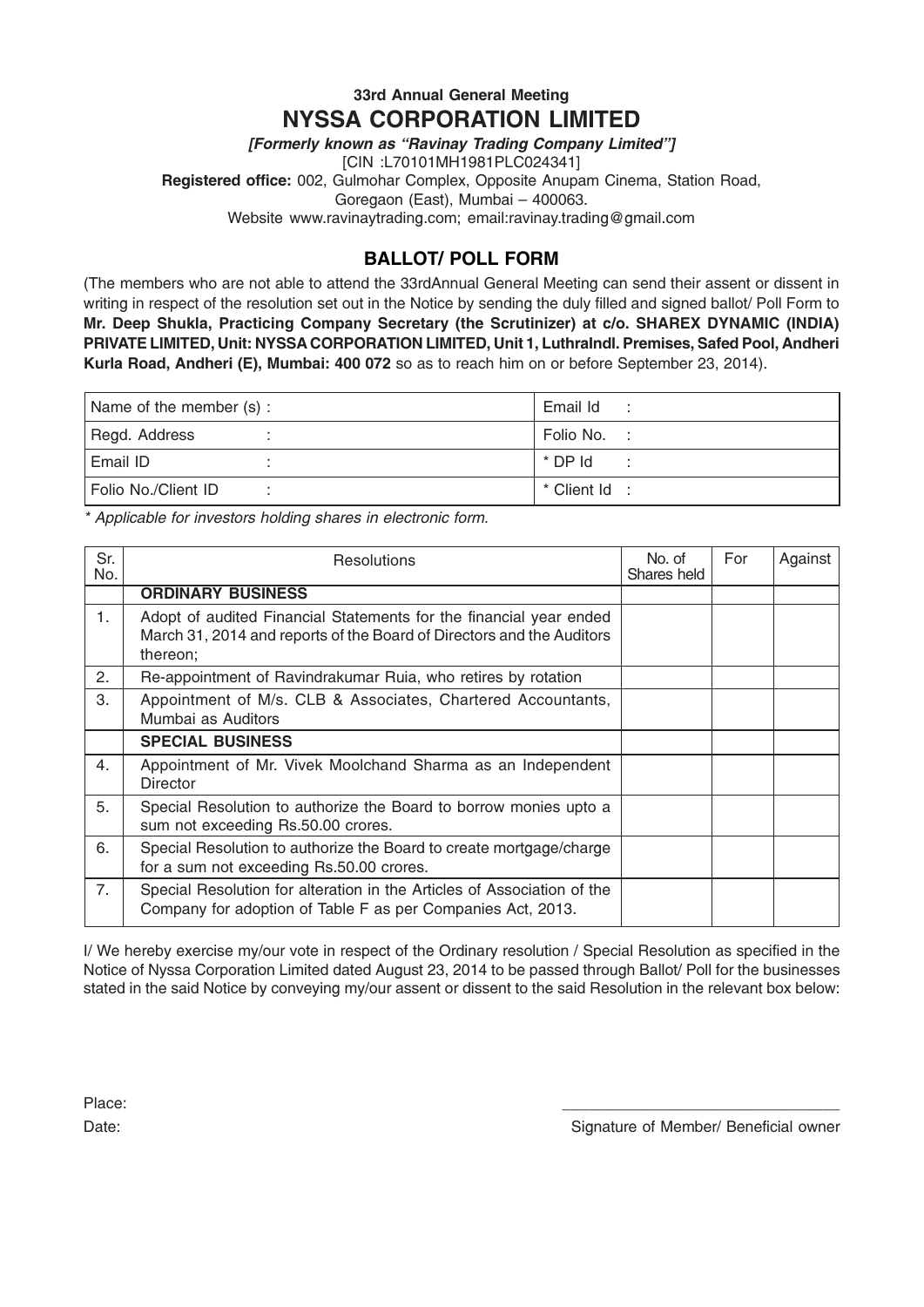**33rd Annual General Meeting**

# NYSSA CORPORATION LIMITED

***[Formerly known as "Ravinay Trading Company Limited"]***

[CIN :L70101MH1981PLC024341]

**Registered office:** 002, Gulmohar Complex, Opposite Anupam Cinema, Station Road, Goregaon (East), Mumbai – 400063.

Website www.ravinaytrading.com; email:ravinay.trading@gmail.com

## BALLOT/ POLL FORM

(The members who are not able to attend the 33rdAnnual General Meeting can send their assent or dissent in writing in respect of the resolution set out in the Notice by sending the duly filled and signed ballot/ Poll Form to **Mr. Deep Shukla, Practicing Company Secretary (the Scrutinizer) at c/o. SHAREX DYNAMIC (INDIA) PRIVATE LIMITED, Unit: NYSSA CORPORATION LIMITED, Unit 1, LuthraIndl. Premises, Safed Pool, Andheri Kurla Road, Andheri (E), Mumbai: 400 072** so as to reach him on or before September 23, 2014).

| Name of the member (s) : | Email Id : |
|---|---|
| Regd. Address : | Folio No. : |
| Email ID : | * DP Id : |
| Folio No./Client ID : | * Client Id : |

*\* Applicable for investors holding shares in electronic form.*

| Sr. No. | Resolutions | No. of Shares held | For | Against |
|---|---|---|---|---|
| | **ORDINARY BUSINESS** | | | |
| 1. | Adopt of audited Financial Statements for the financial year ended March 31, 2014 and reports of the Board of Directors and the Auditors thereon; | | | |
| 2. | Re-appointment of Ravindrakumar Ruia, who retires by rotation | | | |
| 3. | Appointment of M/s. CLB & Associates, Chartered Accountants, Mumbai as Auditors | | | |
| | **SPECIAL BUSINESS** | | | |
| 4. | Appointment of Mr. Vivek Moolchand Sharma as an Independent Director | | | |
| 5. | Special Resolution to authorize the Board to borrow monies upto a sum not exceeding Rs.50.00 crores. | | | |
| 6. | Special Resolution to authorize the Board to create mortgage/charge for a sum not exceeding Rs.50.00 crores. | | | |
| 7. | Special Resolution for alteration in the Articles of Association of the Company for adoption of Table F as per Companies Act, 2013. | | | |

I/ We hereby exercise my/our vote in respect of the Ordinary resolution / Special Resolution as specified in the Notice of Nyssa Corporation Limited dated August 23, 2014 to be passed through Ballot/ Poll for the businesses stated in the said Notice by conveying my/our assent or dissent to the said Resolution in the relevant box below:

Place:

Date:

Signature of Member/ Beneficial owner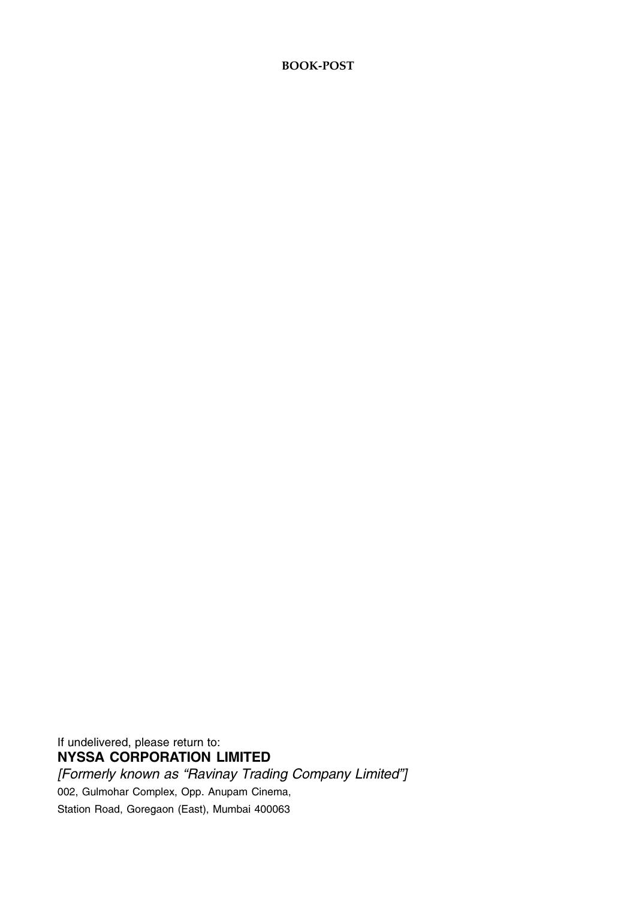**BOOK-POST**

If undelivered, please return to:

**NYSSA CORPORATION LIMITED**

*[Formerly known as "Ravinay Trading Company Limited"]*

002, Gulmohar Complex, Opp. Anupam Cinema,

Station Road, Goregaon (East), Mumbai 400063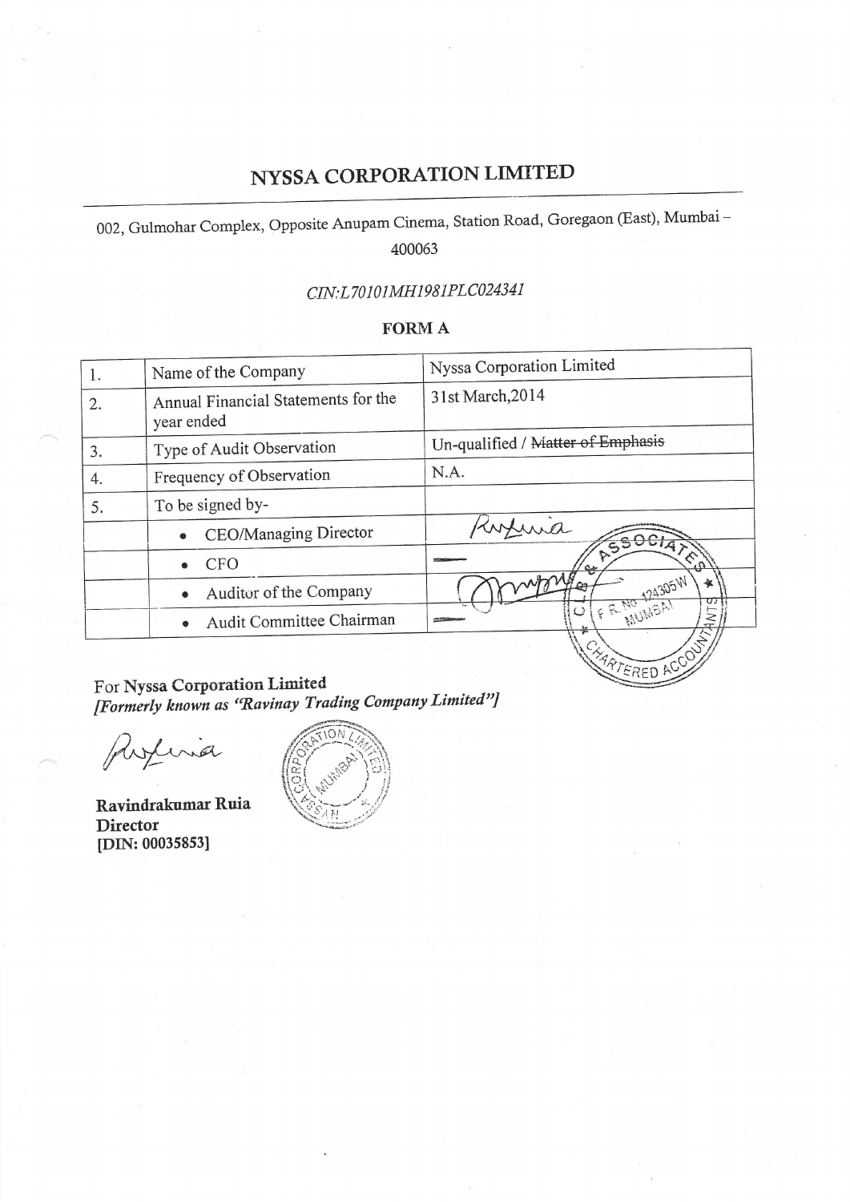# NYSSA CORPORATION LIMITED

002, Gulmohar Complex, Opposite Anupam Cinema, Station Road, Goregaon (East), Mumbai – 400063

*CIN:L70101MH1981PLC024341*

**FORM A**

| | | |
|---|---|---|
| 1. | Name of the Company | Nyssa Corporation Limited |
| 2. | Annual Financial Statements for the year ended | 31st March,2014 |
| 3. | Type of Audit Observation | Un-qualified / ~~Matter of Emphasis~~ |
| 4. | Frequency of Observation | N.A. |
| 5. | To be signed by- | |
| | • CEO/Managing Director | |
| | • CFO | — |
| | • Auditor of the Company | |
| | • Audit Committee Chairman | — |

For **Nyssa Corporation Limited**
***[Formerly known as "Ravinay Trading Company Limited"]***

**Ravindrakumar Ruia**
**Director**
**[DIN: 00035853]**